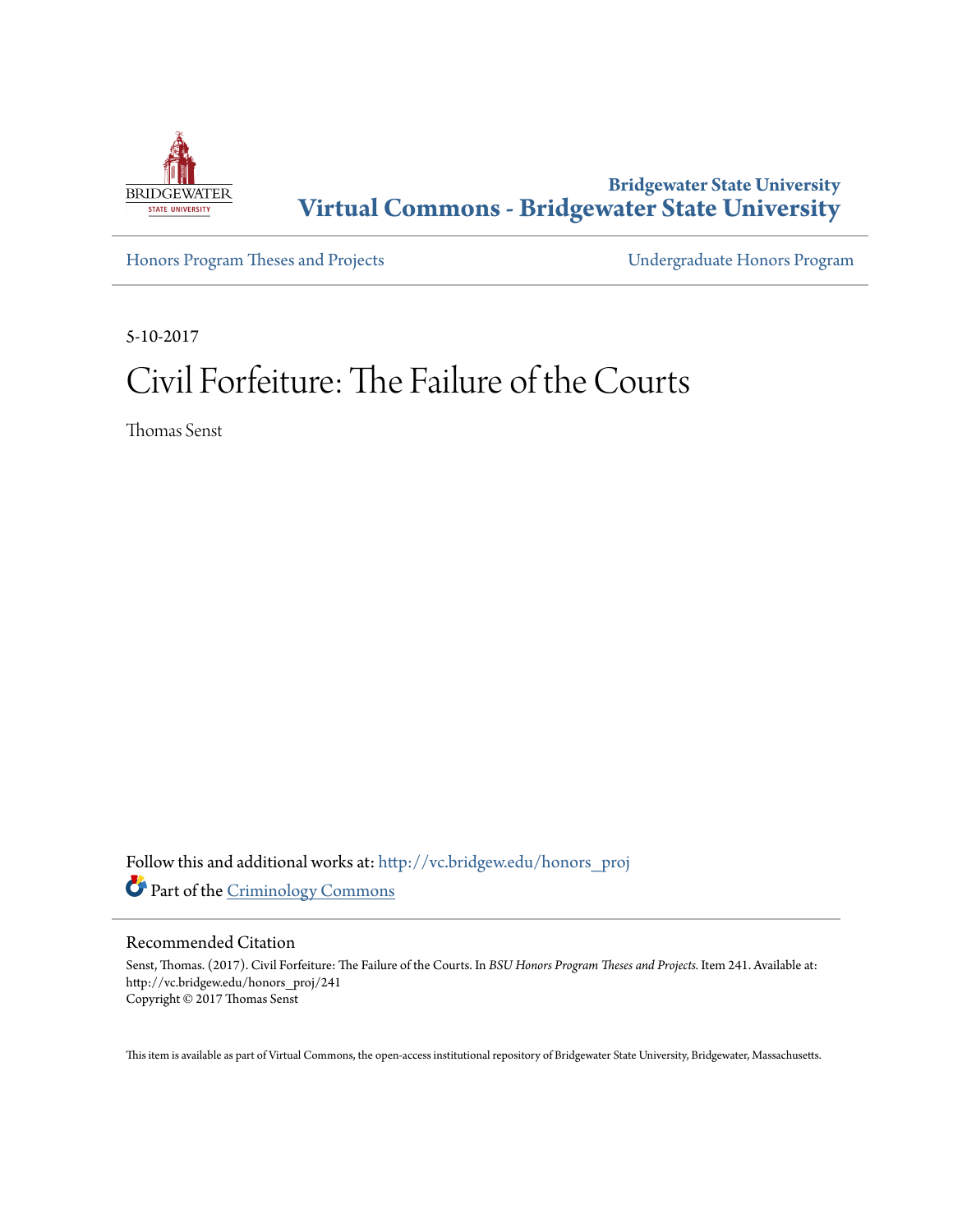Bridgewater State University

**Virtual Commons - Bridgewater State University**

Honors Program Theses and Projects

Undergraduate Honors Program

5-10-2017

# Civil Forfeiture: The Failure of the Courts

Thomas Senst

Follow this and additional works at: http://vc.bridgew.edu/honors_proj

Part of the Criminology Commons

## Recommended Citation

Senst, Thomas. (2017). Civil Forfeiture: The Failure of the Courts. In *BSU Honors Program Theses and Projects*. Item 241. Available at: http://vc.bridgew.edu/honors_proj/241
Copyright © 2017 Thomas Senst

This item is available as part of Virtual Commons, the open-access institutional repository of Bridgewater State University, Bridgewater, Massachusetts.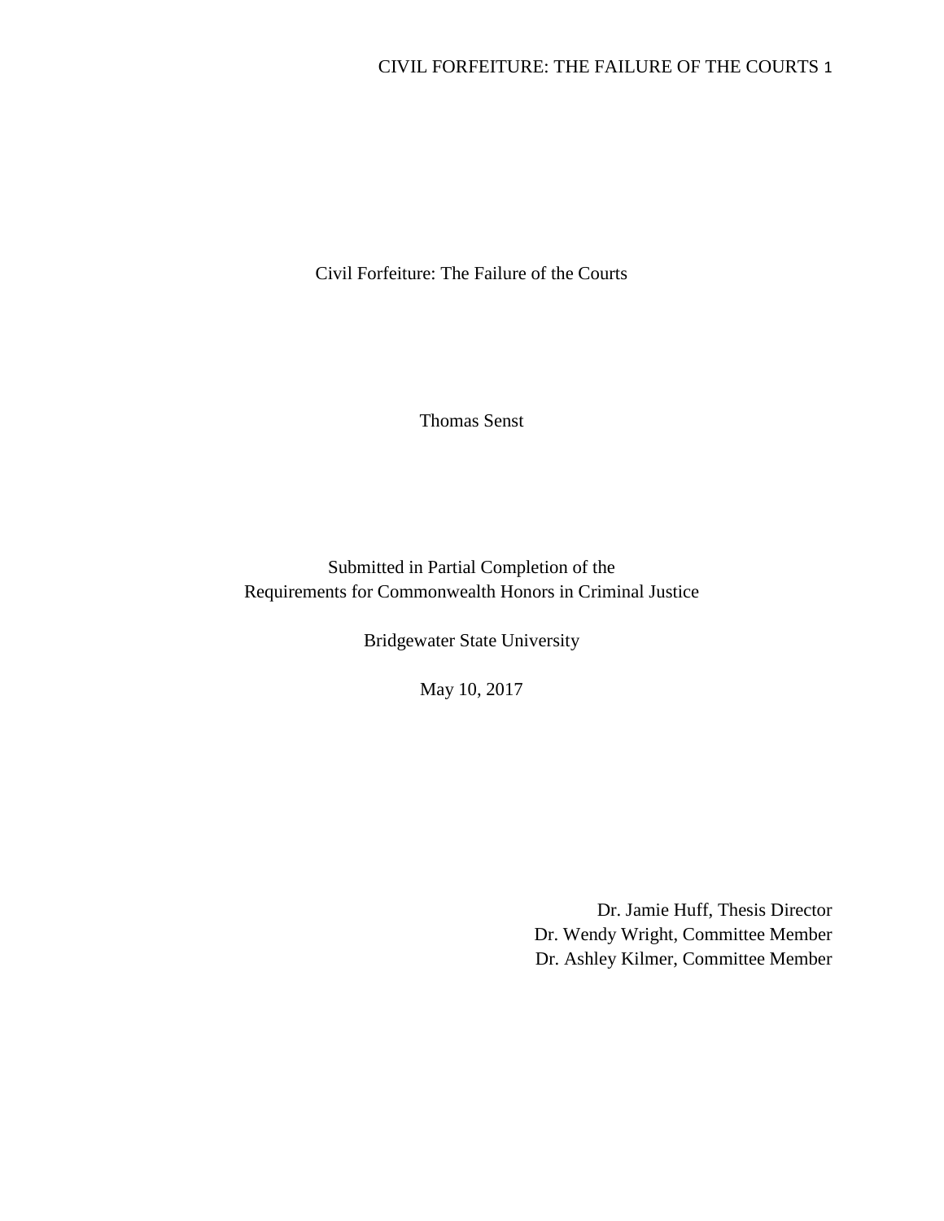# Civil Forfeiture: The Failure of the Courts

Thomas Senst

Submitted in Partial Completion of the
Requirements for Commonwealth Honors in Criminal Justice

Bridgewater State University

May 10, 2017

Dr. Jamie Huff, Thesis Director
Dr. Wendy Wright, Committee Member
Dr. Ashley Kilmer, Committee Member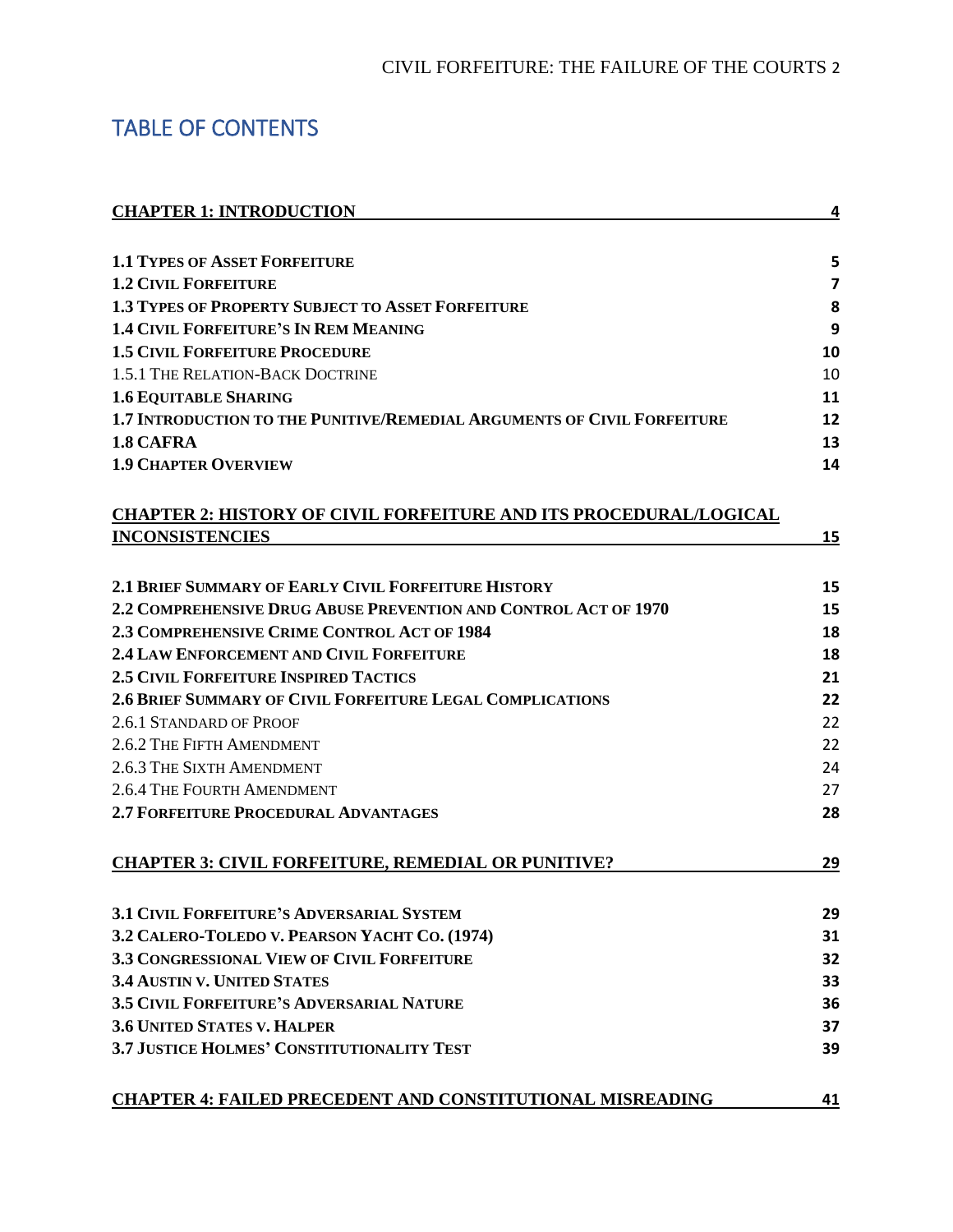# TABLE OF CONTENTS

| | |
|---|---|
| **CHAPTER 1: INTRODUCTION** | **4** |
| **1.1 TYPES OF ASSET FORFEITURE** | **5** |
| **1.2 CIVIL FORFEITURE** | **7** |
| **1.3 TYPES OF PROPERTY SUBJECT TO ASSET FORFEITURE** | **8** |
| **1.4 CIVIL FORFEITURE'S IN REM MEANING** | **9** |
| **1.5 CIVIL FORFEITURE PROCEDURE** | **10** |
| 1.5.1 THE RELATION-BACK DOCTRINE | 10 |
| **1.6 EQUITABLE SHARING** | **11** |
| **1.7 INTRODUCTION TO THE PUNITIVE/REMEDIAL ARGUMENTS OF CIVIL FORFEITURE** | **12** |
| **1.8 CAFRA** | **13** |
| **1.9 CHAPTER OVERVIEW** | **14** |
| **CHAPTER 2: HISTORY OF CIVIL FORFEITURE AND ITS PROCEDURAL/LOGICAL INCONSISTENCIES** | **15** |
| **2.1 BRIEF SUMMARY OF EARLY CIVIL FORFEITURE HISTORY** | **15** |
| **2.2 COMPREHENSIVE DRUG ABUSE PREVENTION AND CONTROL ACT OF 1970** | **15** |
| **2.3 COMPREHENSIVE CRIME CONTROL ACT OF 1984** | **18** |
| **2.4 LAW ENFORCEMENT AND CIVIL FORFEITURE** | **18** |
| **2.5 CIVIL FORFEITURE INSPIRED TACTICS** | **21** |
| **2.6 BRIEF SUMMARY OF CIVIL FORFEITURE LEGAL COMPLICATIONS** | **22** |
| 2.6.1 STANDARD OF PROOF | 22 |
| 2.6.2 THE FIFTH AMENDMENT | 22 |
| 2.6.3 THE SIXTH AMENDMENT | 24 |
| 2.6.4 THE FOURTH AMENDMENT | 27 |
| **2.7 FORFEITURE PROCEDURAL ADVANTAGES** | **28** |
| **CHAPTER 3: CIVIL FORFEITURE, REMEDIAL OR PUNITIVE?** | **29** |
| **3.1 CIVIL FORFEITURE'S ADVERSARIAL SYSTEM** | **29** |
| **3.2 CALERO-TOLEDO V. PEARSON YACHT CO. (1974)** | **31** |
| **3.3 CONGRESSIONAL VIEW OF CIVIL FORFEITURE** | **32** |
| **3.4 AUSTIN V. UNITED STATES** | **33** |
| **3.5 CIVIL FORFEITURE'S ADVERSARIAL NATURE** | **36** |
| **3.6 UNITED STATES V. HALPER** | **37** |
| **3.7 JUSTICE HOLMES' CONSTITUTIONALITY TEST** | **39** |
| **CHAPTER 4: FAILED PRECEDENT AND CONSTITUTIONAL MISREADING** | **41** |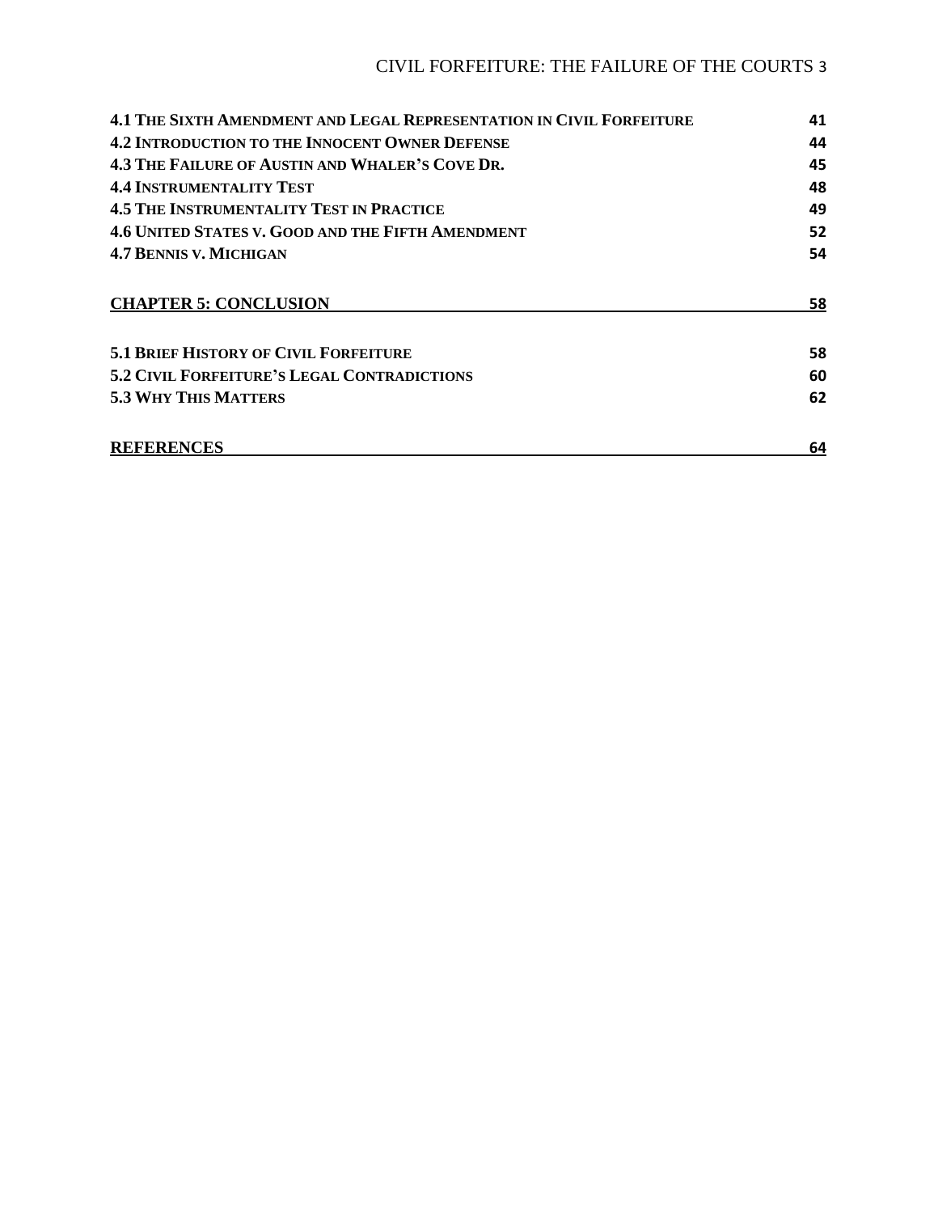**4.1 The Sixth Amendment and Legal Representation in Civil Forfeiture** 41
**4.2 Introduction to the Innocent Owner Defense** 44
**4.3 The Failure of Austin and Whaler's Cove Dr.** 45
**4.4 Instrumentality Test** 48
**4.5 The Instrumentality Test in Practice** 49
**4.6 United States v. Good and the Fifth Amendment** 52
**4.7 Bennis v. Michigan** 54

**CHAPTER 5: CONCLUSION** 58

**5.1 Brief History of Civil Forfeiture** 58
**5.2 Civil Forfeiture's Legal Contradictions** 60
**5.3 Why This Matters** 62

**REFERENCES** 64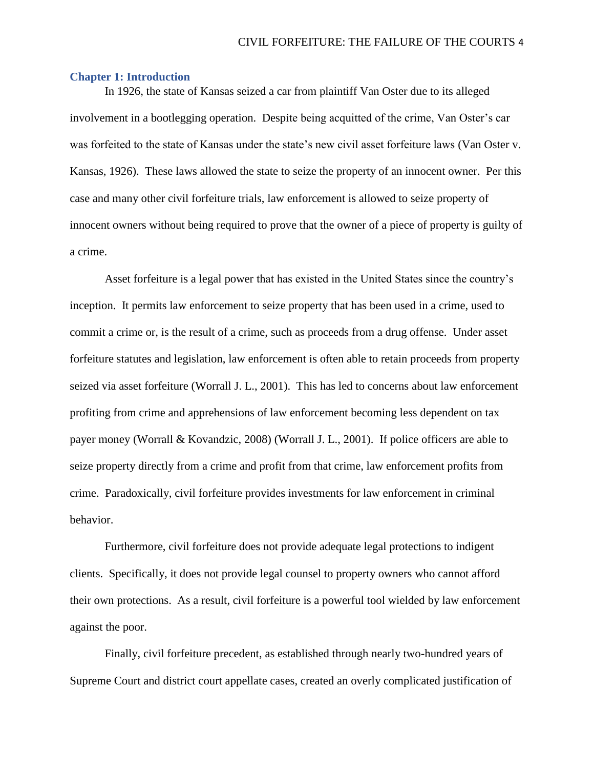## Chapter 1: Introduction

In 1926, the state of Kansas seized a car from plaintiff Van Oster due to its alleged involvement in a bootlegging operation. Despite being acquitted of the crime, Van Oster's car was forfeited to the state of Kansas under the state's new civil asset forfeiture laws (Van Oster v. Kansas, 1926). These laws allowed the state to seize the property of an innocent owner. Per this case and many other civil forfeiture trials, law enforcement is allowed to seize property of innocent owners without being required to prove that the owner of a piece of property is guilty of a crime.

Asset forfeiture is a legal power that has existed in the United States since the country's inception. It permits law enforcement to seize property that has been used in a crime, used to commit a crime or, is the result of a crime, such as proceeds from a drug offense. Under asset forfeiture statutes and legislation, law enforcement is often able to retain proceeds from property seized via asset forfeiture (Worrall J. L., 2001). This has led to concerns about law enforcement profiting from crime and apprehensions of law enforcement becoming less dependent on tax payer money (Worrall & Kovandzic, 2008) (Worrall J. L., 2001). If police officers are able to seize property directly from a crime and profit from that crime, law enforcement profits from crime. Paradoxically, civil forfeiture provides investments for law enforcement in criminal behavior.

Furthermore, civil forfeiture does not provide adequate legal protections to indigent clients. Specifically, it does not provide legal counsel to property owners who cannot afford their own protections. As a result, civil forfeiture is a powerful tool wielded by law enforcement against the poor.

Finally, civil forfeiture precedent, as established through nearly two-hundred years of Supreme Court and district court appellate cases, created an overly complicated justification of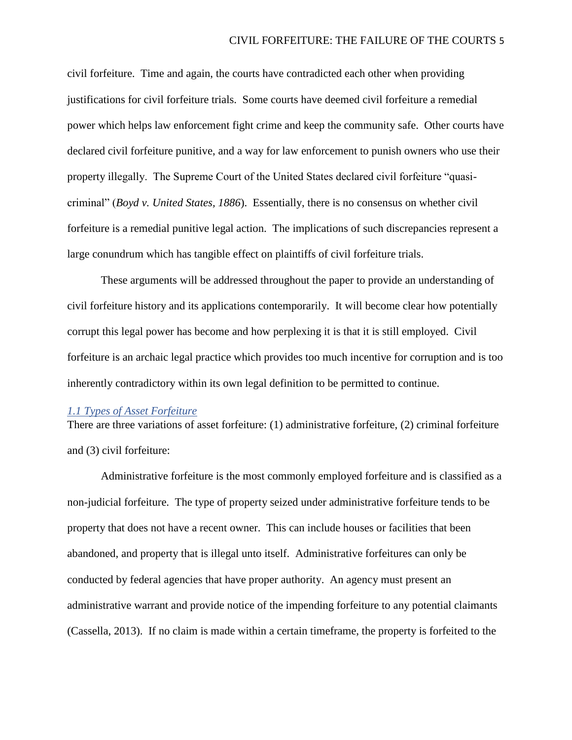civil forfeiture. Time and again, the courts have contradicted each other when providing justifications for civil forfeiture trials. Some courts have deemed civil forfeiture a remedial power which helps law enforcement fight crime and keep the community safe. Other courts have declared civil forfeiture punitive, and a way for law enforcement to punish owners who use their property illegally. The Supreme Court of the United States declared civil forfeiture "quasi-criminal" (*Boyd v. United States, 1886*). Essentially, there is no consensus on whether civil forfeiture is a remedial punitive legal action. The implications of such discrepancies represent a large conundrum which has tangible effect on plaintiffs of civil forfeiture trials.

These arguments will be addressed throughout the paper to provide an understanding of civil forfeiture history and its applications contemporarily. It will become clear how potentially corrupt this legal power has become and how perplexing it is that it is still employed. Civil forfeiture is an archaic legal practice which provides too much incentive for corruption and is too inherently contradictory within its own legal definition to be permitted to continue.

### *1.1 Types of Asset Forfeiture*

There are three variations of asset forfeiture: (1) administrative forfeiture, (2) criminal forfeiture and (3) civil forfeiture:

Administrative forfeiture is the most commonly employed forfeiture and is classified as a non-judicial forfeiture. The type of property seized under administrative forfeiture tends to be property that does not have a recent owner. This can include houses or facilities that been abandoned, and property that is illegal unto itself. Administrative forfeitures can only be conducted by federal agencies that have proper authority. An agency must present an administrative warrant and provide notice of the impending forfeiture to any potential claimants (Cassella, 2013). If no claim is made within a certain timeframe, the property is forfeited to the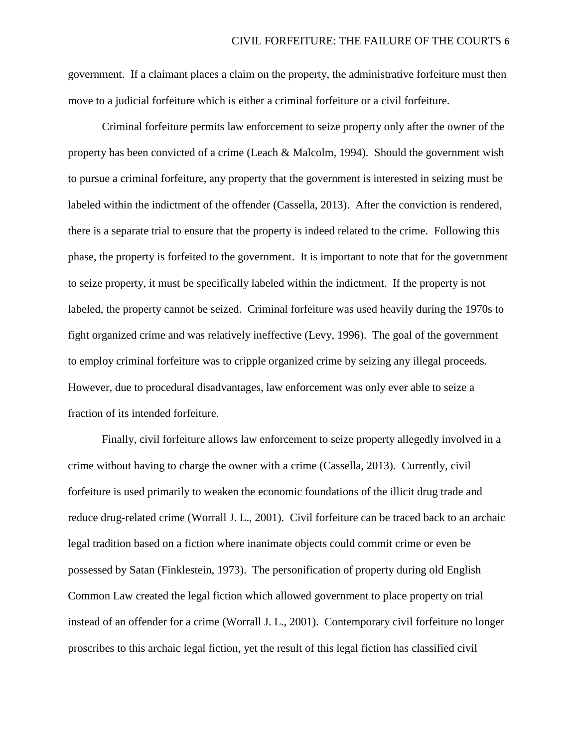government. If a claimant places a claim on the property, the administrative forfeiture must then move to a judicial forfeiture which is either a criminal forfeiture or a civil forfeiture.

Criminal forfeiture permits law enforcement to seize property only after the owner of the property has been convicted of a crime (Leach & Malcolm, 1994). Should the government wish to pursue a criminal forfeiture, any property that the government is interested in seizing must be labeled within the indictment of the offender (Cassella, 2013). After the conviction is rendered, there is a separate trial to ensure that the property is indeed related to the crime. Following this phase, the property is forfeited to the government. It is important to note that for the government to seize property, it must be specifically labeled within the indictment. If the property is not labeled, the property cannot be seized. Criminal forfeiture was used heavily during the 1970s to fight organized crime and was relatively ineffective (Levy, 1996). The goal of the government to employ criminal forfeiture was to cripple organized crime by seizing any illegal proceeds. However, due to procedural disadvantages, law enforcement was only ever able to seize a fraction of its intended forfeiture.

Finally, civil forfeiture allows law enforcement to seize property allegedly involved in a crime without having to charge the owner with a crime (Cassella, 2013). Currently, civil forfeiture is used primarily to weaken the economic foundations of the illicit drug trade and reduce drug-related crime (Worrall J. L., 2001). Civil forfeiture can be traced back to an archaic legal tradition based on a fiction where inanimate objects could commit crime or even be possessed by Satan (Finklestein, 1973). The personification of property during old English Common Law created the legal fiction which allowed government to place property on trial instead of an offender for a crime (Worrall J. L., 2001). Contemporary civil forfeiture no longer proscribes to this archaic legal fiction, yet the result of this legal fiction has classified civil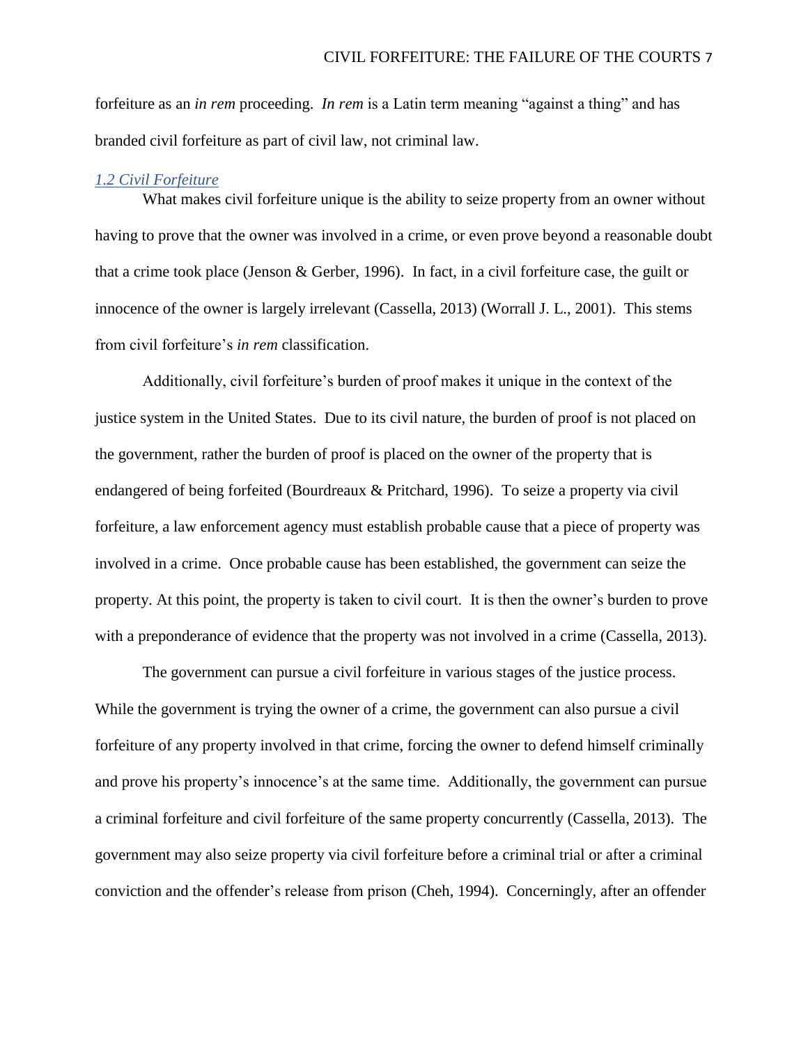forfeiture as an *in rem* proceeding. *In rem* is a Latin term meaning "against a thing" and has branded civil forfeiture as part of civil law, not criminal law.

### *1.2 Civil Forfeiture*

What makes civil forfeiture unique is the ability to seize property from an owner without having to prove that the owner was involved in a crime, or even prove beyond a reasonable doubt that a crime took place (Jenson & Gerber, 1996). In fact, in a civil forfeiture case, the guilt or innocence of the owner is largely irrelevant (Cassella, 2013) (Worrall J. L., 2001). This stems from civil forfeiture's *in rem* classification.

Additionally, civil forfeiture's burden of proof makes it unique in the context of the justice system in the United States. Due to its civil nature, the burden of proof is not placed on the government, rather the burden of proof is placed on the owner of the property that is endangered of being forfeited (Bourdreaux & Pritchard, 1996). To seize a property via civil forfeiture, a law enforcement agency must establish probable cause that a piece of property was involved in a crime. Once probable cause has been established, the government can seize the property. At this point, the property is taken to civil court. It is then the owner's burden to prove with a preponderance of evidence that the property was not involved in a crime (Cassella, 2013).

The government can pursue a civil forfeiture in various stages of the justice process. While the government is trying the owner of a crime, the government can also pursue a civil forfeiture of any property involved in that crime, forcing the owner to defend himself criminally and prove his property's innocence's at the same time. Additionally, the government can pursue a criminal forfeiture and civil forfeiture of the same property concurrently (Cassella, 2013). The government may also seize property via civil forfeiture before a criminal trial or after a criminal conviction and the offender's release from prison (Cheh, 1994). Concerningly, after an offender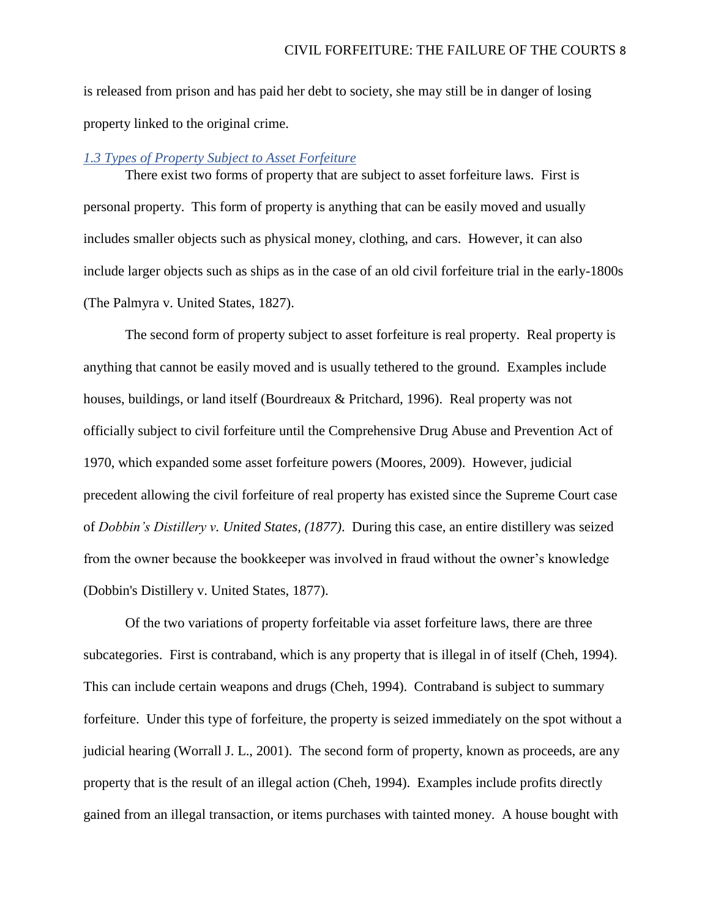is released from prison and has paid her debt to society, she may still be in danger of losing property linked to the original crime.

### *1.3 Types of Property Subject to Asset Forfeiture*

There exist two forms of property that are subject to asset forfeiture laws. First is personal property. This form of property is anything that can be easily moved and usually includes smaller objects such as physical money, clothing, and cars. However, it can also include larger objects such as ships as in the case of an old civil forfeiture trial in the early-1800s (The Palmyra v. United States, 1827).

The second form of property subject to asset forfeiture is real property. Real property is anything that cannot be easily moved and is usually tethered to the ground. Examples include houses, buildings, or land itself (Bourdreaux & Pritchard, 1996). Real property was not officially subject to civil forfeiture until the Comprehensive Drug Abuse and Prevention Act of 1970, which expanded some asset forfeiture powers (Moores, 2009). However, judicial precedent allowing the civil forfeiture of real property has existed since the Supreme Court case of *Dobbin's Distillery v. United States, (1877)*. During this case, an entire distillery was seized from the owner because the bookkeeper was involved in fraud without the owner's knowledge (Dobbin's Distillery v. United States, 1877).

Of the two variations of property forfeitable via asset forfeiture laws, there are three subcategories. First is contraband, which is any property that is illegal in of itself (Cheh, 1994). This can include certain weapons and drugs (Cheh, 1994). Contraband is subject to summary forfeiture. Under this type of forfeiture, the property is seized immediately on the spot without a judicial hearing (Worrall J. L., 2001). The second form of property, known as proceeds, are any property that is the result of an illegal action (Cheh, 1994). Examples include profits directly gained from an illegal transaction, or items purchases with tainted money. A house bought with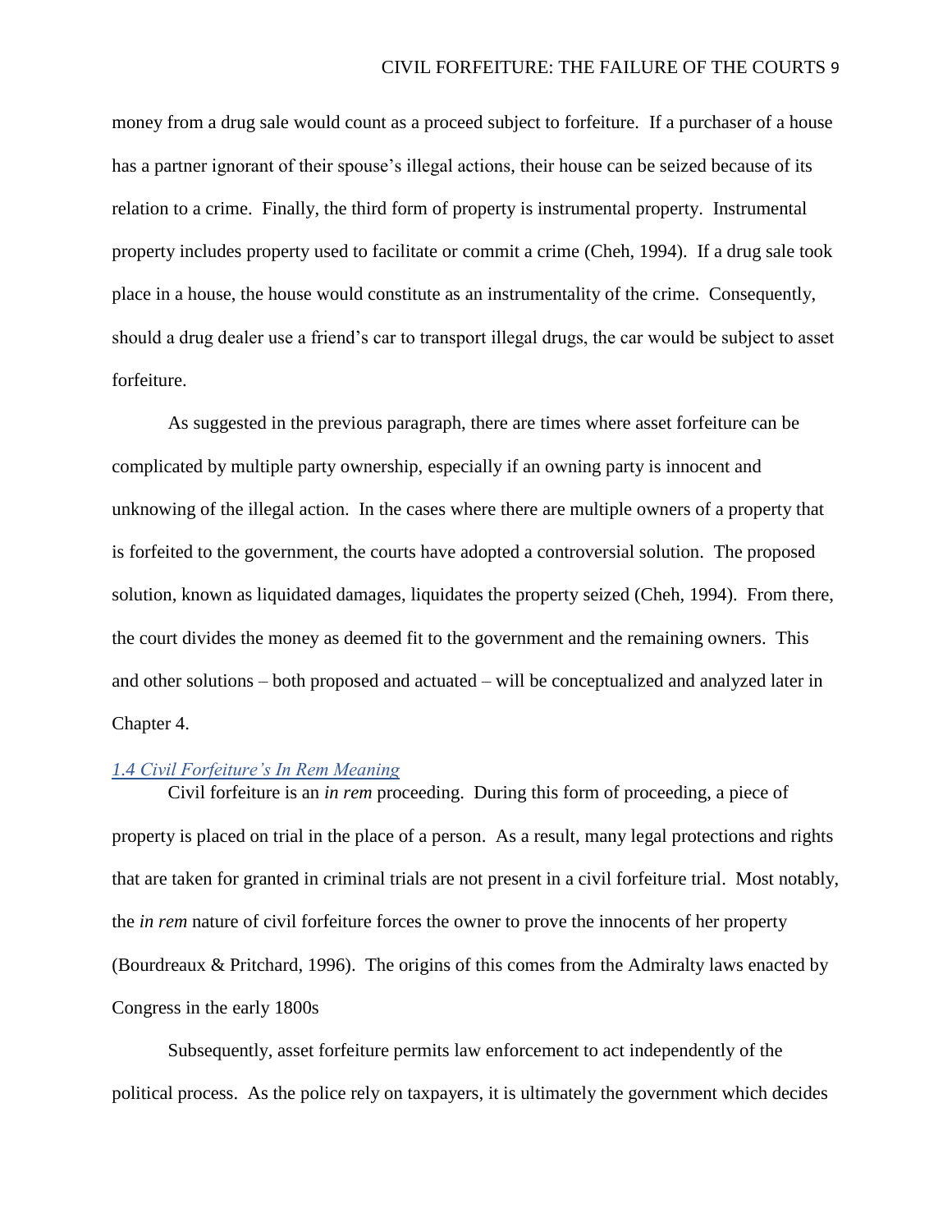money from a drug sale would count as a proceed subject to forfeiture. If a purchaser of a house has a partner ignorant of their spouse's illegal actions, their house can be seized because of its relation to a crime. Finally, the third form of property is instrumental property. Instrumental property includes property used to facilitate or commit a crime (Cheh, 1994). If a drug sale took place in a house, the house would constitute as an instrumentality of the crime. Consequently, should a drug dealer use a friend's car to transport illegal drugs, the car would be subject to asset forfeiture.

As suggested in the previous paragraph, there are times where asset forfeiture can be complicated by multiple party ownership, especially if an owning party is innocent and unknowing of the illegal action. In the cases where there are multiple owners of a property that is forfeited to the government, the courts have adopted a controversial solution. The proposed solution, known as liquidated damages, liquidates the property seized (Cheh, 1994). From there, the court divides the money as deemed fit to the government and the remaining owners. This and other solutions – both proposed and actuated – will be conceptualized and analyzed later in Chapter 4.

### *1.4 Civil Forfeiture's In Rem Meaning*

Civil forfeiture is an *in rem* proceeding. During this form of proceeding, a piece of property is placed on trial in the place of a person. As a result, many legal protections and rights that are taken for granted in criminal trials are not present in a civil forfeiture trial. Most notably, the *in rem* nature of civil forfeiture forces the owner to prove the innocents of her property (Bourdreaux & Pritchard, 1996). The origins of this comes from the Admiralty laws enacted by Congress in the early 1800s

Subsequently, asset forfeiture permits law enforcement to act independently of the political process. As the police rely on taxpayers, it is ultimately the government which decides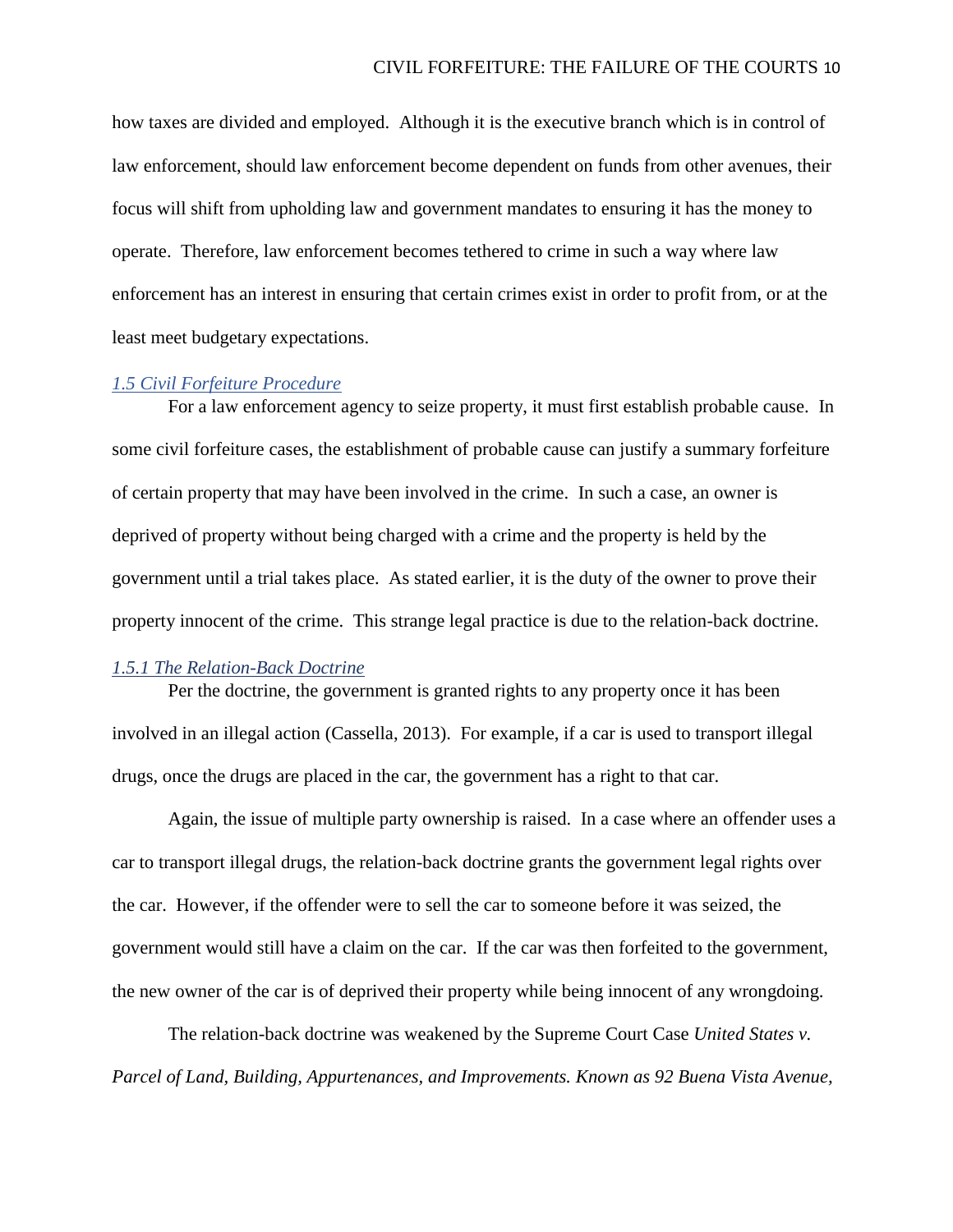how taxes are divided and employed. Although it is the executive branch which is in control of law enforcement, should law enforcement become dependent on funds from other avenues, their focus will shift from upholding law and government mandates to ensuring it has the money to operate. Therefore, law enforcement becomes tethered to crime in such a way where law enforcement has an interest in ensuring that certain crimes exist in order to profit from, or at the least meet budgetary expectations.

### *1.5 Civil Forfeiture Procedure*

For a law enforcement agency to seize property, it must first establish probable cause. In some civil forfeiture cases, the establishment of probable cause can justify a summary forfeiture of certain property that may have been involved in the crime. In such a case, an owner is deprived of property without being charged with a crime and the property is held by the government until a trial takes place. As stated earlier, it is the duty of the owner to prove their property innocent of the crime. This strange legal practice is due to the relation-back doctrine.

#### *1.5.1 The Relation-Back Doctrine*

Per the doctrine, the government is granted rights to any property once it has been involved in an illegal action (Cassella, 2013). For example, if a car is used to transport illegal drugs, once the drugs are placed in the car, the government has a right to that car.

Again, the issue of multiple party ownership is raised. In a case where an offender uses a car to transport illegal drugs, the relation-back doctrine grants the government legal rights over the car. However, if the offender were to sell the car to someone before it was seized, the government would still have a claim on the car. If the car was then forfeited to the government, the new owner of the car is of deprived their property while being innocent of any wrongdoing.

The relation-back doctrine was weakened by the Supreme Court Case *United States v. Parcel of Land, Building, Appurtenances, and Improvements. Known as 92 Buena Vista Avenue,*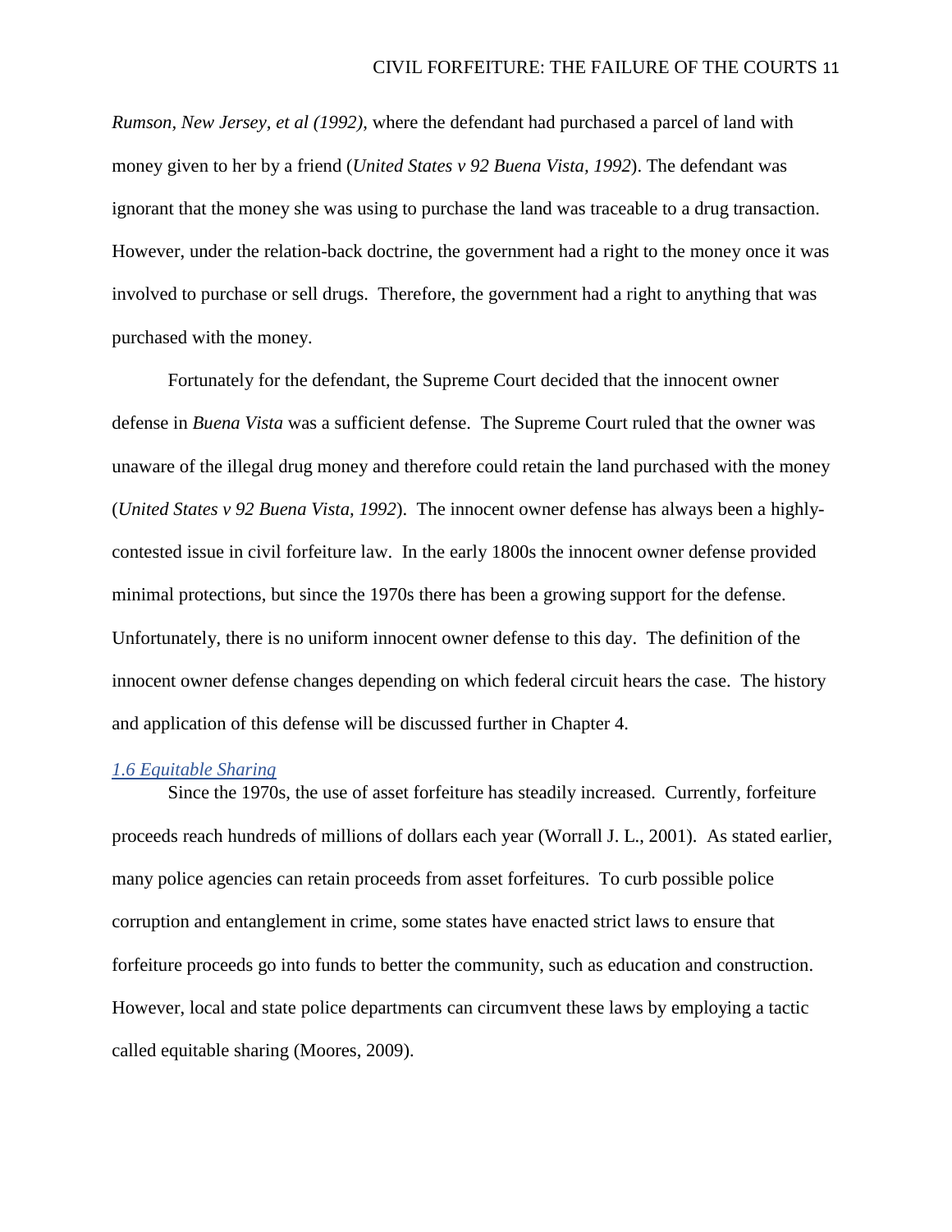*Rumson, New Jersey, et al (1992)*, where the defendant had purchased a parcel of land with money given to her by a friend (*United States v 92 Buena Vista, 1992*). The defendant was ignorant that the money she was using to purchase the land was traceable to a drug transaction. However, under the relation-back doctrine, the government had a right to the money once it was involved to purchase or sell drugs. Therefore, the government had a right to anything that was purchased with the money.

Fortunately for the defendant, the Supreme Court decided that the innocent owner defense in *Buena Vista* was a sufficient defense. The Supreme Court ruled that the owner was unaware of the illegal drug money and therefore could retain the land purchased with the money (*United States v 92 Buena Vista, 1992*). The innocent owner defense has always been a highly-contested issue in civil forfeiture law. In the early 1800s the innocent owner defense provided minimal protections, but since the 1970s there has been a growing support for the defense. Unfortunately, there is no uniform innocent owner defense to this day. The definition of the innocent owner defense changes depending on which federal circuit hears the case. The history and application of this defense will be discussed further in Chapter 4.

### *1.6 Equitable Sharing*

Since the 1970s, the use of asset forfeiture has steadily increased. Currently, forfeiture proceeds reach hundreds of millions of dollars each year (Worrall J. L., 2001). As stated earlier, many police agencies can retain proceeds from asset forfeitures. To curb possible police corruption and entanglement in crime, some states have enacted strict laws to ensure that forfeiture proceeds go into funds to better the community, such as education and construction. However, local and state police departments can circumvent these laws by employing a tactic called equitable sharing (Moores, 2009).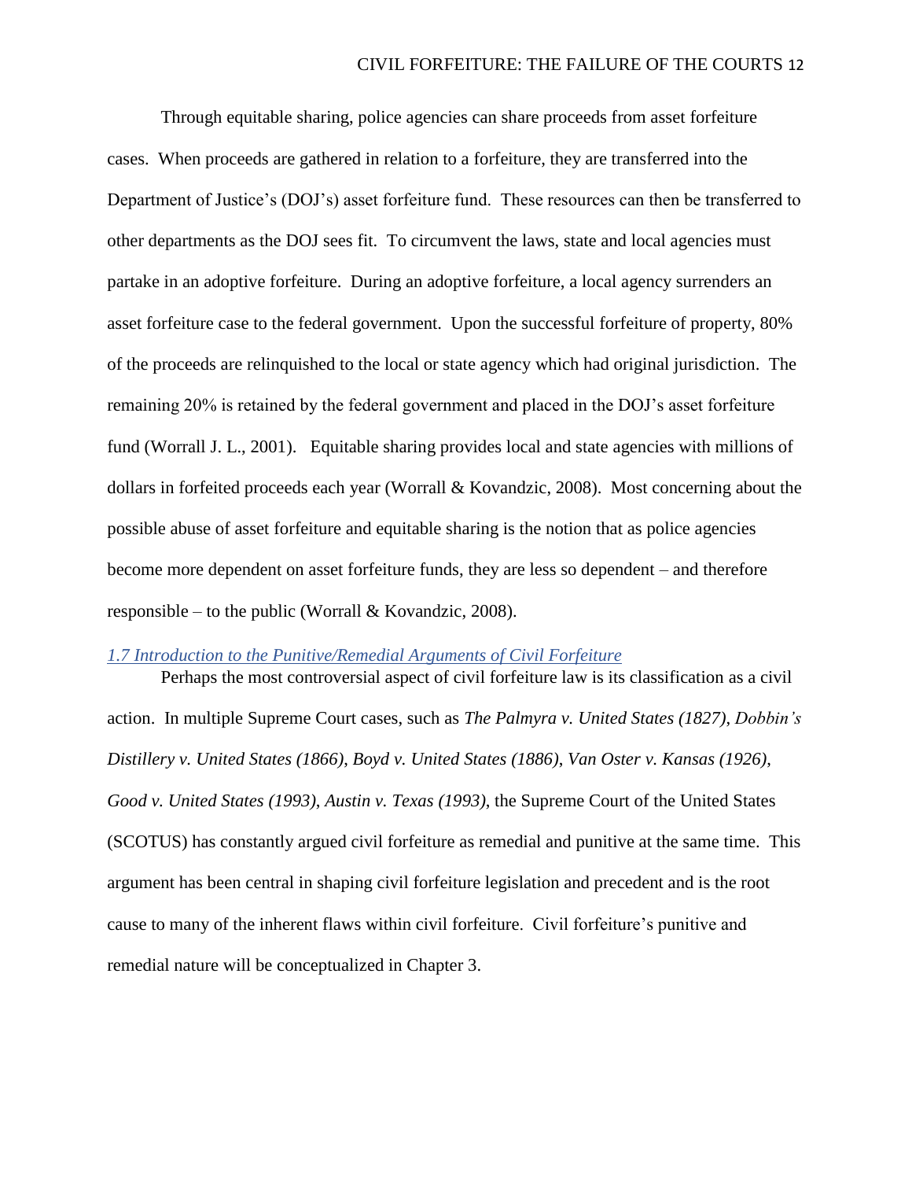Through equitable sharing, police agencies can share proceeds from asset forfeiture cases. When proceeds are gathered in relation to a forfeiture, they are transferred into the Department of Justice's (DOJ's) asset forfeiture fund. These resources can then be transferred to other departments as the DOJ sees fit. To circumvent the laws, state and local agencies must partake in an adoptive forfeiture. During an adoptive forfeiture, a local agency surrenders an asset forfeiture case to the federal government. Upon the successful forfeiture of property, 80% of the proceeds are relinquished to the local or state agency which had original jurisdiction. The remaining 20% is retained by the federal government and placed in the DOJ's asset forfeiture fund (Worrall J. L., 2001). Equitable sharing provides local and state agencies with millions of dollars in forfeited proceeds each year (Worrall & Kovandzic, 2008). Most concerning about the possible abuse of asset forfeiture and equitable sharing is the notion that as police agencies become more dependent on asset forfeiture funds, they are less so dependent – and therefore responsible – to the public (Worrall & Kovandzic, 2008).

### *1.7 Introduction to the Punitive/Remedial Arguments of Civil Forfeiture*

Perhaps the most controversial aspect of civil forfeiture law is its classification as a civil action. In multiple Supreme Court cases, such as *The Palmyra v. United States (1827)*, *Dobbin's Distillery v. United States (1866)*, *Boyd v. United States (1886)*, *Van Oster v. Kansas (1926)*, *Good v. United States (1993)*, *Austin v. Texas (1993)*, the Supreme Court of the United States (SCOTUS) has constantly argued civil forfeiture as remedial and punitive at the same time. This argument has been central in shaping civil forfeiture legislation and precedent and is the root cause to many of the inherent flaws within civil forfeiture. Civil forfeiture's punitive and remedial nature will be conceptualized in Chapter 3.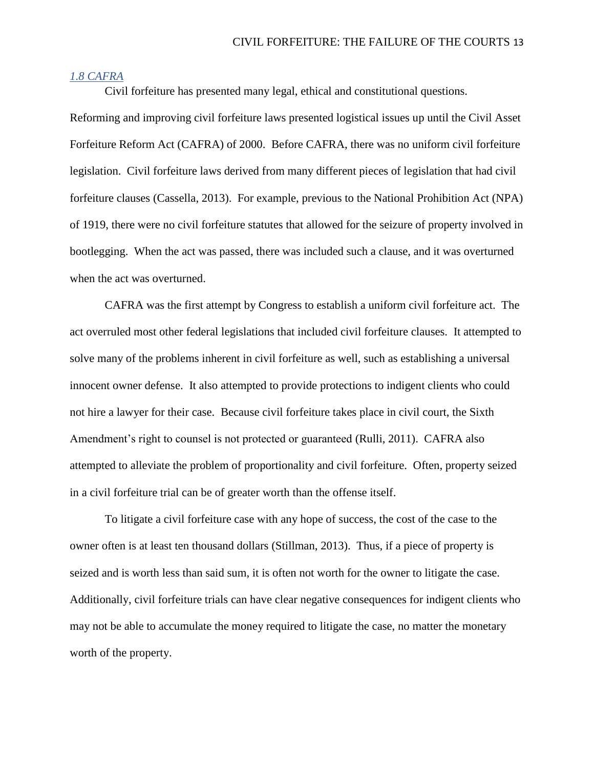### *1.8 CAFRA*

Civil forfeiture has presented many legal, ethical and constitutional questions. Reforming and improving civil forfeiture laws presented logistical issues up until the Civil Asset Forfeiture Reform Act (CAFRA) of 2000. Before CAFRA, there was no uniform civil forfeiture legislation. Civil forfeiture laws derived from many different pieces of legislation that had civil forfeiture clauses (Cassella, 2013). For example, previous to the National Prohibition Act (NPA) of 1919, there were no civil forfeiture statutes that allowed for the seizure of property involved in bootlegging. When the act was passed, there was included such a clause, and it was overturned when the act was overturned.

CAFRA was the first attempt by Congress to establish a uniform civil forfeiture act. The act overruled most other federal legislations that included civil forfeiture clauses. It attempted to solve many of the problems inherent in civil forfeiture as well, such as establishing a universal innocent owner defense. It also attempted to provide protections to indigent clients who could not hire a lawyer for their case. Because civil forfeiture takes place in civil court, the Sixth Amendment's right to counsel is not protected or guaranteed (Rulli, 2011). CAFRA also attempted to alleviate the problem of proportionality and civil forfeiture. Often, property seized in a civil forfeiture trial can be of greater worth than the offense itself.

To litigate a civil forfeiture case with any hope of success, the cost of the case to the owner often is at least ten thousand dollars (Stillman, 2013). Thus, if a piece of property is seized and is worth less than said sum, it is often not worth for the owner to litigate the case. Additionally, civil forfeiture trials can have clear negative consequences for indigent clients who may not be able to accumulate the money required to litigate the case, no matter the monetary worth of the property.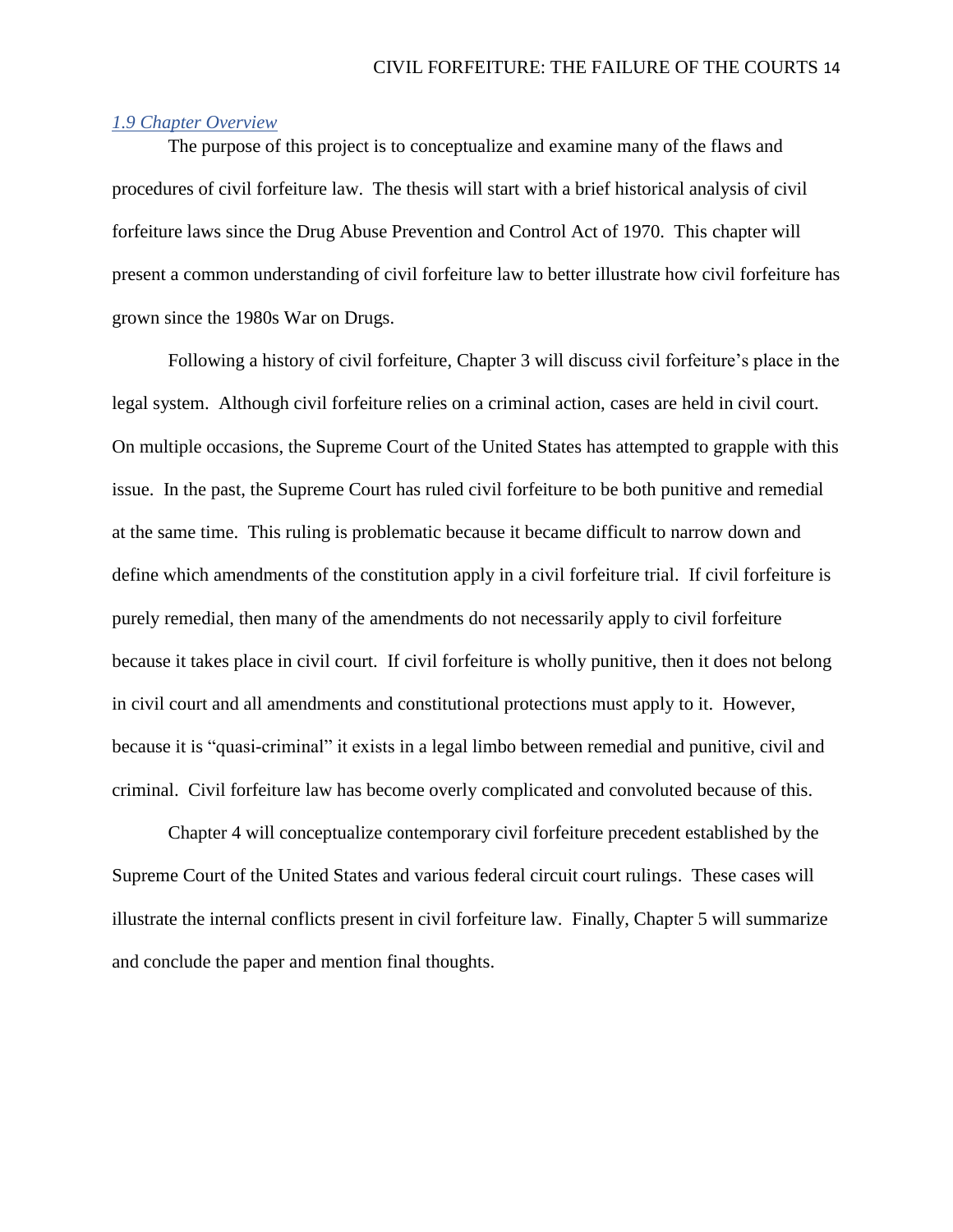### *1.9 Chapter Overview*

The purpose of this project is to conceptualize and examine many of the flaws and procedures of civil forfeiture law. The thesis will start with a brief historical analysis of civil forfeiture laws since the Drug Abuse Prevention and Control Act of 1970. This chapter will present a common understanding of civil forfeiture law to better illustrate how civil forfeiture has grown since the 1980s War on Drugs.

Following a history of civil forfeiture, Chapter 3 will discuss civil forfeiture's place in the legal system. Although civil forfeiture relies on a criminal action, cases are held in civil court. On multiple occasions, the Supreme Court of the United States has attempted to grapple with this issue. In the past, the Supreme Court has ruled civil forfeiture to be both punitive and remedial at the same time. This ruling is problematic because it became difficult to narrow down and define which amendments of the constitution apply in a civil forfeiture trial. If civil forfeiture is purely remedial, then many of the amendments do not necessarily apply to civil forfeiture because it takes place in civil court. If civil forfeiture is wholly punitive, then it does not belong in civil court and all amendments and constitutional protections must apply to it. However, because it is "quasi-criminal" it exists in a legal limbo between remedial and punitive, civil and criminal. Civil forfeiture law has become overly complicated and convoluted because of this.

Chapter 4 will conceptualize contemporary civil forfeiture precedent established by the Supreme Court of the United States and various federal circuit court rulings. These cases will illustrate the internal conflicts present in civil forfeiture law. Finally, Chapter 5 will summarize and conclude the paper and mention final thoughts.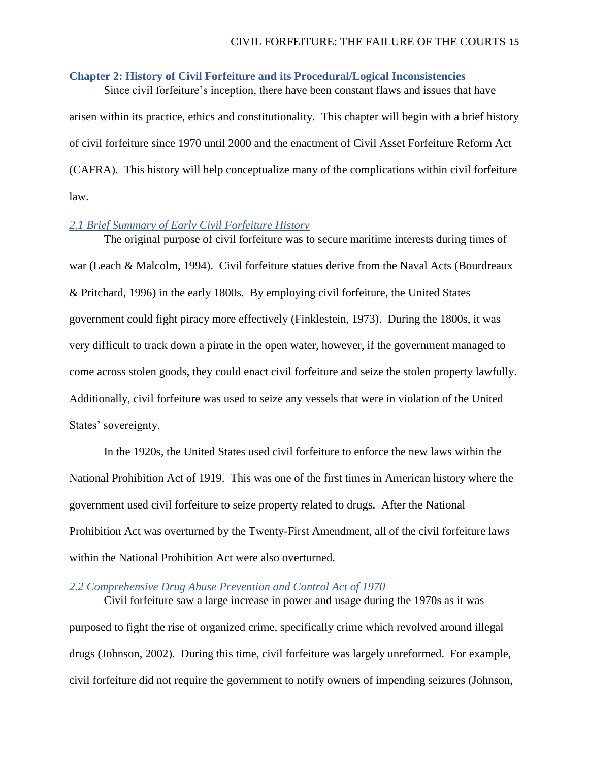## Chapter 2: History of Civil Forfeiture and its Procedural/Logical Inconsistencies

Since civil forfeiture's inception, there have been constant flaws and issues that have arisen within its practice, ethics and constitutionality. This chapter will begin with a brief history of civil forfeiture since 1970 until 2000 and the enactment of Civil Asset Forfeiture Reform Act (CAFRA). This history will help conceptualize many of the complications within civil forfeiture law.

### *2.1 Brief Summary of Early Civil Forfeiture History*

The original purpose of civil forfeiture was to secure maritime interests during times of war (Leach & Malcolm, 1994). Civil forfeiture statues derive from the Naval Acts (Bourdreaux & Pritchard, 1996) in the early 1800s. By employing civil forfeiture, the United States government could fight piracy more effectively (Finklestein, 1973). During the 1800s, it was very difficult to track down a pirate in the open water, however, if the government managed to come across stolen goods, they could enact civil forfeiture and seize the stolen property lawfully. Additionally, civil forfeiture was used to seize any vessels that were in violation of the United States' sovereignty.

In the 1920s, the United States used civil forfeiture to enforce the new laws within the National Prohibition Act of 1919. This was one of the first times in American history where the government used civil forfeiture to seize property related to drugs. After the National Prohibition Act was overturned by the Twenty-First Amendment, all of the civil forfeiture laws within the National Prohibition Act were also overturned.

### *2.2 Comprehensive Drug Abuse Prevention and Control Act of 1970*

Civil forfeiture saw a large increase in power and usage during the 1970s as it was purposed to fight the rise of organized crime, specifically crime which revolved around illegal drugs (Johnson, 2002). During this time, civil forfeiture was largely unreformed. For example, civil forfeiture did not require the government to notify owners of impending seizures (Johnson,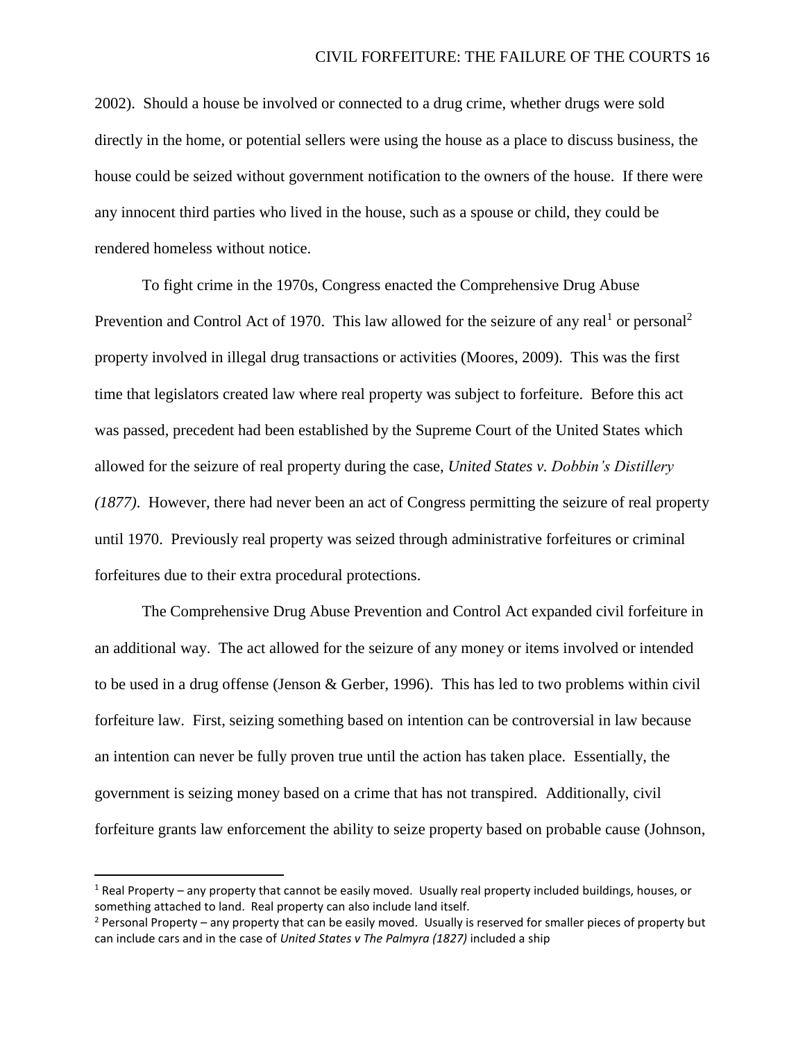2002). Should a house be involved or connected to a drug crime, whether drugs were sold directly in the home, or potential sellers were using the house as a place to discuss business, the house could be seized without government notification to the owners of the house. If there were any innocent third parties who lived in the house, such as a spouse or child, they could be rendered homeless without notice.

To fight crime in the 1970s, Congress enacted the Comprehensive Drug Abuse Prevention and Control Act of 1970. This law allowed for the seizure of any real[1] or personal[2] property involved in illegal drug transactions or activities (Moores, 2009). This was the first time that legislators created law where real property was subject to forfeiture. Before this act was passed, precedent had been established by the Supreme Court of the United States which allowed for the seizure of real property during the case, *United States v. Dobbin's Distillery (1877)*. However, there had never been an act of Congress permitting the seizure of real property until 1970. Previously real property was seized through administrative forfeitures or criminal forfeitures due to their extra procedural protections.

The Comprehensive Drug Abuse Prevention and Control Act expanded civil forfeiture in an additional way. The act allowed for the seizure of any money or items involved or intended to be used in a drug offense (Jenson & Gerber, 1996). This has led to two problems within civil forfeiture law. First, seizing something based on intention can be controversial in law because an intention can never be fully proven true until the action has taken place. Essentially, the government is seizing money based on a crime that has not transpired. Additionally, civil forfeiture grants law enforcement the ability to seize property based on probable cause (Johnson,

[1] Real Property – any property that cannot be easily moved. Usually real property included buildings, houses, or something attached to land. Real property can also include land itself.

[2] Personal Property – any property that can be easily moved. Usually is reserved for smaller pieces of property but can include cars and in the case of *United States v The Palmyra (1827)* included a ship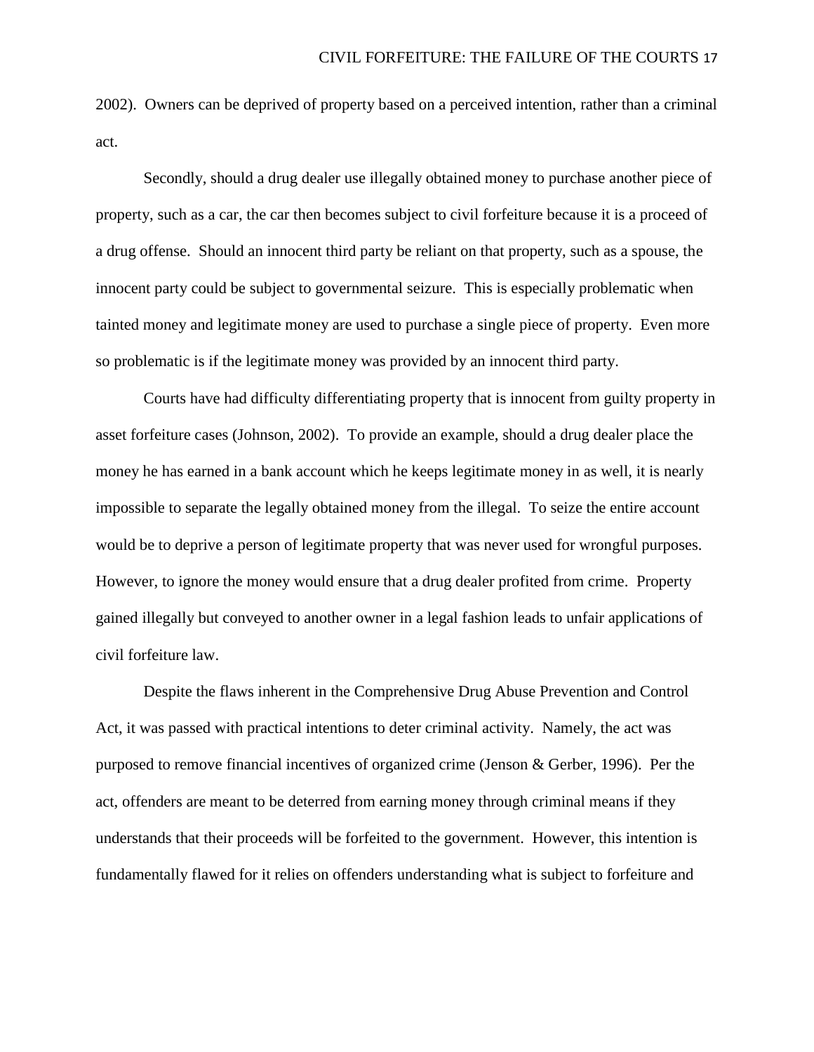2002). Owners can be deprived of property based on a perceived intention, rather than a criminal act.

Secondly, should a drug dealer use illegally obtained money to purchase another piece of property, such as a car, the car then becomes subject to civil forfeiture because it is a proceed of a drug offense. Should an innocent third party be reliant on that property, such as a spouse, the innocent party could be subject to governmental seizure. This is especially problematic when tainted money and legitimate money are used to purchase a single piece of property. Even more so problematic is if the legitimate money was provided by an innocent third party.

Courts have had difficulty differentiating property that is innocent from guilty property in asset forfeiture cases (Johnson, 2002). To provide an example, should a drug dealer place the money he has earned in a bank account which he keeps legitimate money in as well, it is nearly impossible to separate the legally obtained money from the illegal. To seize the entire account would be to deprive a person of legitimate property that was never used for wrongful purposes. However, to ignore the money would ensure that a drug dealer profited from crime. Property gained illegally but conveyed to another owner in a legal fashion leads to unfair applications of civil forfeiture law.

Despite the flaws inherent in the Comprehensive Drug Abuse Prevention and Control Act, it was passed with practical intentions to deter criminal activity. Namely, the act was purposed to remove financial incentives of organized crime (Jenson & Gerber, 1996). Per the act, offenders are meant to be deterred from earning money through criminal means if they understands that their proceeds will be forfeited to the government. However, this intention is fundamentally flawed for it relies on offenders understanding what is subject to forfeiture and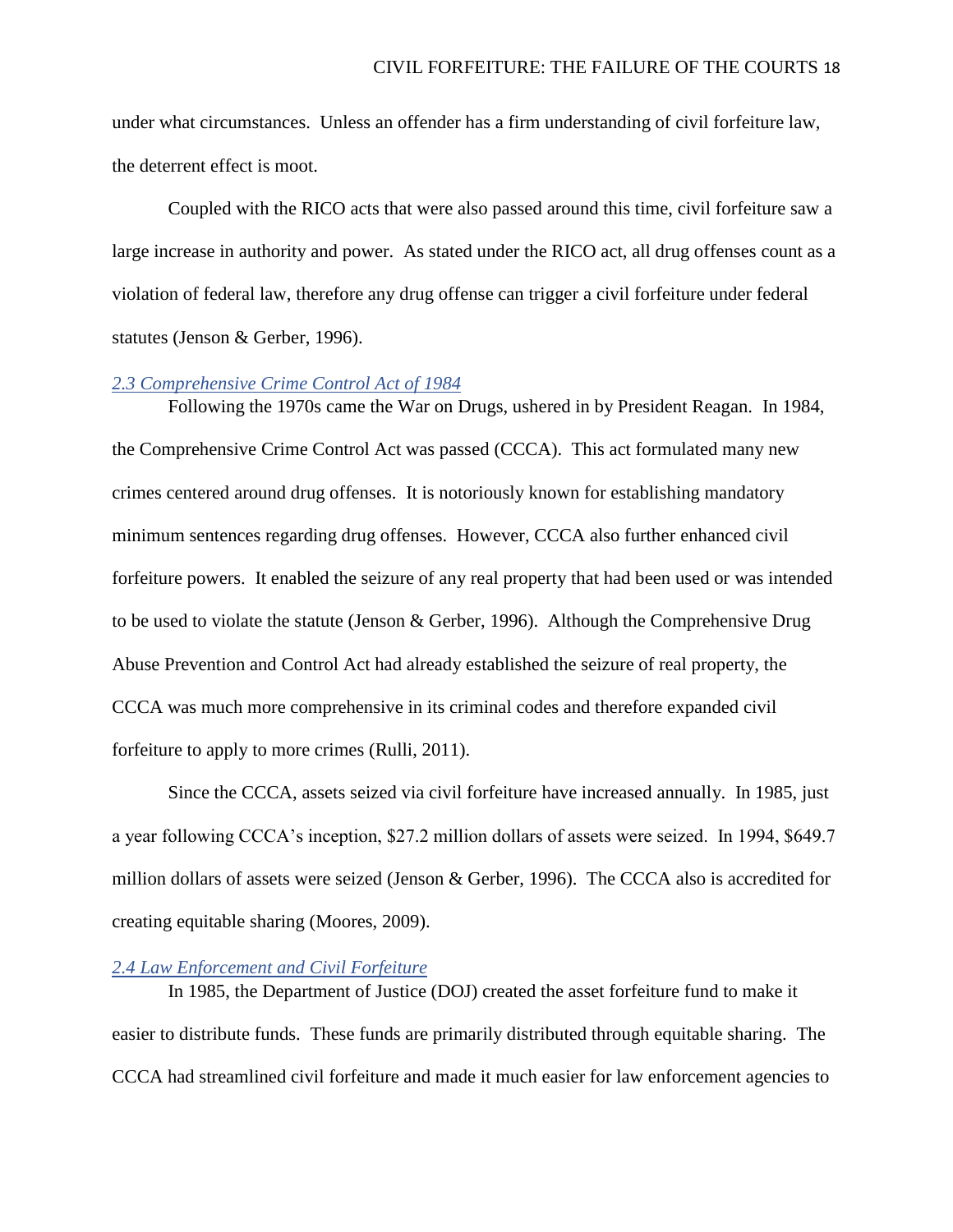under what circumstances. Unless an offender has a firm understanding of civil forfeiture law, the deterrent effect is moot.

Coupled with the RICO acts that were also passed around this time, civil forfeiture saw a large increase in authority and power. As stated under the RICO act, all drug offenses count as a violation of federal law, therefore any drug offense can trigger a civil forfeiture under federal statutes (Jenson & Gerber, 1996).

### *2.3 Comprehensive Crime Control Act of 1984*

Following the 1970s came the War on Drugs, ushered in by President Reagan. In 1984, the Comprehensive Crime Control Act was passed (CCCA). This act formulated many new crimes centered around drug offenses. It is notoriously known for establishing mandatory minimum sentences regarding drug offenses. However, CCCA also further enhanced civil forfeiture powers. It enabled the seizure of any real property that had been used or was intended to be used to violate the statute (Jenson & Gerber, 1996). Although the Comprehensive Drug Abuse Prevention and Control Act had already established the seizure of real property, the CCCA was much more comprehensive in its criminal codes and therefore expanded civil forfeiture to apply to more crimes (Rulli, 2011).

Since the CCCA, assets seized via civil forfeiture have increased annually. In 1985, just a year following CCCA's inception, $27.2 million dollars of assets were seized. In 1994, $649.7 million dollars of assets were seized (Jenson & Gerber, 1996). The CCCA also is accredited for creating equitable sharing (Moores, 2009).

### *2.4 Law Enforcement and Civil Forfeiture*

In 1985, the Department of Justice (DOJ) created the asset forfeiture fund to make it easier to distribute funds. These funds are primarily distributed through equitable sharing. The CCCA had streamlined civil forfeiture and made it much easier for law enforcement agencies to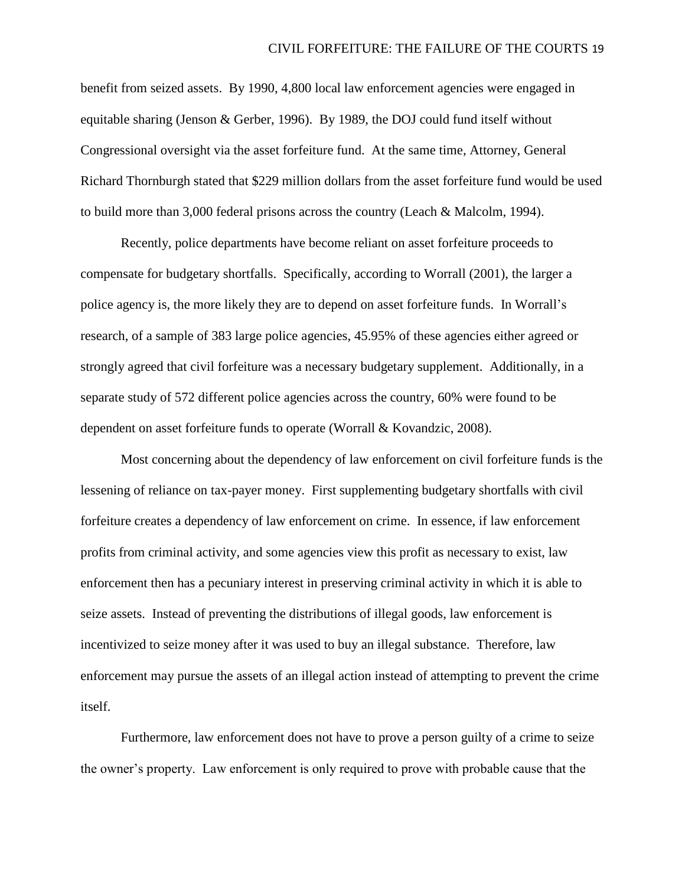benefit from seized assets. By 1990, 4,800 local law enforcement agencies were engaged in equitable sharing (Jenson & Gerber, 1996). By 1989, the DOJ could fund itself without Congressional oversight via the asset forfeiture fund. At the same time, Attorney, General Richard Thornburgh stated that $229 million dollars from the asset forfeiture fund would be used to build more than 3,000 federal prisons across the country (Leach & Malcolm, 1994).

Recently, police departments have become reliant on asset forfeiture proceeds to compensate for budgetary shortfalls. Specifically, according to Worrall (2001), the larger a police agency is, the more likely they are to depend on asset forfeiture funds. In Worrall's research, of a sample of 383 large police agencies, 45.95% of these agencies either agreed or strongly agreed that civil forfeiture was a necessary budgetary supplement. Additionally, in a separate study of 572 different police agencies across the country, 60% were found to be dependent on asset forfeiture funds to operate (Worrall & Kovandzic, 2008).

Most concerning about the dependency of law enforcement on civil forfeiture funds is the lessening of reliance on tax-payer money. First supplementing budgetary shortfalls with civil forfeiture creates a dependency of law enforcement on crime. In essence, if law enforcement profits from criminal activity, and some agencies view this profit as necessary to exist, law enforcement then has a pecuniary interest in preserving criminal activity in which it is able to seize assets. Instead of preventing the distributions of illegal goods, law enforcement is incentivized to seize money after it was used to buy an illegal substance. Therefore, law enforcement may pursue the assets of an illegal action instead of attempting to prevent the crime itself.

Furthermore, law enforcement does not have to prove a person guilty of a crime to seize the owner's property. Law enforcement is only required to prove with probable cause that the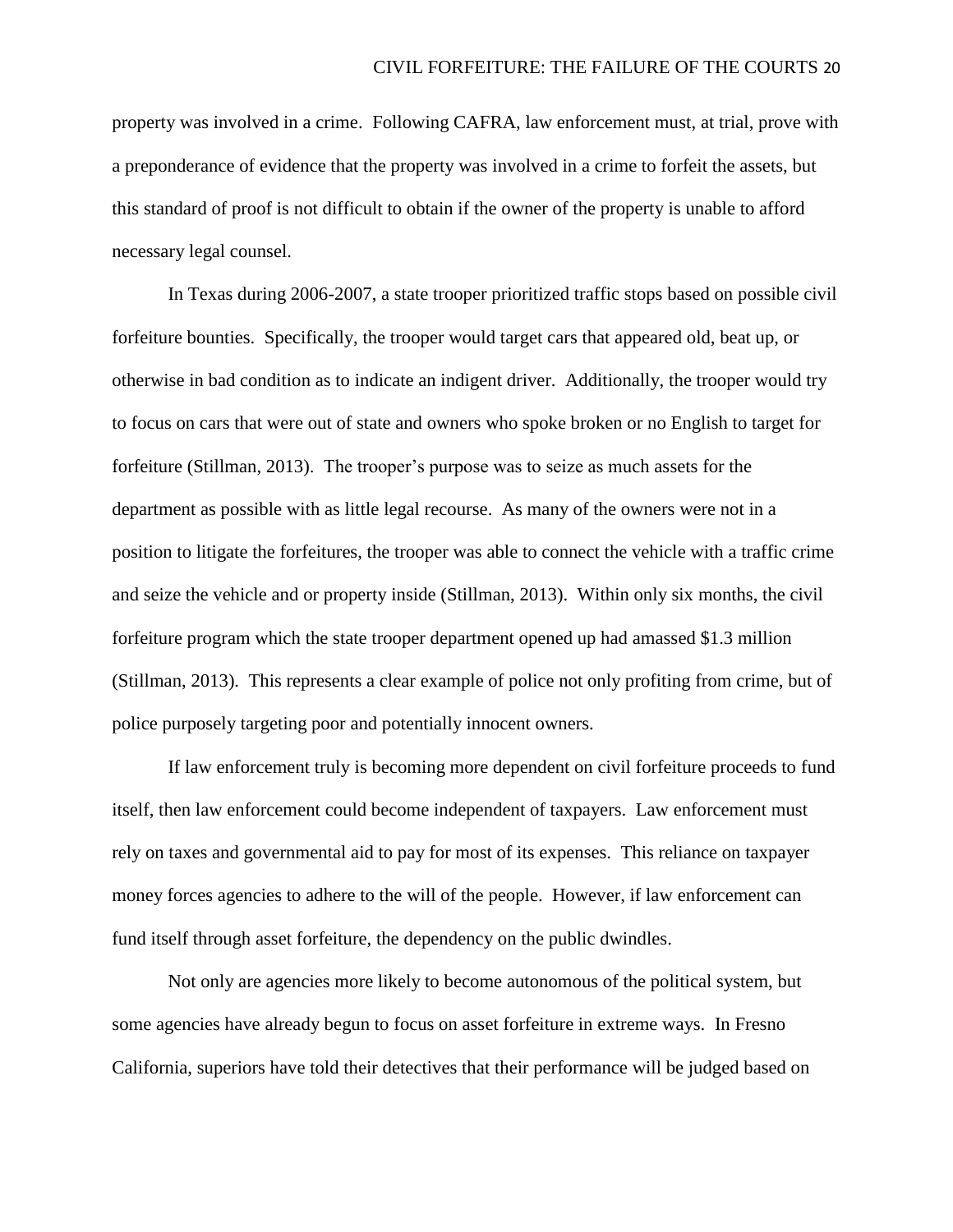property was involved in a crime. Following CAFRA, law enforcement must, at trial, prove with a preponderance of evidence that the property was involved in a crime to forfeit the assets, but this standard of proof is not difficult to obtain if the owner of the property is unable to afford necessary legal counsel.

In Texas during 2006-2007, a state trooper prioritized traffic stops based on possible civil forfeiture bounties. Specifically, the trooper would target cars that appeared old, beat up, or otherwise in bad condition as to indicate an indigent driver. Additionally, the trooper would try to focus on cars that were out of state and owners who spoke broken or no English to target for forfeiture (Stillman, 2013). The trooper's purpose was to seize as much assets for the department as possible with as little legal recourse. As many of the owners were not in a position to litigate the forfeitures, the trooper was able to connect the vehicle with a traffic crime and seize the vehicle and or property inside (Stillman, 2013). Within only six months, the civil forfeiture program which the state trooper department opened up had amassed $1.3 million (Stillman, 2013). This represents a clear example of police not only profiting from crime, but of police purposely targeting poor and potentially innocent owners.

If law enforcement truly is becoming more dependent on civil forfeiture proceeds to fund itself, then law enforcement could become independent of taxpayers. Law enforcement must rely on taxes and governmental aid to pay for most of its expenses. This reliance on taxpayer money forces agencies to adhere to the will of the people. However, if law enforcement can fund itself through asset forfeiture, the dependency on the public dwindles.

Not only are agencies more likely to become autonomous of the political system, but some agencies have already begun to focus on asset forfeiture in extreme ways. In Fresno California, superiors have told their detectives that their performance will be judged based on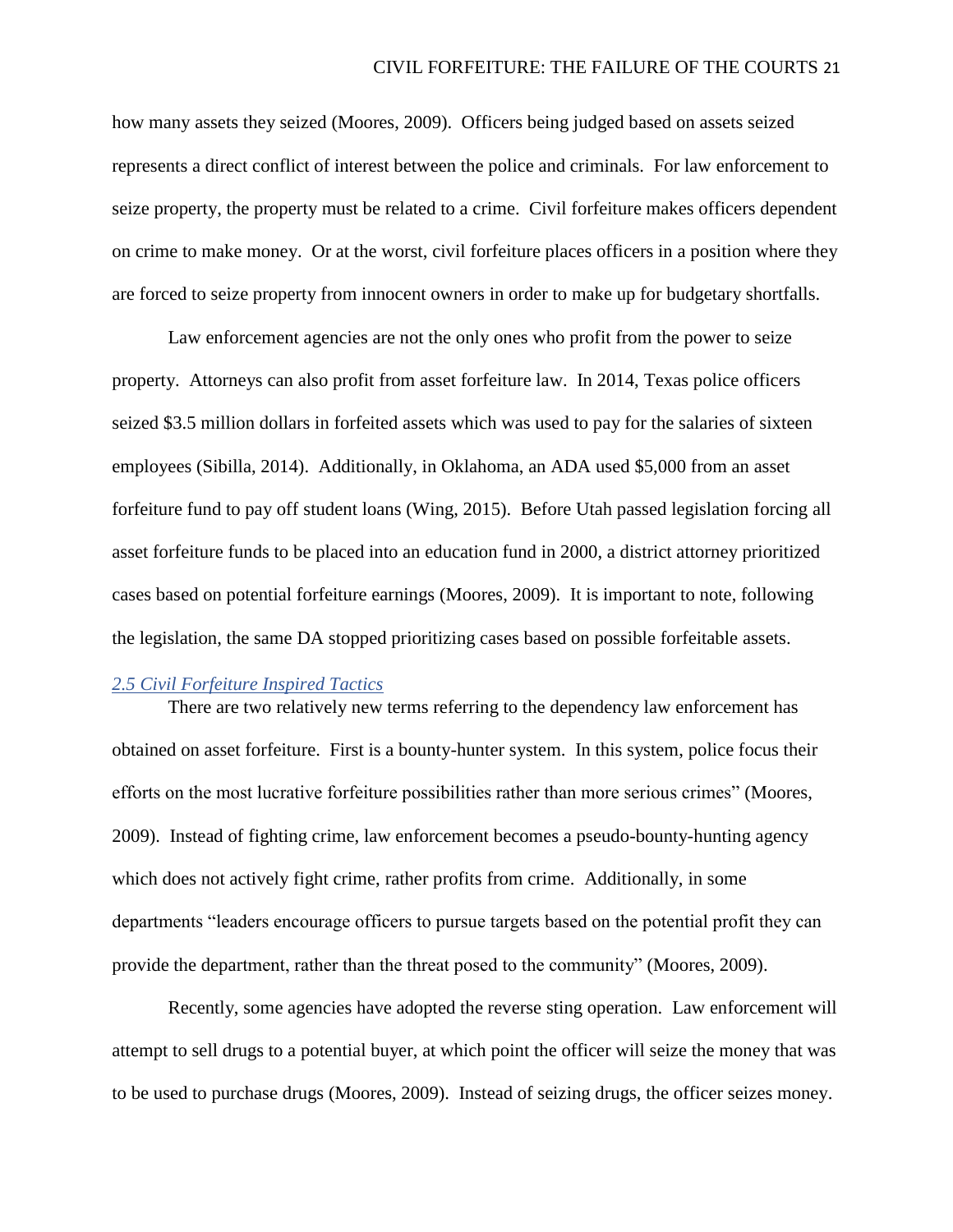how many assets they seized (Moores, 2009). Officers being judged based on assets seized represents a direct conflict of interest between the police and criminals. For law enforcement to seize property, the property must be related to a crime. Civil forfeiture makes officers dependent on crime to make money. Or at the worst, civil forfeiture places officers in a position where they are forced to seize property from innocent owners in order to make up for budgetary shortfalls.

Law enforcement agencies are not the only ones who profit from the power to seize property. Attorneys can also profit from asset forfeiture law. In 2014, Texas police officers seized $3.5 million dollars in forfeited assets which was used to pay for the salaries of sixteen employees (Sibilla, 2014). Additionally, in Oklahoma, an ADA used $5,000 from an asset forfeiture fund to pay off student loans (Wing, 2015). Before Utah passed legislation forcing all asset forfeiture funds to be placed into an education fund in 2000, a district attorney prioritized cases based on potential forfeiture earnings (Moores, 2009). It is important to note, following the legislation, the same DA stopped prioritizing cases based on possible forfeitable assets.

### *2.5 Civil Forfeiture Inspired Tactics*

There are two relatively new terms referring to the dependency law enforcement has obtained on asset forfeiture. First is a bounty-hunter system. In this system, police focus their efforts on the most lucrative forfeiture possibilities rather than more serious crimes" (Moores, 2009). Instead of fighting crime, law enforcement becomes a pseudo-bounty-hunting agency which does not actively fight crime, rather profits from crime. Additionally, in some departments "leaders encourage officers to pursue targets based on the potential profit they can provide the department, rather than the threat posed to the community" (Moores, 2009).

Recently, some agencies have adopted the reverse sting operation. Law enforcement will attempt to sell drugs to a potential buyer, at which point the officer will seize the money that was to be used to purchase drugs (Moores, 2009). Instead of seizing drugs, the officer seizes money.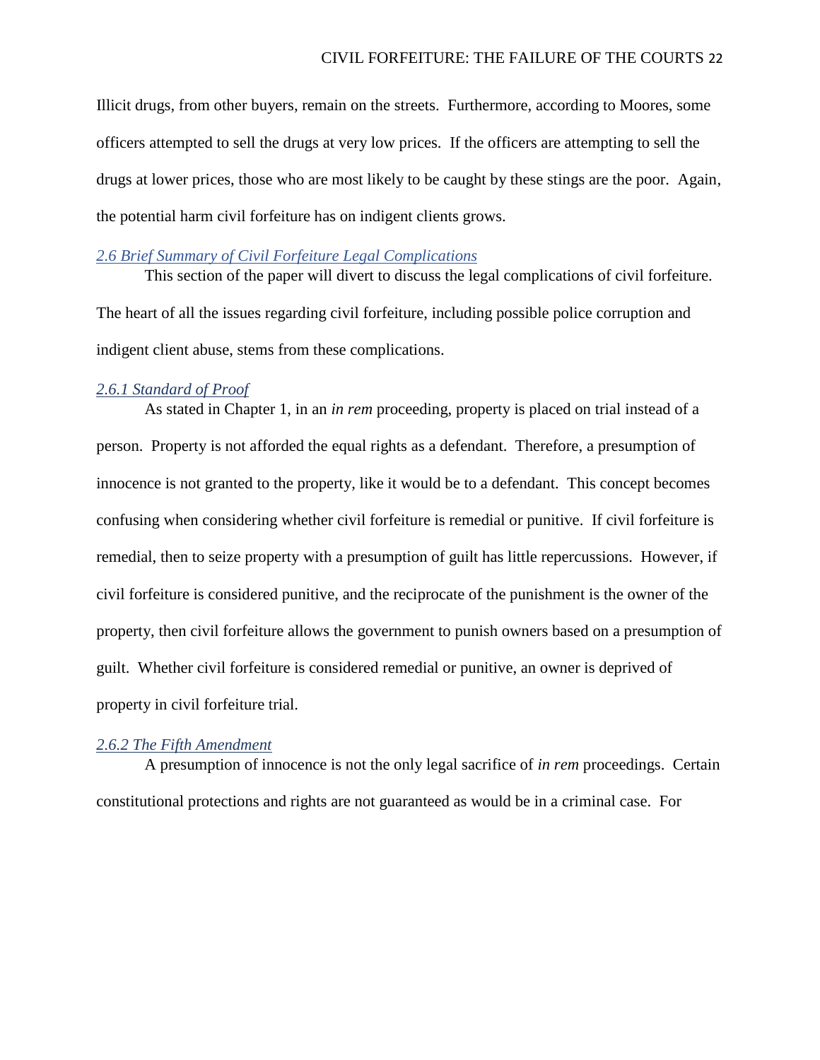Illicit drugs, from other buyers, remain on the streets. Furthermore, according to Moores, some officers attempted to sell the drugs at very low prices. If the officers are attempting to sell the drugs at lower prices, those who are most likely to be caught by these stings are the poor. Again, the potential harm civil forfeiture has on indigent clients grows.

### *2.6 Brief Summary of Civil Forfeiture Legal Complications*

This section of the paper will divert to discuss the legal complications of civil forfeiture. The heart of all the issues regarding civil forfeiture, including possible police corruption and indigent client abuse, stems from these complications.

#### *2.6.1 Standard of Proof*

As stated in Chapter 1, in an *in rem* proceeding, property is placed on trial instead of a person. Property is not afforded the equal rights as a defendant. Therefore, a presumption of innocence is not granted to the property, like it would be to a defendant. This concept becomes confusing when considering whether civil forfeiture is remedial or punitive. If civil forfeiture is remedial, then to seize property with a presumption of guilt has little repercussions. However, if civil forfeiture is considered punitive, and the reciprocate of the punishment is the owner of the property, then civil forfeiture allows the government to punish owners based on a presumption of guilt. Whether civil forfeiture is considered remedial or punitive, an owner is deprived of property in civil forfeiture trial.

#### *2.6.2 The Fifth Amendment*

A presumption of innocence is not the only legal sacrifice of *in rem* proceedings. Certain constitutional protections and rights are not guaranteed as would be in a criminal case. For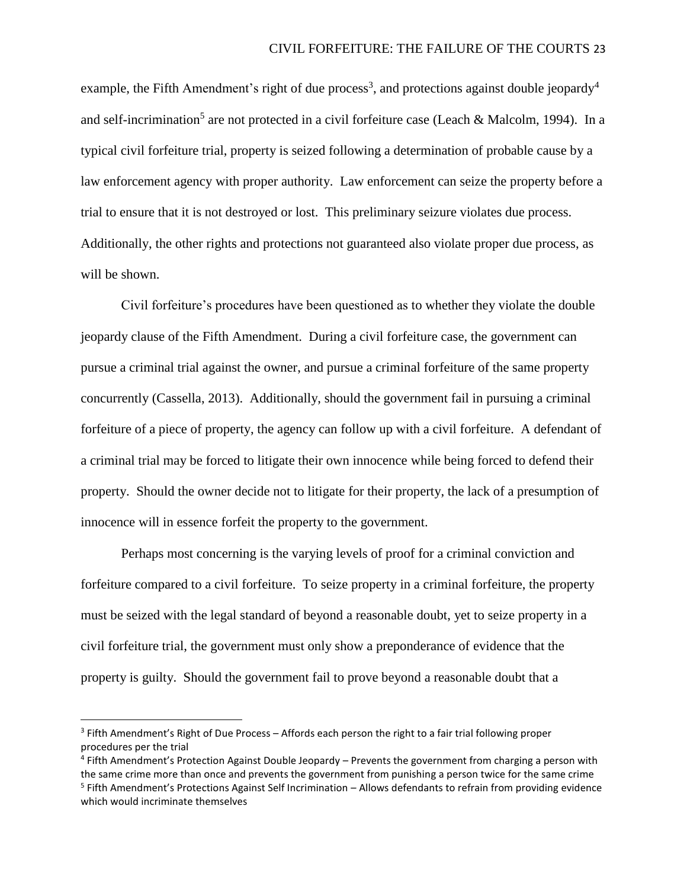example, the Fifth Amendment's right of due process[3], and protections against double jeopardy[4] and self-incrimination[5] are not protected in a civil forfeiture case (Leach & Malcolm, 1994). In a typical civil forfeiture trial, property is seized following a determination of probable cause by a law enforcement agency with proper authority. Law enforcement can seize the property before a trial to ensure that it is not destroyed or lost. This preliminary seizure violates due process. Additionally, the other rights and protections not guaranteed also violate proper due process, as will be shown.

Civil forfeiture's procedures have been questioned as to whether they violate the double jeopardy clause of the Fifth Amendment. During a civil forfeiture case, the government can pursue a criminal trial against the owner, and pursue a criminal forfeiture of the same property concurrently (Cassella, 2013). Additionally, should the government fail in pursuing a criminal forfeiture of a piece of property, the agency can follow up with a civil forfeiture. A defendant of a criminal trial may be forced to litigate their own innocence while being forced to defend their property. Should the owner decide not to litigate for their property, the lack of a presumption of innocence will in essence forfeit the property to the government.

Perhaps most concerning is the varying levels of proof for a criminal conviction and forfeiture compared to a civil forfeiture. To seize property in a criminal forfeiture, the property must be seized with the legal standard of beyond a reasonable doubt, yet to seize property in a civil forfeiture trial, the government must only show a preponderance of evidence that the property is guilty. Should the government fail to prove beyond a reasonable doubt that a

---

[3] Fifth Amendment's Right of Due Process – Affords each person the right to a fair trial following proper procedures per the trial

[4] Fifth Amendment's Protection Against Double Jeopardy – Prevents the government from charging a person with the same crime more than once and prevents the government from punishing a person twice for the same crime

[5] Fifth Amendment's Protections Against Self Incrimination – Allows defendants to refrain from providing evidence which would incriminate themselves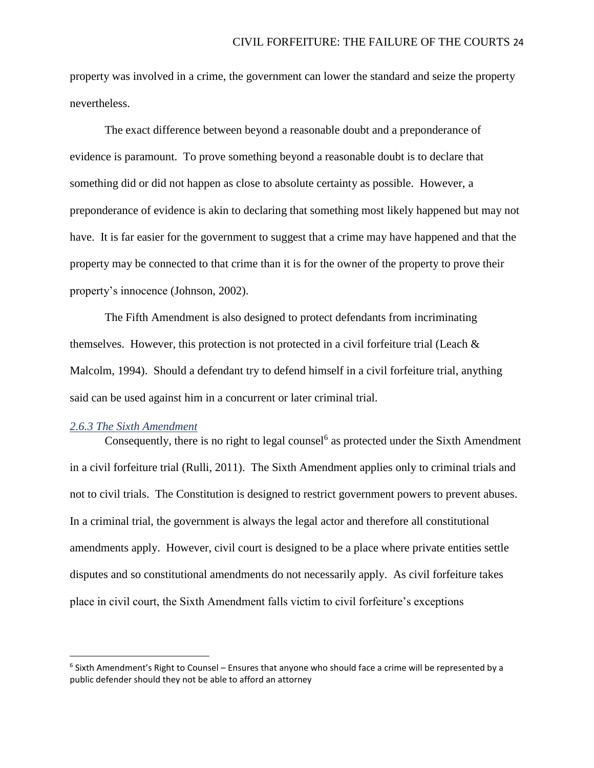property was involved in a crime, the government can lower the standard and seize the property nevertheless.

The exact difference between beyond a reasonable doubt and a preponderance of evidence is paramount. To prove something beyond a reasonable doubt is to declare that something did or did not happen as close to absolute certainty as possible. However, a preponderance of evidence is akin to declaring that something most likely happened but may not have. It is far easier for the government to suggest that a crime may have happened and that the property may be connected to that crime than it is for the owner of the property to prove their property's innocence (Johnson, 2002).

The Fifth Amendment is also designed to protect defendants from incriminating themselves. However, this protection is not protected in a civil forfeiture trial (Leach & Malcolm, 1994). Should a defendant try to defend himself in a civil forfeiture trial, anything said can be used against him in a concurrent or later criminal trial.

### *2.6.3 The Sixth Amendment*

Consequently, there is no right to legal counsel[6] as protected under the Sixth Amendment in a civil forfeiture trial (Rulli, 2011). The Sixth Amendment applies only to criminal trials and not to civil trials. The Constitution is designed to restrict government powers to prevent abuses. In a criminal trial, the government is always the legal actor and therefore all constitutional amendments apply. However, civil court is designed to be a place where private entities settle disputes and so constitutional amendments do not necessarily apply. As civil forfeiture takes place in civil court, the Sixth Amendment falls victim to civil forfeiture's exceptions

---

[6] Sixth Amendment's Right to Counsel – Ensures that anyone who should face a crime will be represented by a public defender should they not be able to afford an attorney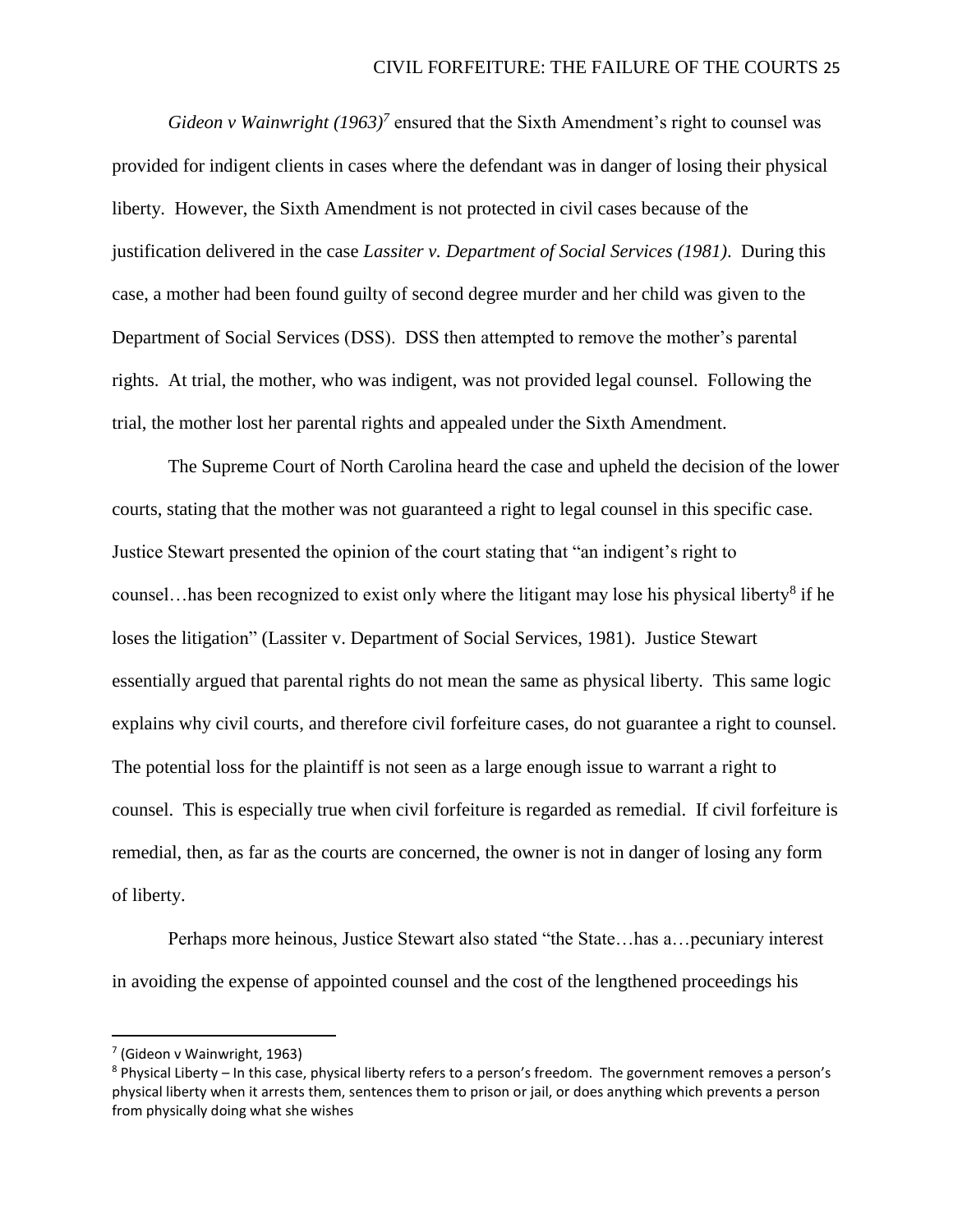*Gideon v Wainwright (1963)*[7] ensured that the Sixth Amendment's right to counsel was provided for indigent clients in cases where the defendant was in danger of losing their physical liberty. However, the Sixth Amendment is not protected in civil cases because of the justification delivered in the case *Lassiter v. Department of Social Services (1981)*. During this case, a mother had been found guilty of second degree murder and her child was given to the Department of Social Services (DSS). DSS then attempted to remove the mother's parental rights. At trial, the mother, who was indigent, was not provided legal counsel. Following the trial, the mother lost her parental rights and appealed under the Sixth Amendment.

The Supreme Court of North Carolina heard the case and upheld the decision of the lower courts, stating that the mother was not guaranteed a right to legal counsel in this specific case. Justice Stewart presented the opinion of the court stating that "an indigent's right to counsel…has been recognized to exist only where the litigant may lose his physical liberty[8] if he loses the litigation" (Lassiter v. Department of Social Services, 1981). Justice Stewart essentially argued that parental rights do not mean the same as physical liberty. This same logic explains why civil courts, and therefore civil forfeiture cases, do not guarantee a right to counsel. The potential loss for the plaintiff is not seen as a large enough issue to warrant a right to counsel. This is especially true when civil forfeiture is regarded as remedial. If civil forfeiture is remedial, then, as far as the courts are concerned, the owner is not in danger of losing any form of liberty.

Perhaps more heinous, Justice Stewart also stated "the State…has a…pecuniary interest in avoiding the expense of appointed counsel and the cost of the lengthened proceedings his

---

[7] (Gideon v Wainwright, 1963)

[8] Physical Liberty – In this case, physical liberty refers to a person's freedom. The government removes a person's physical liberty when it arrests them, sentences them to prison or jail, or does anything which prevents a person from physically doing what she wishes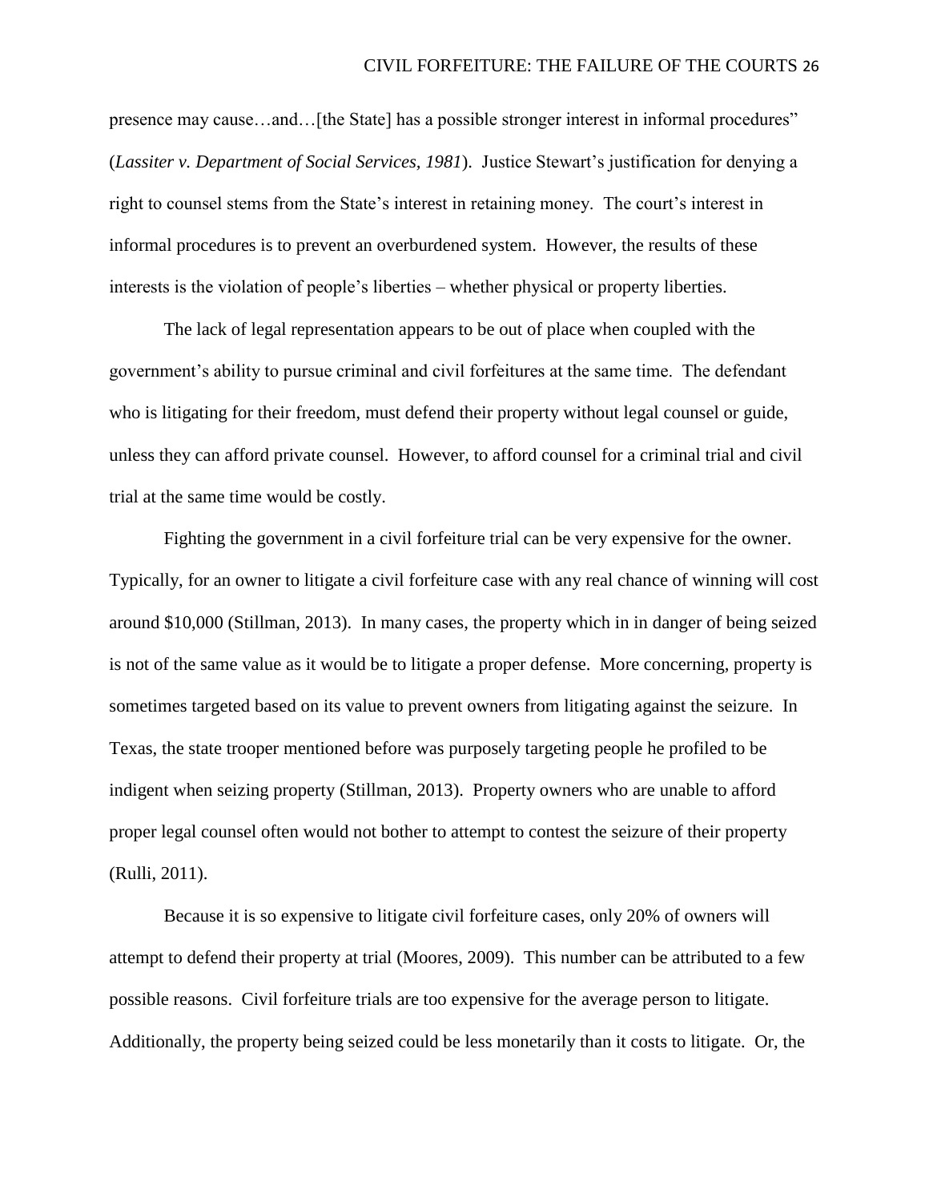presence may cause…and…[the State] has a possible stronger interest in informal procedures" (*Lassiter v. Department of Social Services, 1981*). Justice Stewart's justification for denying a right to counsel stems from the State's interest in retaining money. The court's interest in informal procedures is to prevent an overburdened system. However, the results of these interests is the violation of people's liberties – whether physical or property liberties.

The lack of legal representation appears to be out of place when coupled with the government's ability to pursue criminal and civil forfeitures at the same time. The defendant who is litigating for their freedom, must defend their property without legal counsel or guide, unless they can afford private counsel. However, to afford counsel for a criminal trial and civil trial at the same time would be costly.

Fighting the government in a civil forfeiture trial can be very expensive for the owner. Typically, for an owner to litigate a civil forfeiture case with any real chance of winning will cost around $10,000 (Stillman, 2013). In many cases, the property which in in danger of being seized is not of the same value as it would be to litigate a proper defense. More concerning, property is sometimes targeted based on its value to prevent owners from litigating against the seizure. In Texas, the state trooper mentioned before was purposely targeting people he profiled to be indigent when seizing property (Stillman, 2013). Property owners who are unable to afford proper legal counsel often would not bother to attempt to contest the seizure of their property (Rulli, 2011).

Because it is so expensive to litigate civil forfeiture cases, only 20% of owners will attempt to defend their property at trial (Moores, 2009). This number can be attributed to a few possible reasons. Civil forfeiture trials are too expensive for the average person to litigate. Additionally, the property being seized could be less monetarily than it costs to litigate. Or, the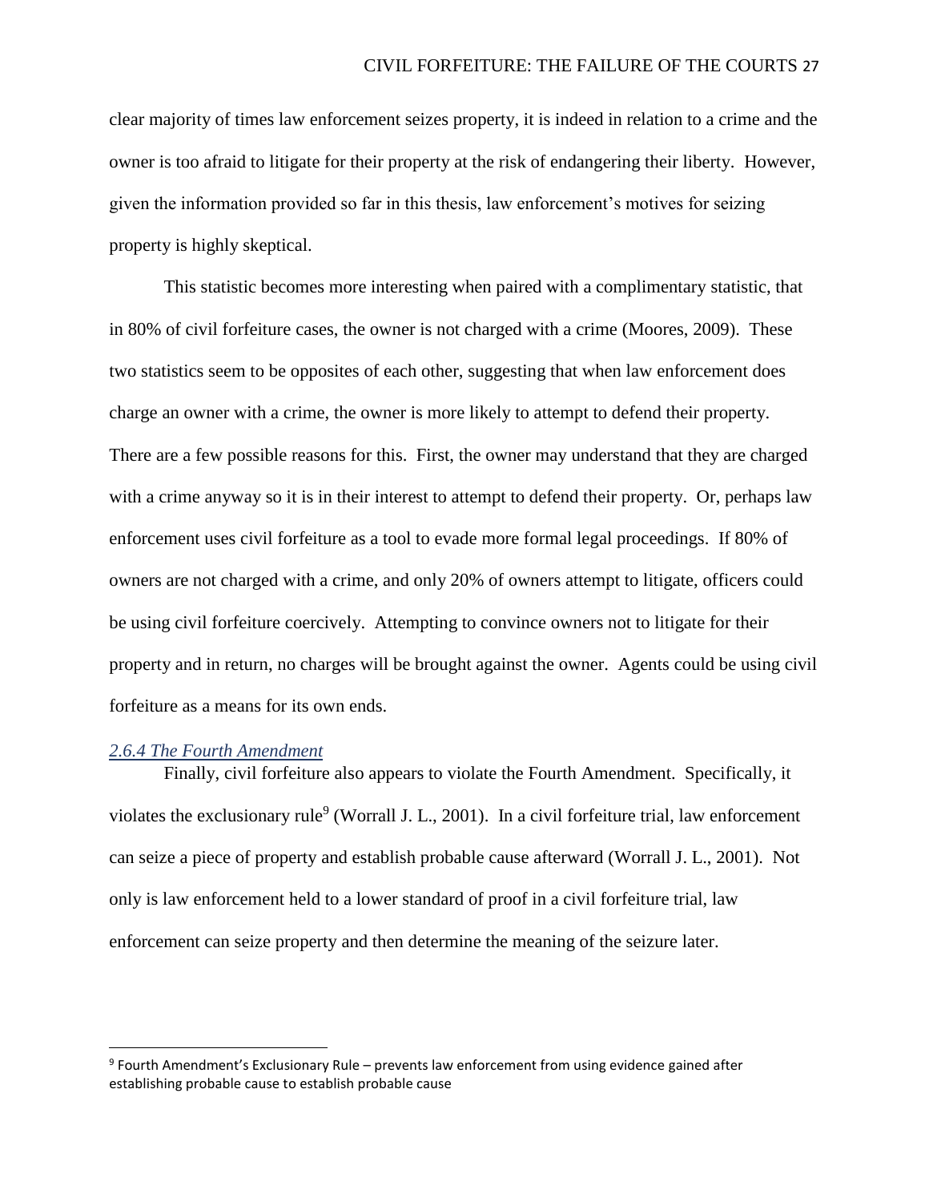clear majority of times law enforcement seizes property, it is indeed in relation to a crime and the owner is too afraid to litigate for their property at the risk of endangering their liberty. However, given the information provided so far in this thesis, law enforcement's motives for seizing property is highly skeptical.

This statistic becomes more interesting when paired with a complimentary statistic, that in 80% of civil forfeiture cases, the owner is not charged with a crime (Moores, 2009). These two statistics seem to be opposites of each other, suggesting that when law enforcement does charge an owner with a crime, the owner is more likely to attempt to defend their property. There are a few possible reasons for this. First, the owner may understand that they are charged with a crime anyway so it is in their interest to attempt to defend their property. Or, perhaps law enforcement uses civil forfeiture as a tool to evade more formal legal proceedings. If 80% of owners are not charged with a crime, and only 20% of owners attempt to litigate, officers could be using civil forfeiture coercively. Attempting to convince owners not to litigate for their property and in return, no charges will be brought against the owner. Agents could be using civil forfeiture as a means for its own ends.

### *2.6.4 The Fourth Amendment*

Finally, civil forfeiture also appears to violate the Fourth Amendment. Specifically, it violates the exclusionary rule[9] (Worrall J. L., 2001). In a civil forfeiture trial, law enforcement can seize a piece of property and establish probable cause afterward (Worrall J. L., 2001). Not only is law enforcement held to a lower standard of proof in a civil forfeiture trial, law enforcement can seize property and then determine the meaning of the seizure later.

[9] Fourth Amendment's Exclusionary Rule – prevents law enforcement from using evidence gained after establishing probable cause to establish probable cause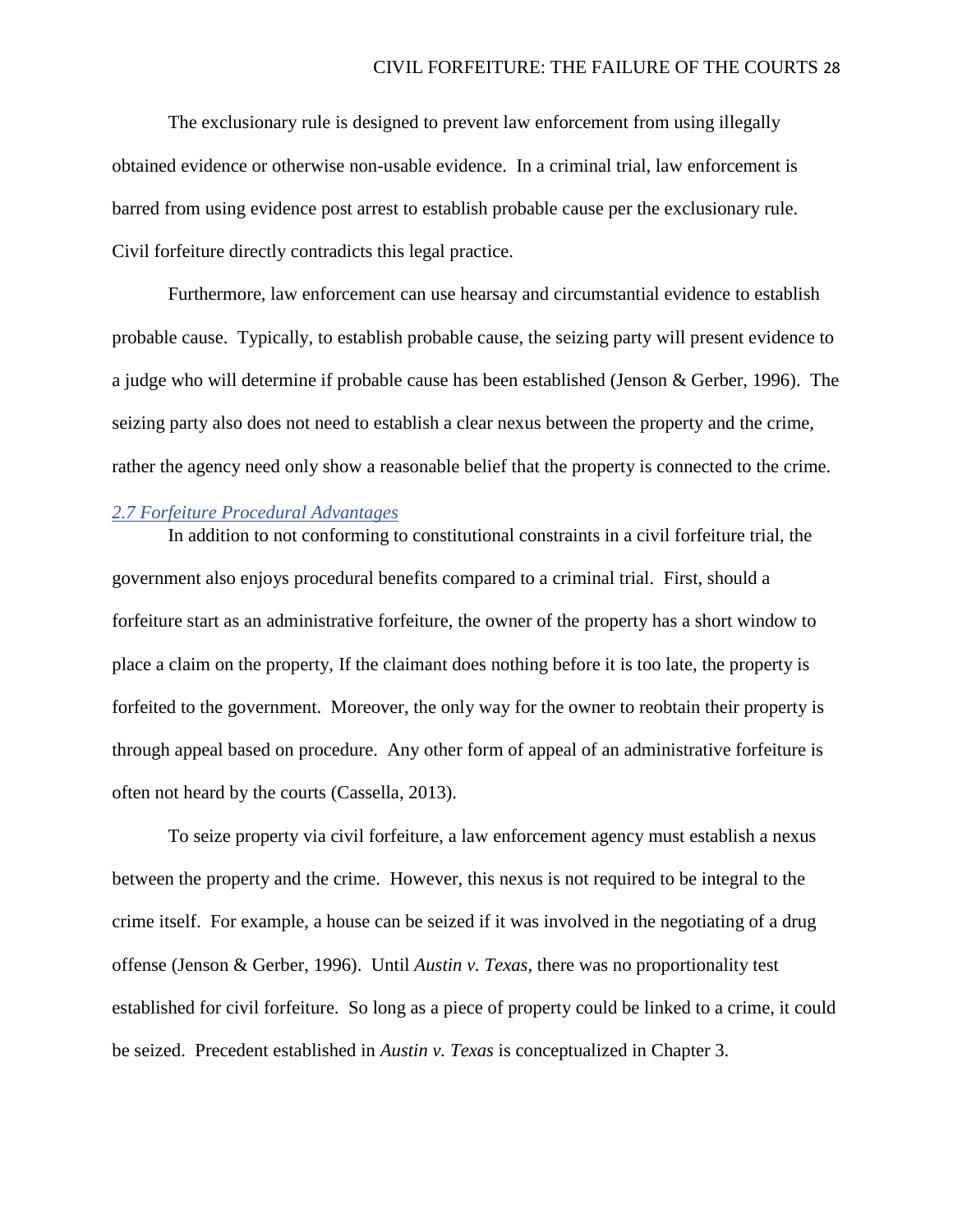The exclusionary rule is designed to prevent law enforcement from using illegally obtained evidence or otherwise non-usable evidence. In a criminal trial, law enforcement is barred from using evidence post arrest to establish probable cause per the exclusionary rule. Civil forfeiture directly contradicts this legal practice.

Furthermore, law enforcement can use hearsay and circumstantial evidence to establish probable cause. Typically, to establish probable cause, the seizing party will present evidence to a judge who will determine if probable cause has been established (Jenson & Gerber, 1996). The seizing party also does not need to establish a clear nexus between the property and the crime, rather the agency need only show a reasonable belief that the property is connected to the crime.

### *2.7 Forfeiture Procedural Advantages*

In addition to not conforming to constitutional constraints in a civil forfeiture trial, the government also enjoys procedural benefits compared to a criminal trial. First, should a forfeiture start as an administrative forfeiture, the owner of the property has a short window to place a claim on the property, If the claimant does nothing before it is too late, the property is forfeited to the government. Moreover, the only way for the owner to reobtain their property is through appeal based on procedure. Any other form of appeal of an administrative forfeiture is often not heard by the courts (Cassella, 2013).

To seize property via civil forfeiture, a law enforcement agency must establish a nexus between the property and the crime. However, this nexus is not required to be integral to the crime itself. For example, a house can be seized if it was involved in the negotiating of a drug offense (Jenson & Gerber, 1996). Until *Austin v. Texas*, there was no proportionality test established for civil forfeiture. So long as a piece of property could be linked to a crime, it could be seized. Precedent established in *Austin v. Texas* is conceptualized in Chapter 3.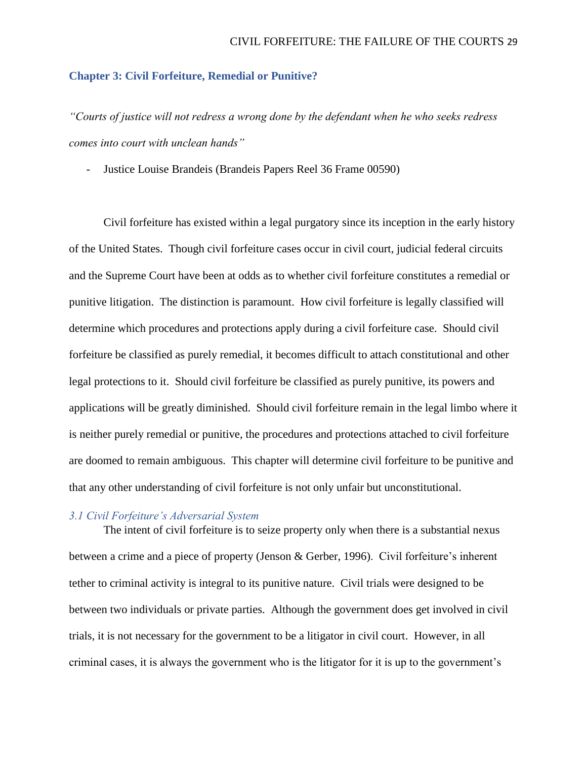## Chapter 3: Civil Forfeiture, Remedial or Punitive?

*"Courts of justice will not redress a wrong done by the defendant when he who seeks redress comes into court with unclean hands"*

- Justice Louise Brandeis (Brandeis Papers Reel 36 Frame 00590)

Civil forfeiture has existed within a legal purgatory since its inception in the early history of the United States. Though civil forfeiture cases occur in civil court, judicial federal circuits and the Supreme Court have been at odds as to whether civil forfeiture constitutes a remedial or punitive litigation. The distinction is paramount. How civil forfeiture is legally classified will determine which procedures and protections apply during a civil forfeiture case. Should civil forfeiture be classified as purely remedial, it becomes difficult to attach constitutional and other legal protections to it. Should civil forfeiture be classified as purely punitive, its powers and applications will be greatly diminished. Should civil forfeiture remain in the legal limbo where it is neither purely remedial or punitive, the procedures and protections attached to civil forfeiture are doomed to remain ambiguous. This chapter will determine civil forfeiture to be punitive and that any other understanding of civil forfeiture is not only unfair but unconstitutional.

### *3.1 Civil Forfeiture's Adversarial System*

The intent of civil forfeiture is to seize property only when there is a substantial nexus between a crime and a piece of property (Jenson & Gerber, 1996). Civil forfeiture's inherent tether to criminal activity is integral to its punitive nature. Civil trials were designed to be between two individuals or private parties. Although the government does get involved in civil trials, it is not necessary for the government to be a litigator in civil court. However, in all criminal cases, it is always the government who is the litigator for it is up to the government's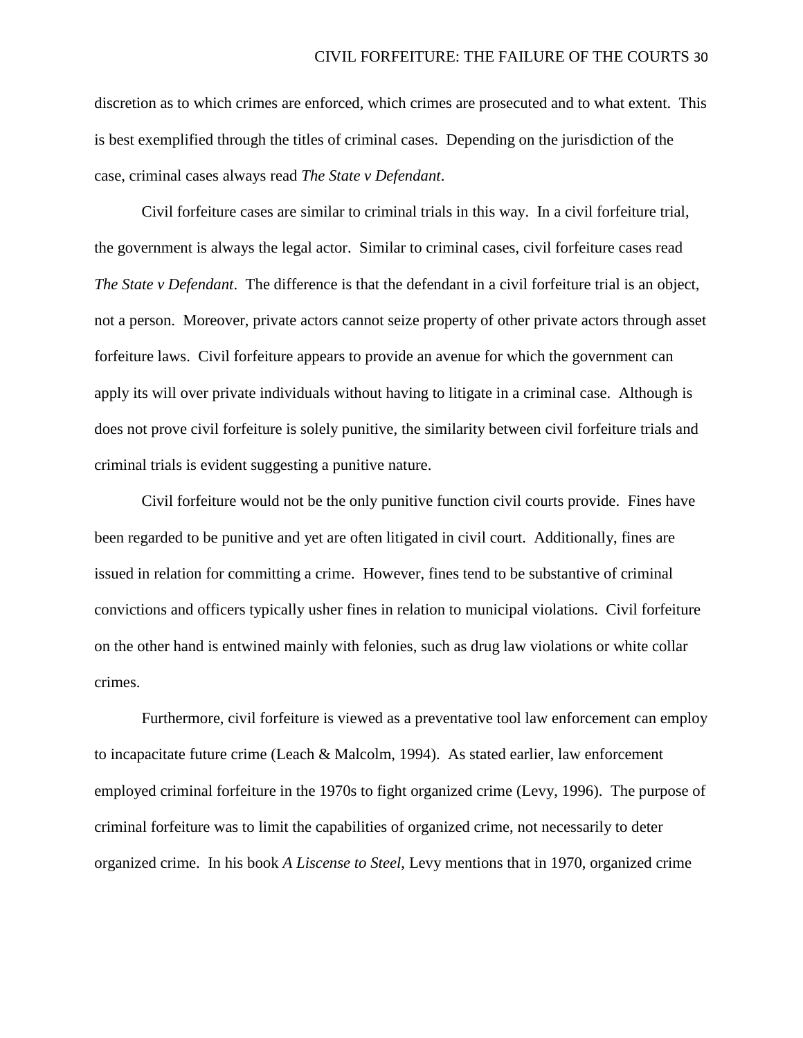discretion as to which crimes are enforced, which crimes are prosecuted and to what extent. This is best exemplified through the titles of criminal cases. Depending on the jurisdiction of the case, criminal cases always read *The State v Defendant*.

Civil forfeiture cases are similar to criminal trials in this way. In a civil forfeiture trial, the government is always the legal actor. Similar to criminal cases, civil forfeiture cases read *The State v Defendant*. The difference is that the defendant in a civil forfeiture trial is an object, not a person. Moreover, private actors cannot seize property of other private actors through asset forfeiture laws. Civil forfeiture appears to provide an avenue for which the government can apply its will over private individuals without having to litigate in a criminal case. Although is does not prove civil forfeiture is solely punitive, the similarity between civil forfeiture trials and criminal trials is evident suggesting a punitive nature.

Civil forfeiture would not be the only punitive function civil courts provide. Fines have been regarded to be punitive and yet are often litigated in civil court. Additionally, fines are issued in relation for committing a crime. However, fines tend to be substantive of criminal convictions and officers typically usher fines in relation to municipal violations. Civil forfeiture on the other hand is entwined mainly with felonies, such as drug law violations or white collar crimes.

Furthermore, civil forfeiture is viewed as a preventative tool law enforcement can employ to incapacitate future crime (Leach & Malcolm, 1994). As stated earlier, law enforcement employed criminal forfeiture in the 1970s to fight organized crime (Levy, 1996). The purpose of criminal forfeiture was to limit the capabilities of organized crime, not necessarily to deter organized crime. In his book *A Liscense to Steel*, Levy mentions that in 1970, organized crime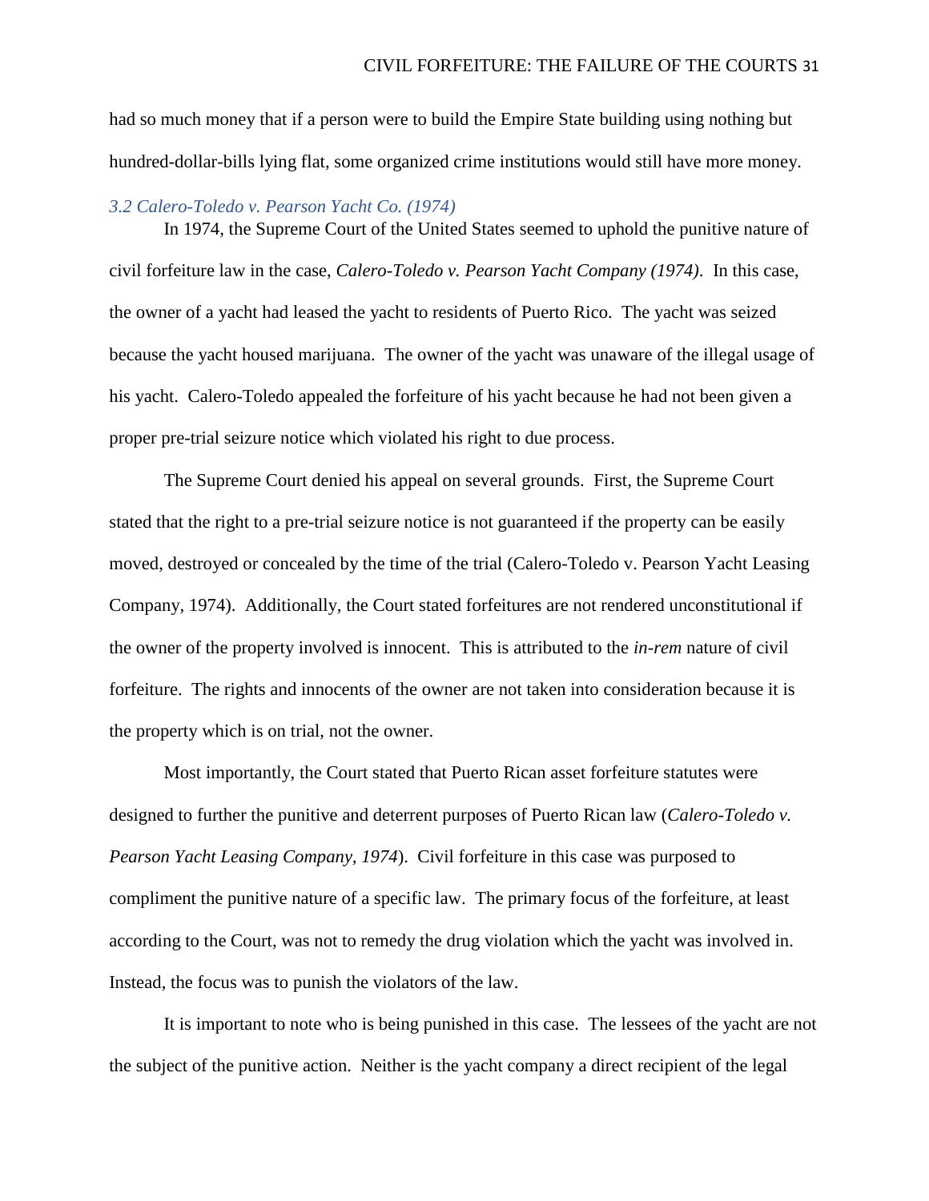had so much money that if a person were to build the Empire State building using nothing but hundred-dollar-bills lying flat, some organized crime institutions would still have more money.

### *3.2 Calero-Toledo v. Pearson Yacht Co. (1974)*

In 1974, the Supreme Court of the United States seemed to uphold the punitive nature of civil forfeiture law in the case, *Calero-Toledo v. Pearson Yacht Company (1974)*. In this case, the owner of a yacht had leased the yacht to residents of Puerto Rico. The yacht was seized because the yacht housed marijuana. The owner of the yacht was unaware of the illegal usage of his yacht. Calero-Toledo appealed the forfeiture of his yacht because he had not been given a proper pre-trial seizure notice which violated his right to due process.

The Supreme Court denied his appeal on several grounds. First, the Supreme Court stated that the right to a pre-trial seizure notice is not guaranteed if the property can be easily moved, destroyed or concealed by the time of the trial (Calero-Toledo v. Pearson Yacht Leasing Company, 1974). Additionally, the Court stated forfeitures are not rendered unconstitutional if the owner of the property involved is innocent. This is attributed to the *in-rem* nature of civil forfeiture. The rights and innocents of the owner are not taken into consideration because it is the property which is on trial, not the owner.

Most importantly, the Court stated that Puerto Rican asset forfeiture statutes were designed to further the punitive and deterrent purposes of Puerto Rican law (*Calero-Toledo v. Pearson Yacht Leasing Company, 1974*). Civil forfeiture in this case was purposed to compliment the punitive nature of a specific law. The primary focus of the forfeiture, at least according to the Court, was not to remedy the drug violation which the yacht was involved in. Instead, the focus was to punish the violators of the law.

It is important to note who is being punished in this case. The lessees of the yacht are not the subject of the punitive action. Neither is the yacht company a direct recipient of the legal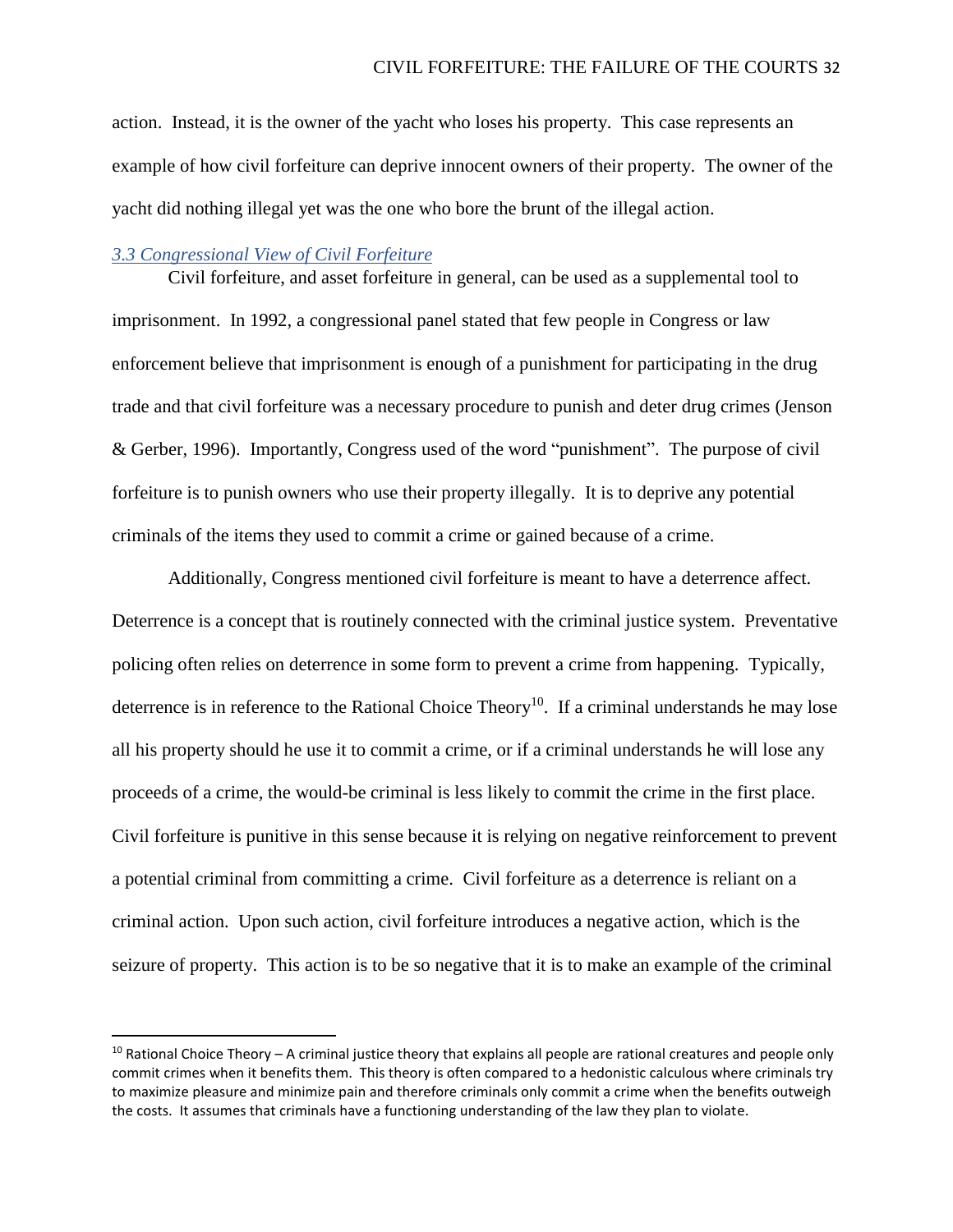action. Instead, it is the owner of the yacht who loses his property. This case represents an example of how civil forfeiture can deprive innocent owners of their property. The owner of the yacht did nothing illegal yet was the one who bore the brunt of the illegal action.

### *3.3 Congressional View of Civil Forfeiture*

Civil forfeiture, and asset forfeiture in general, can be used as a supplemental tool to imprisonment. In 1992, a congressional panel stated that few people in Congress or law enforcement believe that imprisonment is enough of a punishment for participating in the drug trade and that civil forfeiture was a necessary procedure to punish and deter drug crimes (Jenson & Gerber, 1996). Importantly, Congress used of the word "punishment". The purpose of civil forfeiture is to punish owners who use their property illegally. It is to deprive any potential criminals of the items they used to commit a crime or gained because of a crime.

Additionally, Congress mentioned civil forfeiture is meant to have a deterrence affect. Deterrence is a concept that is routinely connected with the criminal justice system. Preventative policing often relies on deterrence in some form to prevent a crime from happening. Typically, deterrence is in reference to the Rational Choice Theory[10]. If a criminal understands he may lose all his property should he use it to commit a crime, or if a criminal understands he will lose any proceeds of a crime, the would-be criminal is less likely to commit the crime in the first place. Civil forfeiture is punitive in this sense because it is relying on negative reinforcement to prevent a potential criminal from committing a crime. Civil forfeiture as a deterrence is reliant on a criminal action. Upon such action, civil forfeiture introduces a negative action, which is the seizure of property. This action is to be so negative that it is to make an example of the criminal

---

[10] Rational Choice Theory – A criminal justice theory that explains all people are rational creatures and people only commit crimes when it benefits them. This theory is often compared to a hedonistic calculous where criminals try to maximize pleasure and minimize pain and therefore criminals only commit a crime when the benefits outweigh the costs. It assumes that criminals have a functioning understanding of the law they plan to violate.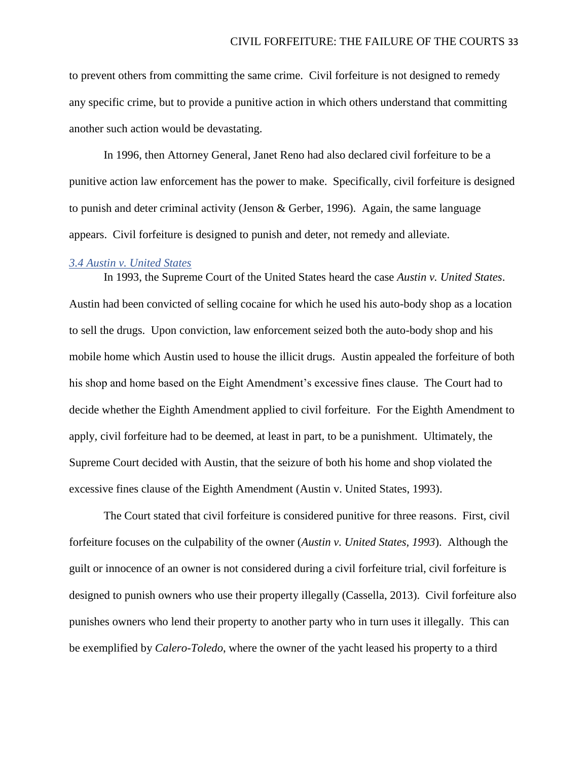to prevent others from committing the same crime. Civil forfeiture is not designed to remedy any specific crime, but to provide a punitive action in which others understand that committing another such action would be devastating.

In 1996, then Attorney General, Janet Reno had also declared civil forfeiture to be a punitive action law enforcement has the power to make. Specifically, civil forfeiture is designed to punish and deter criminal activity (Jenson & Gerber, 1996). Again, the same language appears. Civil forfeiture is designed to punish and deter, not remedy and alleviate.

### *3.4 Austin v. United States*

In 1993, the Supreme Court of the United States heard the case *Austin v. United States*. Austin had been convicted of selling cocaine for which he used his auto-body shop as a location to sell the drugs. Upon conviction, law enforcement seized both the auto-body shop and his mobile home which Austin used to house the illicit drugs. Austin appealed the forfeiture of both his shop and home based on the Eight Amendment's excessive fines clause. The Court had to decide whether the Eighth Amendment applied to civil forfeiture. For the Eighth Amendment to apply, civil forfeiture had to be deemed, at least in part, to be a punishment. Ultimately, the Supreme Court decided with Austin, that the seizure of both his home and shop violated the excessive fines clause of the Eighth Amendment (Austin v. United States, 1993).

The Court stated that civil forfeiture is considered punitive for three reasons. First, civil forfeiture focuses on the culpability of the owner (*Austin v. United States, 1993*). Although the guilt or innocence of an owner is not considered during a civil forfeiture trial, civil forfeiture is designed to punish owners who use their property illegally (Cassella, 2013). Civil forfeiture also punishes owners who lend their property to another party who in turn uses it illegally. This can be exemplified by *Calero-Toledo*, where the owner of the yacht leased his property to a third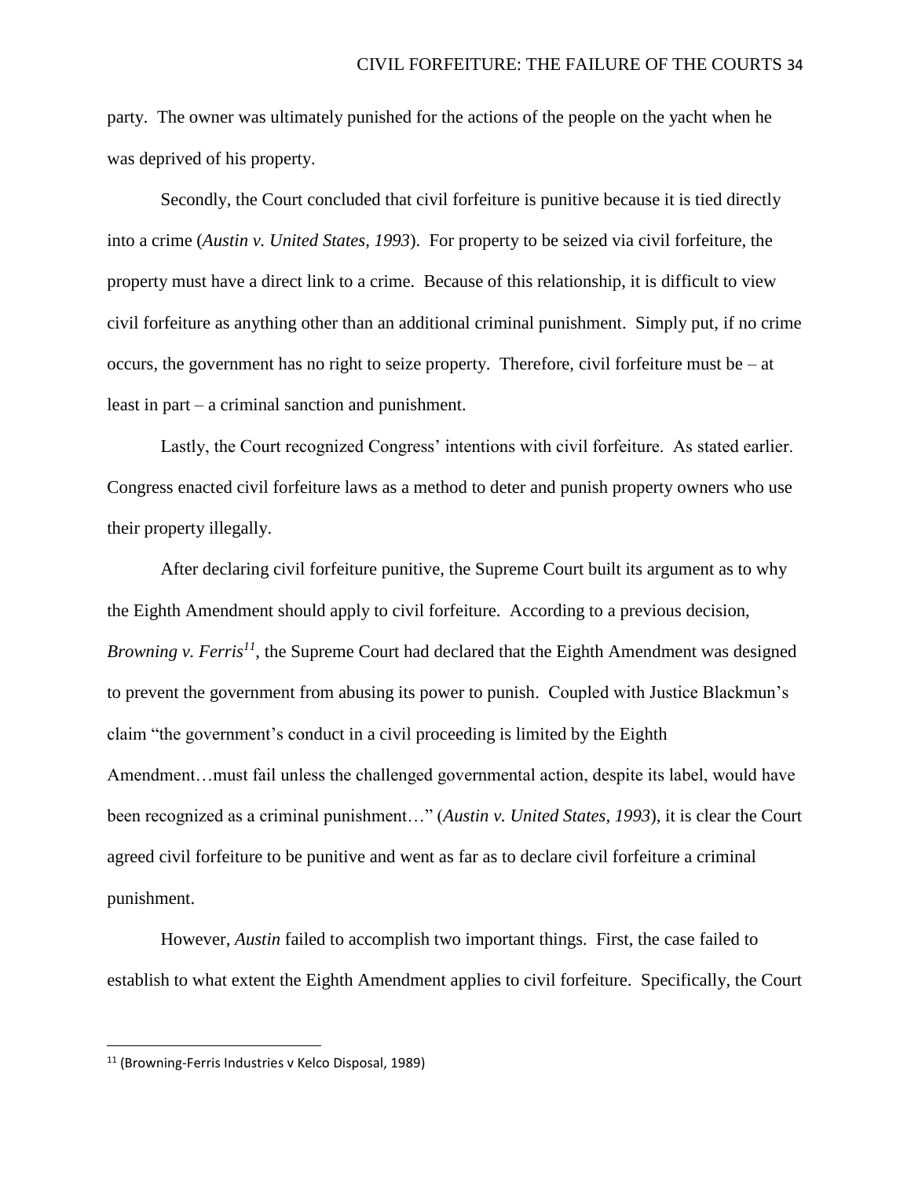party. The owner was ultimately punished for the actions of the people on the yacht when he was deprived of his property.

Secondly, the Court concluded that civil forfeiture is punitive because it is tied directly into a crime (*Austin v. United States, 1993*). For property to be seized via civil forfeiture, the property must have a direct link to a crime. Because of this relationship, it is difficult to view civil forfeiture as anything other than an additional criminal punishment. Simply put, if no crime occurs, the government has no right to seize property. Therefore, civil forfeiture must be – at least in part – a criminal sanction and punishment.

Lastly, the Court recognized Congress' intentions with civil forfeiture. As stated earlier. Congress enacted civil forfeiture laws as a method to deter and punish property owners who use their property illegally.

After declaring civil forfeiture punitive, the Supreme Court built its argument as to why the Eighth Amendment should apply to civil forfeiture. According to a previous decision, *Browning v. Ferris*[11], the Supreme Court had declared that the Eighth Amendment was designed to prevent the government from abusing its power to punish. Coupled with Justice Blackmun's claim "the government's conduct in a civil proceeding is limited by the Eighth Amendment…must fail unless the challenged governmental action, despite its label, would have been recognized as a criminal punishment…" (*Austin v. United States*, *1993*), it is clear the Court agreed civil forfeiture to be punitive and went as far as to declare civil forfeiture a criminal punishment.

However, *Austin* failed to accomplish two important things. First, the case failed to establish to what extent the Eighth Amendment applies to civil forfeiture. Specifically, the Court

---

[11] (Browning-Ferris Industries v Kelco Disposal, 1989)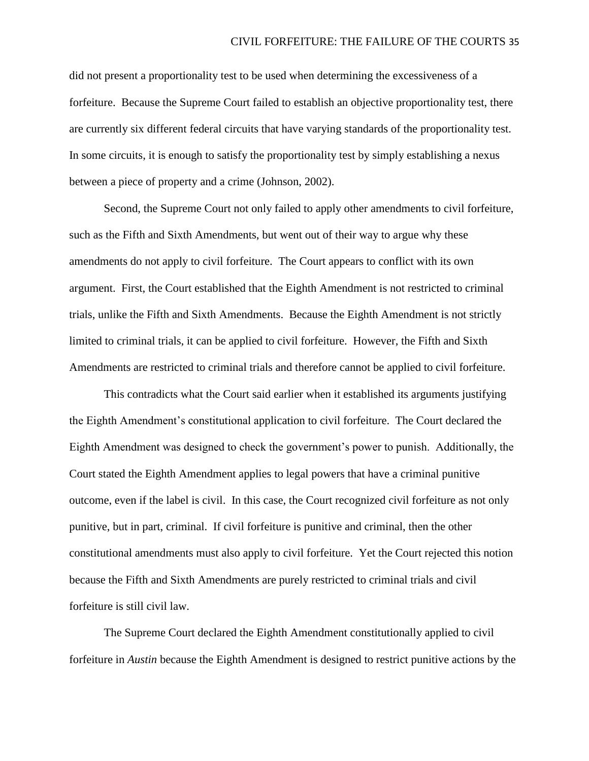did not present a proportionality test to be used when determining the excessiveness of a forfeiture. Because the Supreme Court failed to establish an objective proportionality test, there are currently six different federal circuits that have varying standards of the proportionality test. In some circuits, it is enough to satisfy the proportionality test by simply establishing a nexus between a piece of property and a crime (Johnson, 2002).

Second, the Supreme Court not only failed to apply other amendments to civil forfeiture, such as the Fifth and Sixth Amendments, but went out of their way to argue why these amendments do not apply to civil forfeiture. The Court appears to conflict with its own argument. First, the Court established that the Eighth Amendment is not restricted to criminal trials, unlike the Fifth and Sixth Amendments. Because the Eighth Amendment is not strictly limited to criminal trials, it can be applied to civil forfeiture. However, the Fifth and Sixth Amendments are restricted to criminal trials and therefore cannot be applied to civil forfeiture.

This contradicts what the Court said earlier when it established its arguments justifying the Eighth Amendment's constitutional application to civil forfeiture. The Court declared the Eighth Amendment was designed to check the government's power to punish. Additionally, the Court stated the Eighth Amendment applies to legal powers that have a criminal punitive outcome, even if the label is civil. In this case, the Court recognized civil forfeiture as not only punitive, but in part, criminal. If civil forfeiture is punitive and criminal, then the other constitutional amendments must also apply to civil forfeiture. Yet the Court rejected this notion because the Fifth and Sixth Amendments are purely restricted to criminal trials and civil forfeiture is still civil law.

The Supreme Court declared the Eighth Amendment constitutionally applied to civil forfeiture in *Austin* because the Eighth Amendment is designed to restrict punitive actions by the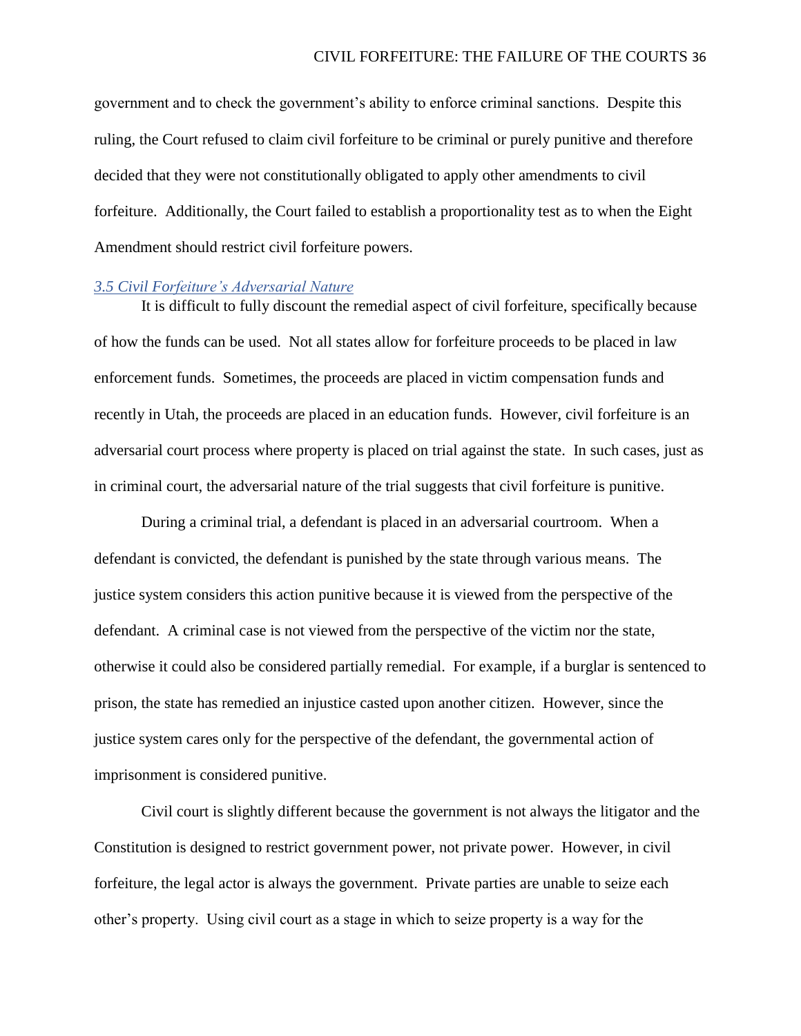government and to check the government's ability to enforce criminal sanctions. Despite this ruling, the Court refused to claim civil forfeiture to be criminal or purely punitive and therefore decided that they were not constitutionally obligated to apply other amendments to civil forfeiture. Additionally, the Court failed to establish a proportionality test as to when the Eight Amendment should restrict civil forfeiture powers.

### *3.5 Civil Forfeiture's Adversarial Nature*

It is difficult to fully discount the remedial aspect of civil forfeiture, specifically because of how the funds can be used. Not all states allow for forfeiture proceeds to be placed in law enforcement funds. Sometimes, the proceeds are placed in victim compensation funds and recently in Utah, the proceeds are placed in an education funds. However, civil forfeiture is an adversarial court process where property is placed on trial against the state. In such cases, just as in criminal court, the adversarial nature of the trial suggests that civil forfeiture is punitive.

During a criminal trial, a defendant is placed in an adversarial courtroom. When a defendant is convicted, the defendant is punished by the state through various means. The justice system considers this action punitive because it is viewed from the perspective of the defendant. A criminal case is not viewed from the perspective of the victim nor the state, otherwise it could also be considered partially remedial. For example, if a burglar is sentenced to prison, the state has remedied an injustice casted upon another citizen. However, since the justice system cares only for the perspective of the defendant, the governmental action of imprisonment is considered punitive.

Civil court is slightly different because the government is not always the litigator and the Constitution is designed to restrict government power, not private power. However, in civil forfeiture, the legal actor is always the government. Private parties are unable to seize each other's property. Using civil court as a stage in which to seize property is a way for the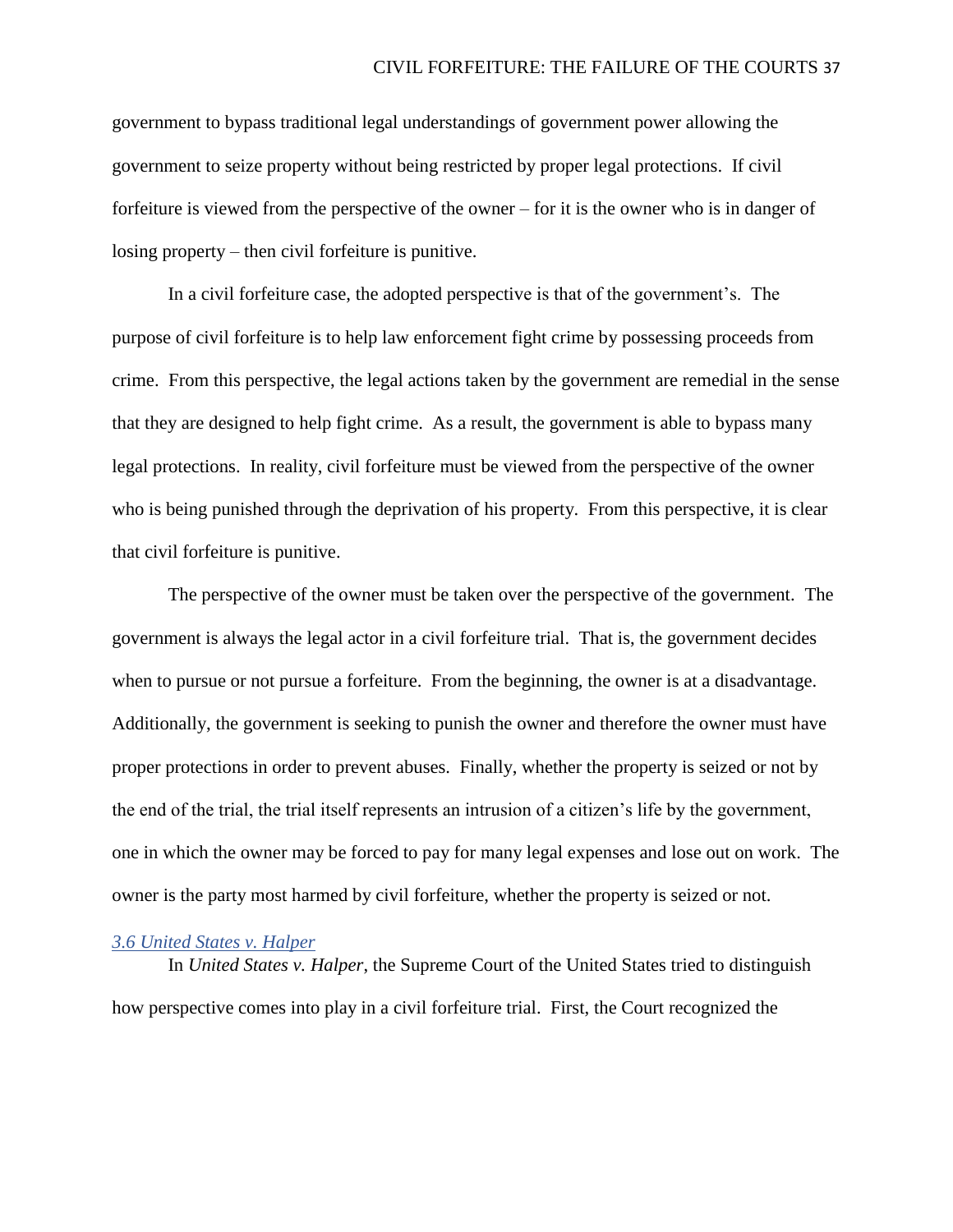government to bypass traditional legal understandings of government power allowing the government to seize property without being restricted by proper legal protections. If civil forfeiture is viewed from the perspective of the owner – for it is the owner who is in danger of losing property – then civil forfeiture is punitive.

In a civil forfeiture case, the adopted perspective is that of the government's. The purpose of civil forfeiture is to help law enforcement fight crime by possessing proceeds from crime. From this perspective, the legal actions taken by the government are remedial in the sense that they are designed to help fight crime. As a result, the government is able to bypass many legal protections. In reality, civil forfeiture must be viewed from the perspective of the owner who is being punished through the deprivation of his property. From this perspective, it is clear that civil forfeiture is punitive.

The perspective of the owner must be taken over the perspective of the government. The government is always the legal actor in a civil forfeiture trial. That is, the government decides when to pursue or not pursue a forfeiture. From the beginning, the owner is at a disadvantage. Additionally, the government is seeking to punish the owner and therefore the owner must have proper protections in order to prevent abuses. Finally, whether the property is seized or not by the end of the trial, the trial itself represents an intrusion of a citizen's life by the government, one in which the owner may be forced to pay for many legal expenses and lose out on work. The owner is the party most harmed by civil forfeiture, whether the property is seized or not.

### *3.6 United States v. Halper*

In *United States v. Halper*, the Supreme Court of the United States tried to distinguish how perspective comes into play in a civil forfeiture trial. First, the Court recognized the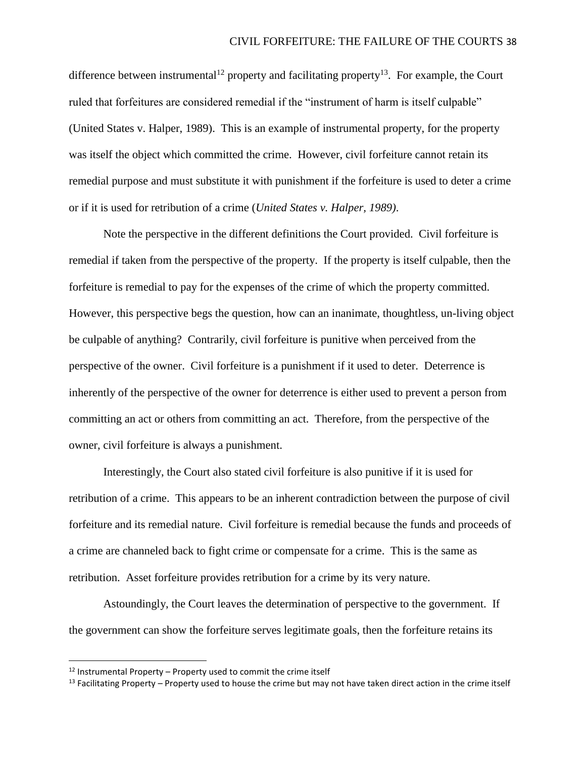difference between instrumental[12] property and facilitating property[13]. For example, the Court ruled that forfeitures are considered remedial if the "instrument of harm is itself culpable" (United States v. Halper, 1989). This is an example of instrumental property, for the property was itself the object which committed the crime. However, civil forfeiture cannot retain its remedial purpose and must substitute it with punishment if the forfeiture is used to deter a crime or if it is used for retribution of a crime (*United States v. Halper, 1989)*.

Note the perspective in the different definitions the Court provided. Civil forfeiture is remedial if taken from the perspective of the property. If the property is itself culpable, then the forfeiture is remedial to pay for the expenses of the crime of which the property committed. However, this perspective begs the question, how can an inanimate, thoughtless, un-living object be culpable of anything? Contrarily, civil forfeiture is punitive when perceived from the perspective of the owner. Civil forfeiture is a punishment if it used to deter. Deterrence is inherently of the perspective of the owner for deterrence is either used to prevent a person from committing an act or others from committing an act. Therefore, from the perspective of the owner, civil forfeiture is always a punishment.

Interestingly, the Court also stated civil forfeiture is also punitive if it is used for retribution of a crime. This appears to be an inherent contradiction between the purpose of civil forfeiture and its remedial nature. Civil forfeiture is remedial because the funds and proceeds of a crime are channeled back to fight crime or compensate for a crime. This is the same as retribution. Asset forfeiture provides retribution for a crime by its very nature.

Astoundingly, the Court leaves the determination of perspective to the government. If the government can show the forfeiture serves legitimate goals, then the forfeiture retains its

[12] Instrumental Property – Property used to commit the crime itself

[13] Facilitating Property – Property used to house the crime but may not have taken direct action in the crime itself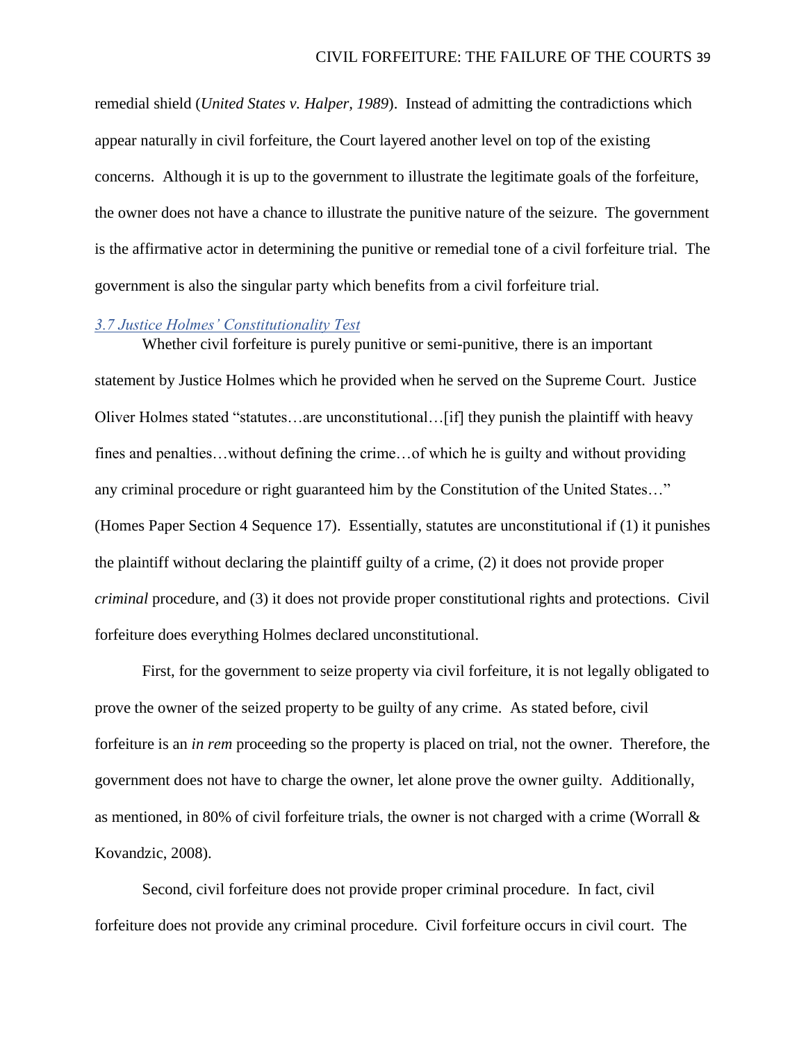remedial shield (*United States v. Halper, 1989*). Instead of admitting the contradictions which appear naturally in civil forfeiture, the Court layered another level on top of the existing concerns. Although it is up to the government to illustrate the legitimate goals of the forfeiture, the owner does not have a chance to illustrate the punitive nature of the seizure. The government is the affirmative actor in determining the punitive or remedial tone of a civil forfeiture trial. The government is also the singular party which benefits from a civil forfeiture trial.

### *3.7 Justice Holmes' Constitutionality Test*

Whether civil forfeiture is purely punitive or semi-punitive, there is an important statement by Justice Holmes which he provided when he served on the Supreme Court. Justice Oliver Holmes stated "statutes…are unconstitutional…[if] they punish the plaintiff with heavy fines and penalties…without defining the crime…of which he is guilty and without providing any criminal procedure or right guaranteed him by the Constitution of the United States…" (Homes Paper Section 4 Sequence 17). Essentially, statutes are unconstitutional if (1) it punishes the plaintiff without declaring the plaintiff guilty of a crime, (2) it does not provide proper *criminal* procedure, and (3) it does not provide proper constitutional rights and protections. Civil forfeiture does everything Holmes declared unconstitutional.

First, for the government to seize property via civil forfeiture, it is not legally obligated to prove the owner of the seized property to be guilty of any crime. As stated before, civil forfeiture is an *in rem* proceeding so the property is placed on trial, not the owner. Therefore, the government does not have to charge the owner, let alone prove the owner guilty. Additionally, as mentioned, in 80% of civil forfeiture trials, the owner is not charged with a crime (Worrall & Kovandzic, 2008).

Second, civil forfeiture does not provide proper criminal procedure. In fact, civil forfeiture does not provide any criminal procedure. Civil forfeiture occurs in civil court. The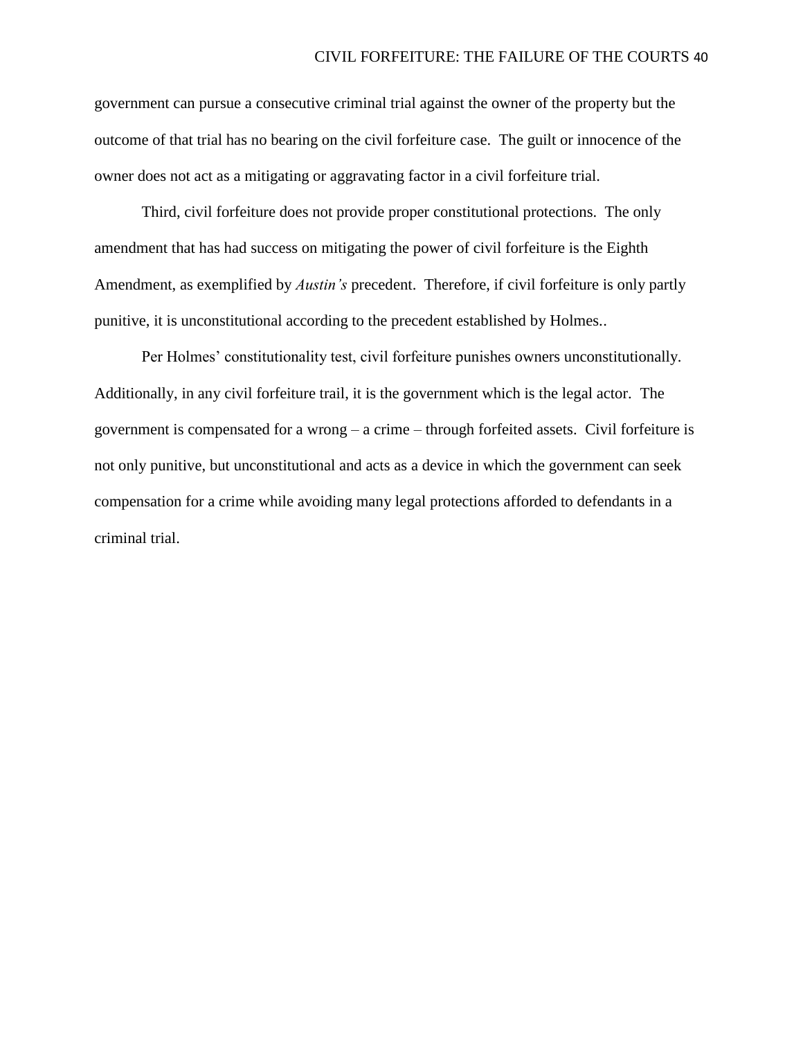government can pursue a consecutive criminal trial against the owner of the property but the outcome of that trial has no bearing on the civil forfeiture case. The guilt or innocence of the owner does not act as a mitigating or aggravating factor in a civil forfeiture trial.

Third, civil forfeiture does not provide proper constitutional protections. The only amendment that has had success on mitigating the power of civil forfeiture is the Eighth Amendment, as exemplified by *Austin's* precedent. Therefore, if civil forfeiture is only partly punitive, it is unconstitutional according to the precedent established by Holmes..

Per Holmes' constitutionality test, civil forfeiture punishes owners unconstitutionally. Additionally, in any civil forfeiture trail, it is the government which is the legal actor. The government is compensated for a wrong – a crime – through forfeited assets. Civil forfeiture is not only punitive, but unconstitutional and acts as a device in which the government can seek compensation for a crime while avoiding many legal protections afforded to defendants in a criminal trial.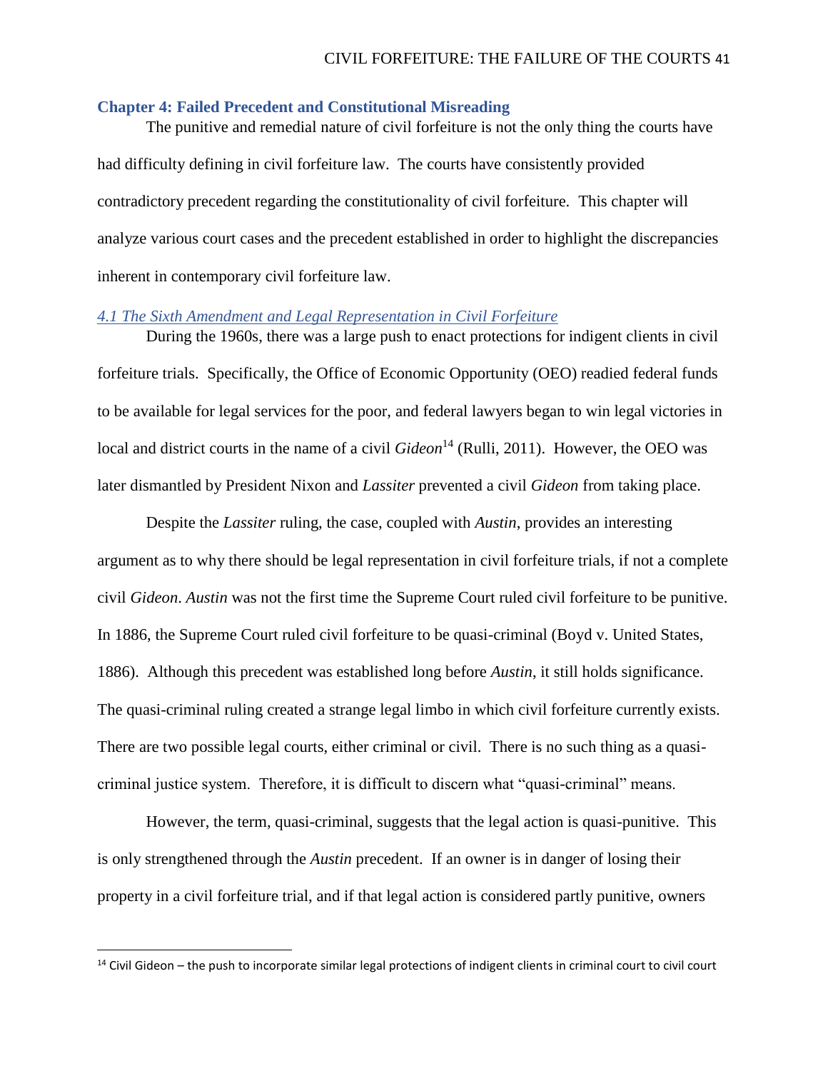## Chapter 4: Failed Precedent and Constitutional Misreading

The punitive and remedial nature of civil forfeiture is not the only thing the courts have had difficulty defining in civil forfeiture law. The courts have consistently provided contradictory precedent regarding the constitutionality of civil forfeiture. This chapter will analyze various court cases and the precedent established in order to highlight the discrepancies inherent in contemporary civil forfeiture law.

### *4.1 The Sixth Amendment and Legal Representation in Civil Forfeiture*

During the 1960s, there was a large push to enact protections for indigent clients in civil forfeiture trials. Specifically, the Office of Economic Opportunity (OEO) readied federal funds to be available for legal services for the poor, and federal lawyers began to win legal victories in local and district courts in the name of a civil *Gideon*[14] (Rulli, 2011). However, the OEO was later dismantled by President Nixon and *Lassiter* prevented a civil *Gideon* from taking place.

Despite the *Lassiter* ruling, the case, coupled with *Austin*, provides an interesting argument as to why there should be legal representation in civil forfeiture trials, if not a complete civil *Gideon*. *Austin* was not the first time the Supreme Court ruled civil forfeiture to be punitive. In 1886, the Supreme Court ruled civil forfeiture to be quasi-criminal (Boyd v. United States, 1886). Although this precedent was established long before *Austin*, it still holds significance. The quasi-criminal ruling created a strange legal limbo in which civil forfeiture currently exists. There are two possible legal courts, either criminal or civil. There is no such thing as a quasi-criminal justice system. Therefore, it is difficult to discern what "quasi-criminal" means.

However, the term, quasi-criminal, suggests that the legal action is quasi-punitive. This is only strengthened through the *Austin* precedent. If an owner is in danger of losing their property in a civil forfeiture trial, and if that legal action is considered partly punitive, owners

---

[14] Civil Gideon – the push to incorporate similar legal protections of indigent clients in criminal court to civil court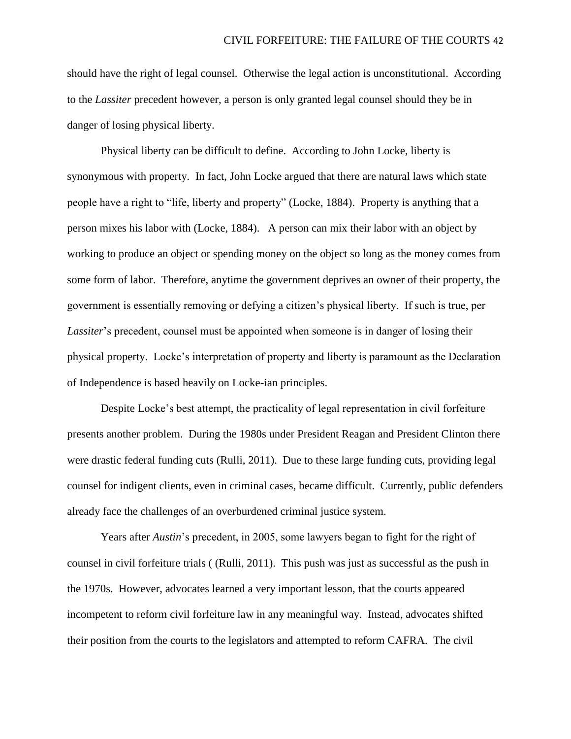should have the right of legal counsel. Otherwise the legal action is unconstitutional. According to the *Lassiter* precedent however, a person is only granted legal counsel should they be in danger of losing physical liberty.

Physical liberty can be difficult to define. According to John Locke, liberty is synonymous with property. In fact, John Locke argued that there are natural laws which state people have a right to "life, liberty and property" (Locke, 1884). Property is anything that a person mixes his labor with (Locke, 1884). A person can mix their labor with an object by working to produce an object or spending money on the object so long as the money comes from some form of labor. Therefore, anytime the government deprives an owner of their property, the government is essentially removing or defying a citizen's physical liberty. If such is true, per *Lassiter*'s precedent, counsel must be appointed when someone is in danger of losing their physical property. Locke's interpretation of property and liberty is paramount as the Declaration of Independence is based heavily on Locke-ian principles.

Despite Locke's best attempt, the practicality of legal representation in civil forfeiture presents another problem. During the 1980s under President Reagan and President Clinton there were drastic federal funding cuts (Rulli, 2011). Due to these large funding cuts, providing legal counsel for indigent clients, even in criminal cases, became difficult. Currently, public defenders already face the challenges of an overburdened criminal justice system.

Years after *Austin*'s precedent, in 2005, some lawyers began to fight for the right of counsel in civil forfeiture trials ( (Rulli, 2011). This push was just as successful as the push in the 1970s. However, advocates learned a very important lesson, that the courts appeared incompetent to reform civil forfeiture law in any meaningful way. Instead, advocates shifted their position from the courts to the legislators and attempted to reform CAFRA. The civil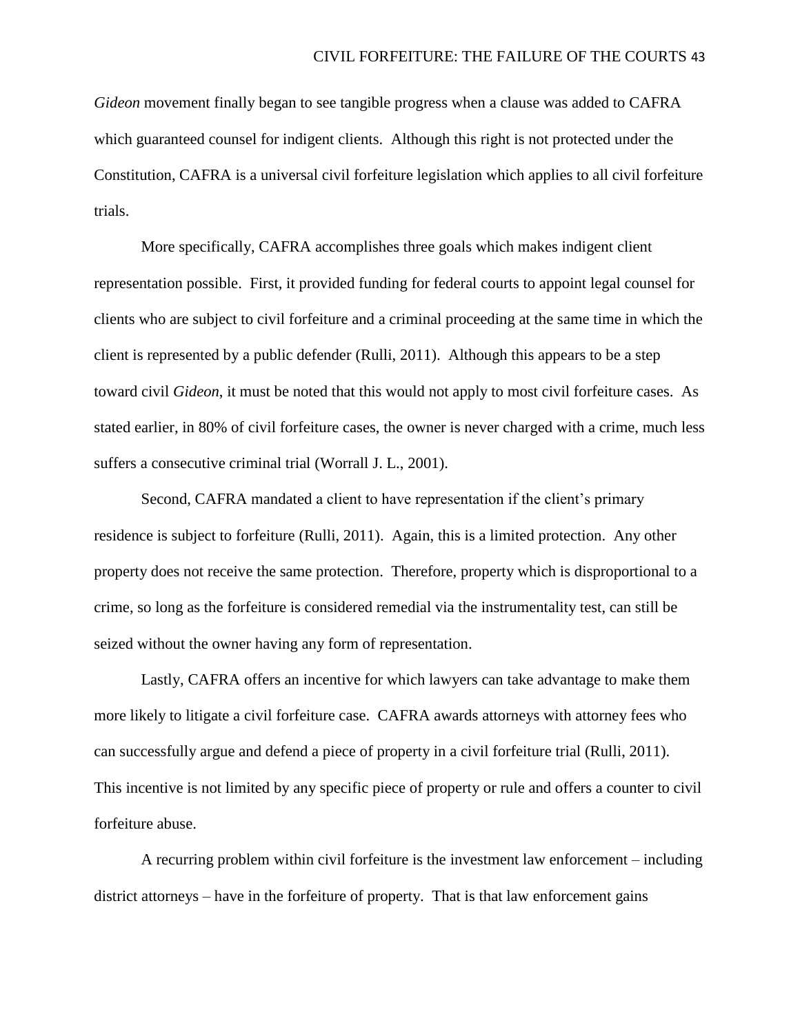*Gideon* movement finally began to see tangible progress when a clause was added to CAFRA which guaranteed counsel for indigent clients. Although this right is not protected under the Constitution, CAFRA is a universal civil forfeiture legislation which applies to all civil forfeiture trials.

More specifically, CAFRA accomplishes three goals which makes indigent client representation possible. First, it provided funding for federal courts to appoint legal counsel for clients who are subject to civil forfeiture and a criminal proceeding at the same time in which the client is represented by a public defender (Rulli, 2011). Although this appears to be a step toward civil *Gideon*, it must be noted that this would not apply to most civil forfeiture cases. As stated earlier, in 80% of civil forfeiture cases, the owner is never charged with a crime, much less suffers a consecutive criminal trial (Worrall J. L., 2001).

Second, CAFRA mandated a client to have representation if the client's primary residence is subject to forfeiture (Rulli, 2011). Again, this is a limited protection. Any other property does not receive the same protection. Therefore, property which is disproportional to a crime, so long as the forfeiture is considered remedial via the instrumentality test, can still be seized without the owner having any form of representation.

Lastly, CAFRA offers an incentive for which lawyers can take advantage to make them more likely to litigate a civil forfeiture case. CAFRA awards attorneys with attorney fees who can successfully argue and defend a piece of property in a civil forfeiture trial (Rulli, 2011). This incentive is not limited by any specific piece of property or rule and offers a counter to civil forfeiture abuse.

A recurring problem within civil forfeiture is the investment law enforcement – including district attorneys – have in the forfeiture of property. That is that law enforcement gains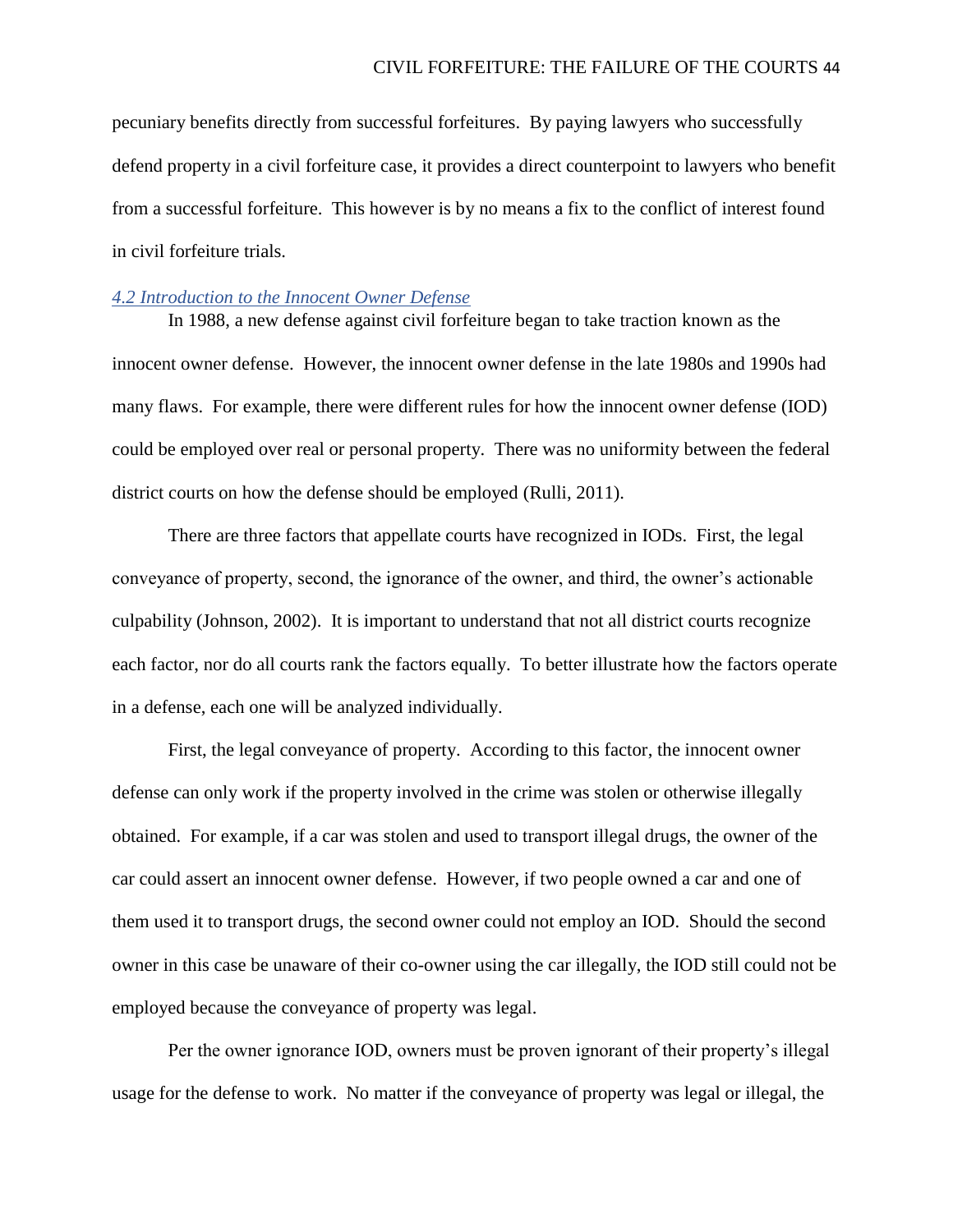pecuniary benefits directly from successful forfeitures. By paying lawyers who successfully defend property in a civil forfeiture case, it provides a direct counterpoint to lawyers who benefit from a successful forfeiture. This however is by no means a fix to the conflict of interest found in civil forfeiture trials.

### *4.2 Introduction to the Innocent Owner Defense*

In 1988, a new defense against civil forfeiture began to take traction known as the innocent owner defense. However, the innocent owner defense in the late 1980s and 1990s had many flaws. For example, there were different rules for how the innocent owner defense (IOD) could be employed over real or personal property. There was no uniformity between the federal district courts on how the defense should be employed (Rulli, 2011).

There are three factors that appellate courts have recognized in IODs. First, the legal conveyance of property, second, the ignorance of the owner, and third, the owner's actionable culpability (Johnson, 2002). It is important to understand that not all district courts recognize each factor, nor do all courts rank the factors equally. To better illustrate how the factors operate in a defense, each one will be analyzed individually.

First, the legal conveyance of property. According to this factor, the innocent owner defense can only work if the property involved in the crime was stolen or otherwise illegally obtained. For example, if a car was stolen and used to transport illegal drugs, the owner of the car could assert an innocent owner defense. However, if two people owned a car and one of them used it to transport drugs, the second owner could not employ an IOD. Should the second owner in this case be unaware of their co-owner using the car illegally, the IOD still could not be employed because the conveyance of property was legal.

Per the owner ignorance IOD, owners must be proven ignorant of their property's illegal usage for the defense to work. No matter if the conveyance of property was legal or illegal, the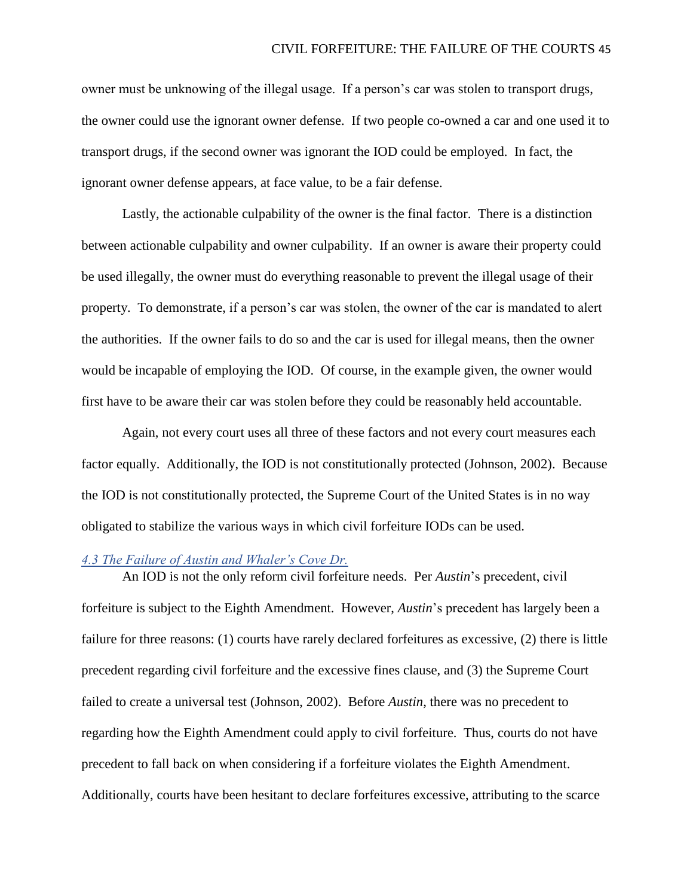owner must be unknowing of the illegal usage. If a person's car was stolen to transport drugs, the owner could use the ignorant owner defense. If two people co-owned a car and one used it to transport drugs, if the second owner was ignorant the IOD could be employed. In fact, the ignorant owner defense appears, at face value, to be a fair defense.

Lastly, the actionable culpability of the owner is the final factor. There is a distinction between actionable culpability and owner culpability. If an owner is aware their property could be used illegally, the owner must do everything reasonable to prevent the illegal usage of their property. To demonstrate, if a person's car was stolen, the owner of the car is mandated to alert the authorities. If the owner fails to do so and the car is used for illegal means, then the owner would be incapable of employing the IOD. Of course, in the example given, the owner would first have to be aware their car was stolen before they could be reasonably held accountable.

Again, not every court uses all three of these factors and not every court measures each factor equally. Additionally, the IOD is not constitutionally protected (Johnson, 2002). Because the IOD is not constitutionally protected, the Supreme Court of the United States is in no way obligated to stabilize the various ways in which civil forfeiture IODs can be used.

### *4.3 The Failure of Austin and Whaler's Cove Dr.*

An IOD is not the only reform civil forfeiture needs. Per *Austin*'s precedent, civil forfeiture is subject to the Eighth Amendment. However, *Austin*'s precedent has largely been a failure for three reasons: (1) courts have rarely declared forfeitures as excessive, (2) there is little precedent regarding civil forfeiture and the excessive fines clause, and (3) the Supreme Court failed to create a universal test (Johnson, 2002). Before *Austin*, there was no precedent to regarding how the Eighth Amendment could apply to civil forfeiture. Thus, courts do not have precedent to fall back on when considering if a forfeiture violates the Eighth Amendment. Additionally, courts have been hesitant to declare forfeitures excessive, attributing to the scarce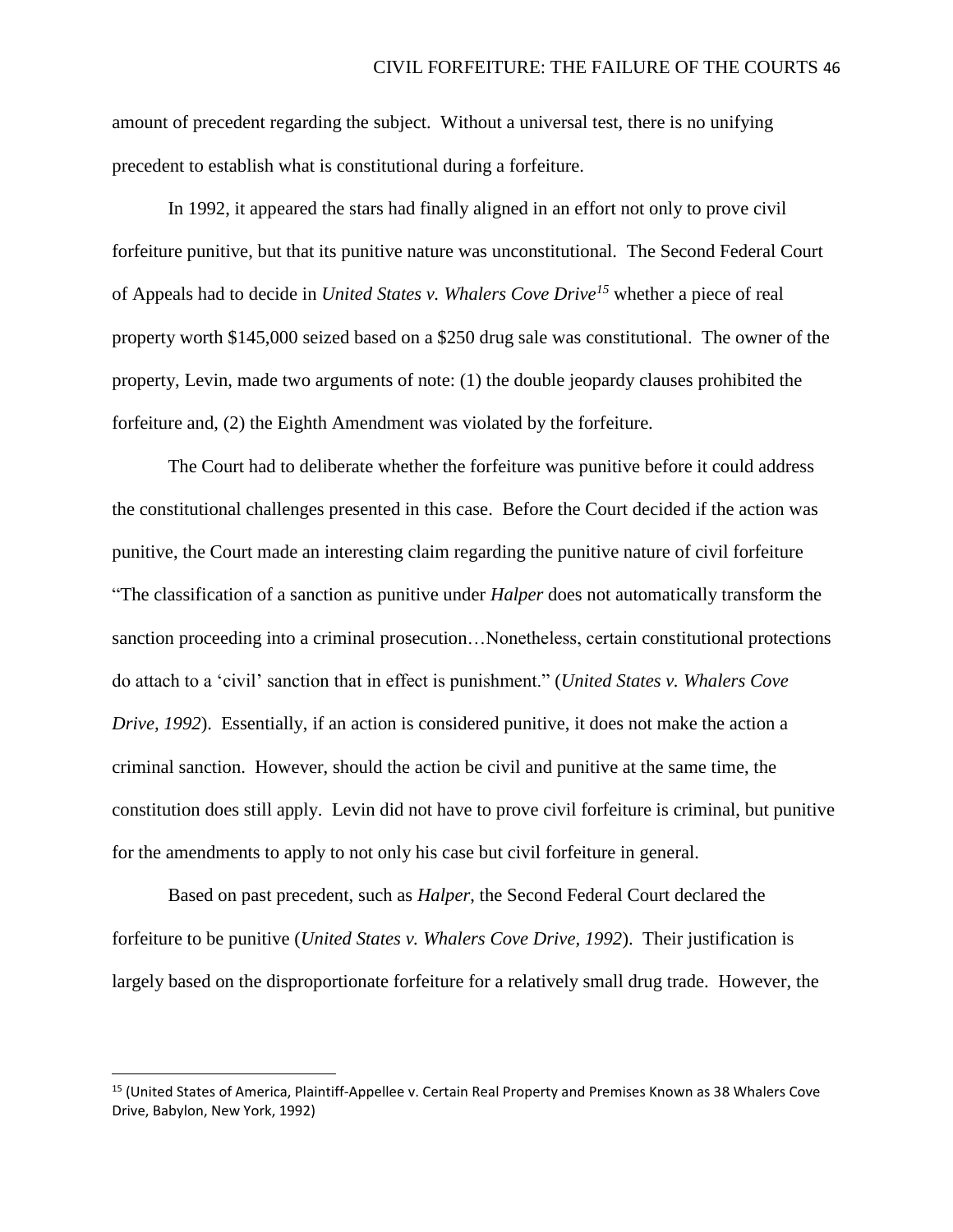amount of precedent regarding the subject. Without a universal test, there is no unifying precedent to establish what is constitutional during a forfeiture.

In 1992, it appeared the stars had finally aligned in an effort not only to prove civil forfeiture punitive, but that its punitive nature was unconstitutional. The Second Federal Court of Appeals had to decide in *United States v. Whalers Cove Drive*[15] whether a piece of real property worth $145,000 seized based on a $250 drug sale was constitutional. The owner of the property, Levin, made two arguments of note: (1) the double jeopardy clauses prohibited the forfeiture and, (2) the Eighth Amendment was violated by the forfeiture.

The Court had to deliberate whether the forfeiture was punitive before it could address the constitutional challenges presented in this case. Before the Court decided if the action was punitive, the Court made an interesting claim regarding the punitive nature of civil forfeiture "The classification of a sanction as punitive under *Halper* does not automatically transform the sanction proceeding into a criminal prosecution…Nonetheless, certain constitutional protections do attach to a 'civil' sanction that in effect is punishment." (*United States v. Whalers Cove Drive, 1992*). Essentially, if an action is considered punitive, it does not make the action a criminal sanction. However, should the action be civil and punitive at the same time, the constitution does still apply. Levin did not have to prove civil forfeiture is criminal, but punitive for the amendments to apply to not only his case but civil forfeiture in general.

Based on past precedent, such as *Halper*, the Second Federal Court declared the forfeiture to be punitive (*United States v. Whalers Cove Drive, 1992*). Their justification is largely based on the disproportionate forfeiture for a relatively small drug trade. However, the

---

[15] (United States of America, Plaintiff-Appellee v. Certain Real Property and Premises Known as 38 Whalers Cove Drive, Babylon, New York, 1992)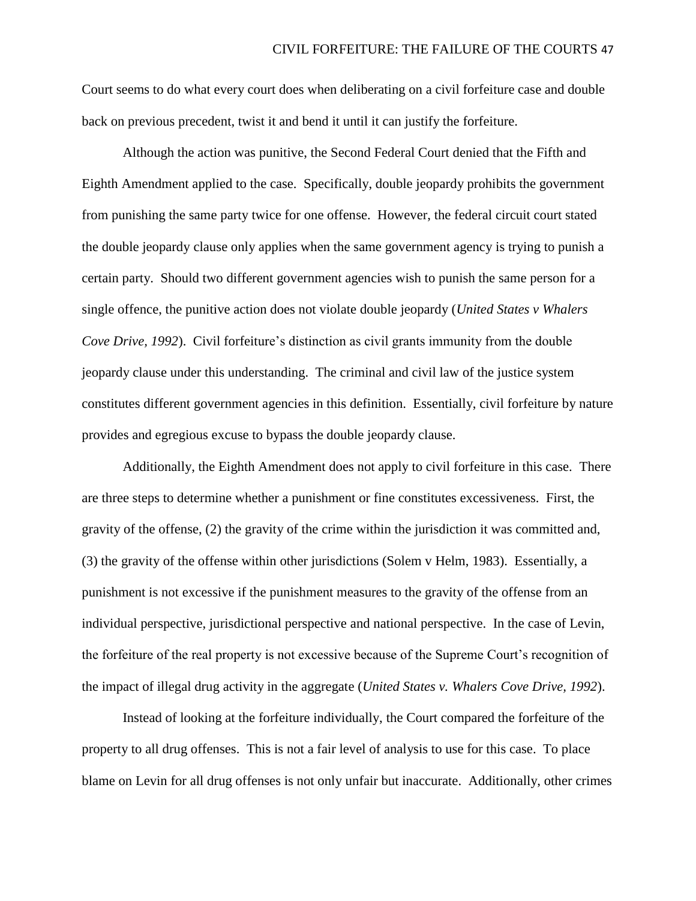Court seems to do what every court does when deliberating on a civil forfeiture case and double back on previous precedent, twist it and bend it until it can justify the forfeiture.

Although the action was punitive, the Second Federal Court denied that the Fifth and Eighth Amendment applied to the case. Specifically, double jeopardy prohibits the government from punishing the same party twice for one offense. However, the federal circuit court stated the double jeopardy clause only applies when the same government agency is trying to punish a certain party. Should two different government agencies wish to punish the same person for a single offence, the punitive action does not violate double jeopardy (*United States v Whalers Cove Drive, 1992*). Civil forfeiture's distinction as civil grants immunity from the double jeopardy clause under this understanding. The criminal and civil law of the justice system constitutes different government agencies in this definition. Essentially, civil forfeiture by nature provides and egregious excuse to bypass the double jeopardy clause.

Additionally, the Eighth Amendment does not apply to civil forfeiture in this case. There are three steps to determine whether a punishment or fine constitutes excessiveness. First, the gravity of the offense, (2) the gravity of the crime within the jurisdiction it was committed and, (3) the gravity of the offense within other jurisdictions (Solem v Helm, 1983). Essentially, a punishment is not excessive if the punishment measures to the gravity of the offense from an individual perspective, jurisdictional perspective and national perspective. In the case of Levin, the forfeiture of the real property is not excessive because of the Supreme Court's recognition of the impact of illegal drug activity in the aggregate (*United States v. Whalers Cove Drive, 1992*).

Instead of looking at the forfeiture individually, the Court compared the forfeiture of the property to all drug offenses. This is not a fair level of analysis to use for this case. To place blame on Levin for all drug offenses is not only unfair but inaccurate. Additionally, other crimes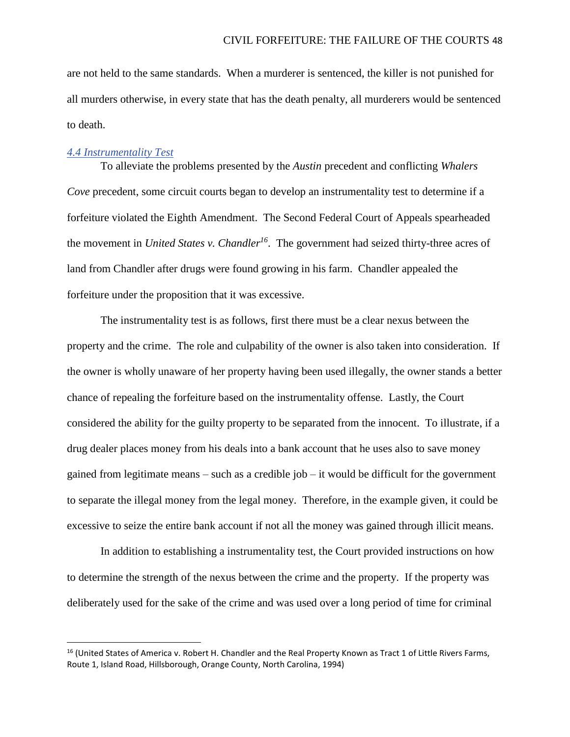are not held to the same standards. When a murderer is sentenced, the killer is not punished for all murders otherwise, in every state that has the death penalty, all murderers would be sentenced to death.

### *4.4 Instrumentality Test*

To alleviate the problems presented by the *Austin* precedent and conflicting *Whalers Cove* precedent, some circuit courts began to develop an instrumentality test to determine if a forfeiture violated the Eighth Amendment. The Second Federal Court of Appeals spearheaded the movement in *United States v. Chandler*[16]. The government had seized thirty-three acres of land from Chandler after drugs were found growing in his farm. Chandler appealed the forfeiture under the proposition that it was excessive.

The instrumentality test is as follows, first there must be a clear nexus between the property and the crime. The role and culpability of the owner is also taken into consideration. If the owner is wholly unaware of her property having been used illegally, the owner stands a better chance of repealing the forfeiture based on the instrumentality offense. Lastly, the Court considered the ability for the guilty property to be separated from the innocent. To illustrate, if a drug dealer places money from his deals into a bank account that he uses also to save money gained from legitimate means – such as a credible job – it would be difficult for the government to separate the illegal money from the legal money. Therefore, in the example given, it could be excessive to seize the entire bank account if not all the money was gained through illicit means.

In addition to establishing a instrumentality test, the Court provided instructions on how to determine the strength of the nexus between the crime and the property. If the property was deliberately used for the sake of the crime and was used over a long period of time for criminal

---

[16] (United States of America v. Robert H. Chandler and the Real Property Known as Tract 1 of Little Rivers Farms, Route 1, Island Road, Hillsborough, Orange County, North Carolina, 1994)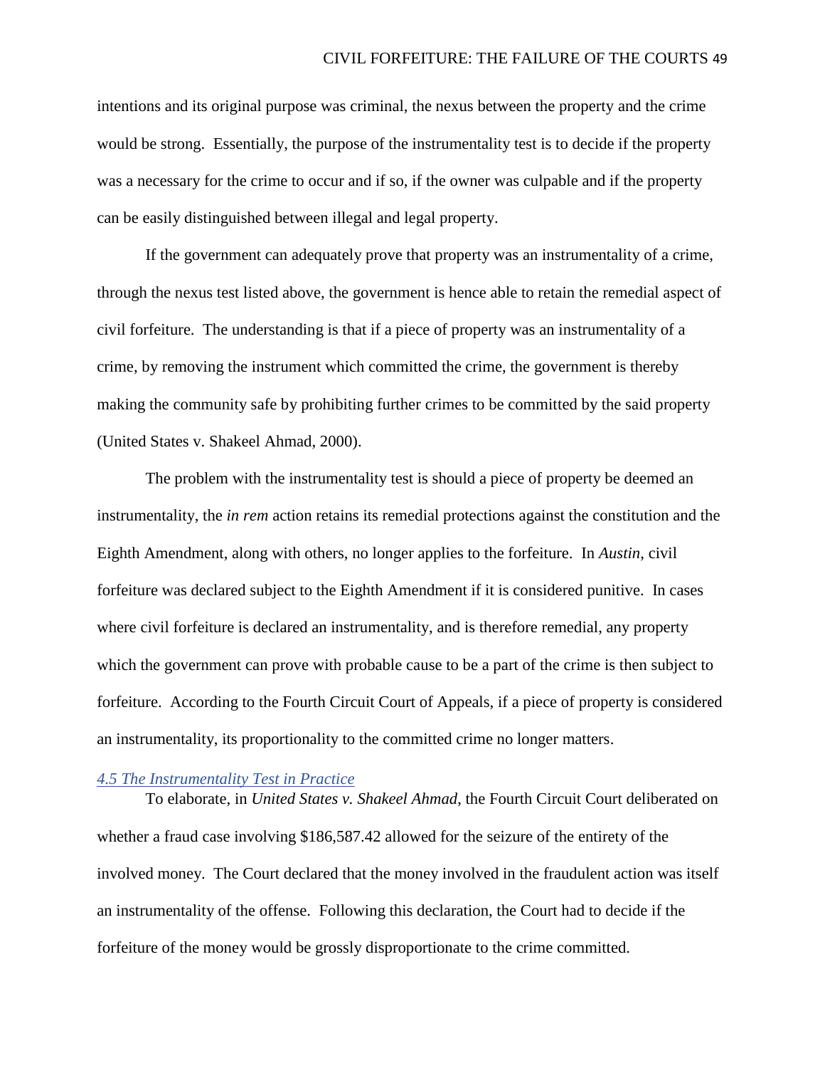intentions and its original purpose was criminal, the nexus between the property and the crime would be strong. Essentially, the purpose of the instrumentality test is to decide if the property was a necessary for the crime to occur and if so, if the owner was culpable and if the property can be easily distinguished between illegal and legal property.

If the government can adequately prove that property was an instrumentality of a crime, through the nexus test listed above, the government is hence able to retain the remedial aspect of civil forfeiture. The understanding is that if a piece of property was an instrumentality of a crime, by removing the instrument which committed the crime, the government is thereby making the community safe by prohibiting further crimes to be committed by the said property (United States v. Shakeel Ahmad, 2000).

The problem with the instrumentality test is should a piece of property be deemed an instrumentality, the *in rem* action retains its remedial protections against the constitution and the Eighth Amendment, along with others, no longer applies to the forfeiture. In *Austin*, civil forfeiture was declared subject to the Eighth Amendment if it is considered punitive. In cases where civil forfeiture is declared an instrumentality, and is therefore remedial, any property which the government can prove with probable cause to be a part of the crime is then subject to forfeiture. According to the Fourth Circuit Court of Appeals, if a piece of property is considered an instrumentality, its proportionality to the committed crime no longer matters.

### *4.5 The Instrumentality Test in Practice*

To elaborate, in *United States v. Shakeel Ahmad*, the Fourth Circuit Court deliberated on whether a fraud case involving $186,587.42 allowed for the seizure of the entirety of the involved money. The Court declared that the money involved in the fraudulent action was itself an instrumentality of the offense. Following this declaration, the Court had to decide if the forfeiture of the money would be grossly disproportionate to the crime committed.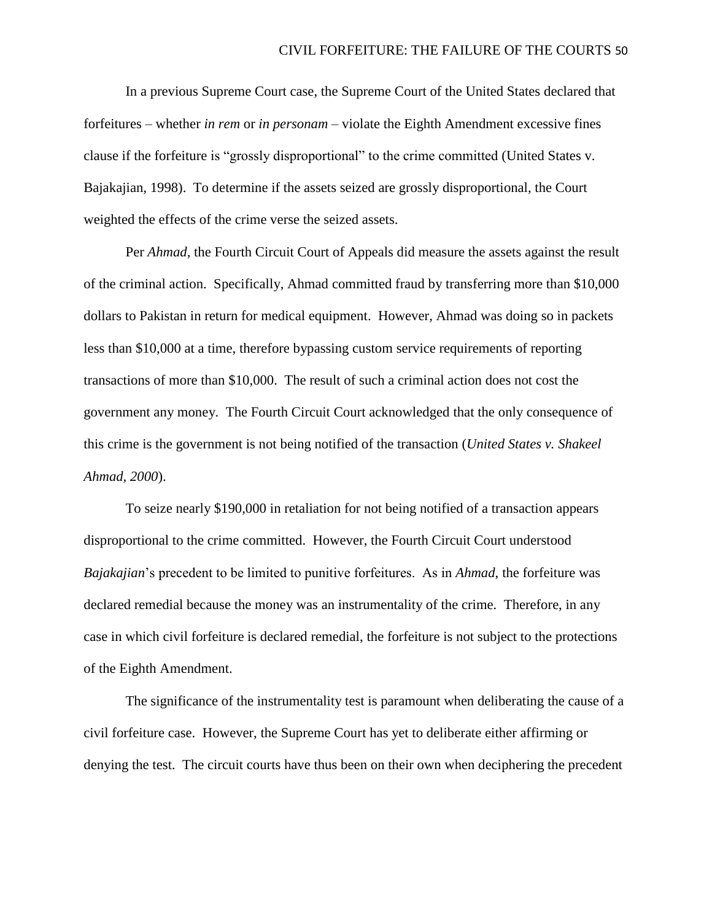In a previous Supreme Court case, the Supreme Court of the United States declared that forfeitures – whether *in rem* or *in personam* – violate the Eighth Amendment excessive fines clause if the forfeiture is "grossly disproportional" to the crime committed (United States v. Bajakajian, 1998). To determine if the assets seized are grossly disproportional, the Court weighted the effects of the crime verse the seized assets.

Per *Ahmad*, the Fourth Circuit Court of Appeals did measure the assets against the result of the criminal action. Specifically, Ahmad committed fraud by transferring more than $10,000 dollars to Pakistan in return for medical equipment. However, Ahmad was doing so in packets less than $10,000 at a time, therefore bypassing custom service requirements of reporting transactions of more than $10,000. The result of such a criminal action does not cost the government any money. The Fourth Circuit Court acknowledged that the only consequence of this crime is the government is not being notified of the transaction (*United States v. Shakeel Ahmad, 2000*).

To seize nearly $190,000 in retaliation for not being notified of a transaction appears disproportional to the crime committed. However, the Fourth Circuit Court understood *Bajakajian*'s precedent to be limited to punitive forfeitures. As in *Ahmad*, the forfeiture was declared remedial because the money was an instrumentality of the crime. Therefore, in any case in which civil forfeiture is declared remedial, the forfeiture is not subject to the protections of the Eighth Amendment.

The significance of the instrumentality test is paramount when deliberating the cause of a civil forfeiture case. However, the Supreme Court has yet to deliberate either affirming or denying the test. The circuit courts have thus been on their own when deciphering the precedent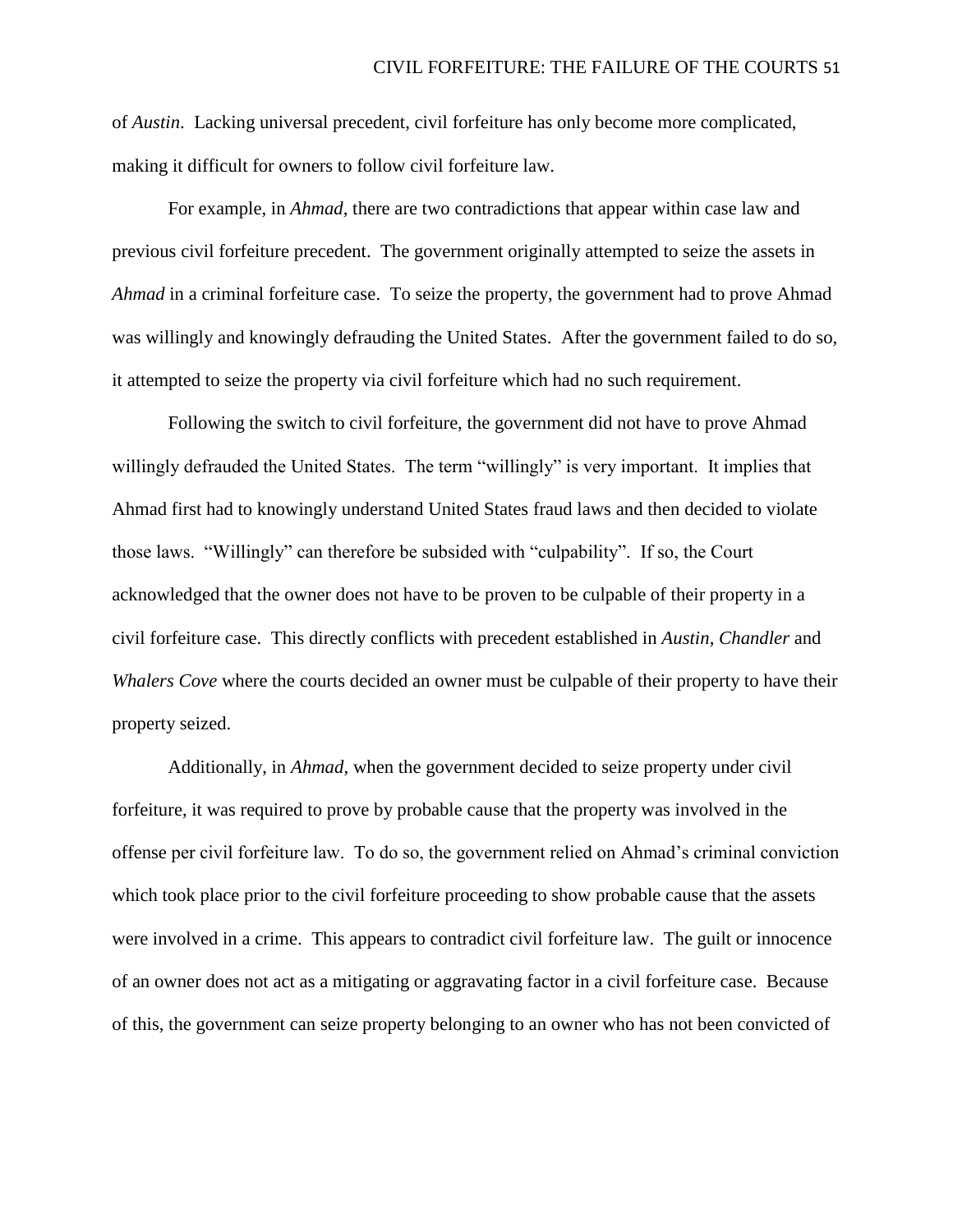of *Austin*. Lacking universal precedent, civil forfeiture has only become more complicated, making it difficult for owners to follow civil forfeiture law.

For example, in *Ahmad*, there are two contradictions that appear within case law and previous civil forfeiture precedent. The government originally attempted to seize the assets in *Ahmad* in a criminal forfeiture case. To seize the property, the government had to prove Ahmad was willingly and knowingly defrauding the United States. After the government failed to do so, it attempted to seize the property via civil forfeiture which had no such requirement.

Following the switch to civil forfeiture, the government did not have to prove Ahmad willingly defrauded the United States. The term "willingly" is very important. It implies that Ahmad first had to knowingly understand United States fraud laws and then decided to violate those laws. "Willingly" can therefore be subsided with "culpability". If so, the Court acknowledged that the owner does not have to be proven to be culpable of their property in a civil forfeiture case. This directly conflicts with precedent established in *Austin*, *Chandler* and *Whalers Cove* where the courts decided an owner must be culpable of their property to have their property seized.

Additionally, in *Ahmad*, when the government decided to seize property under civil forfeiture, it was required to prove by probable cause that the property was involved in the offense per civil forfeiture law. To do so, the government relied on Ahmad's criminal conviction which took place prior to the civil forfeiture proceeding to show probable cause that the assets were involved in a crime. This appears to contradict civil forfeiture law. The guilt or innocence of an owner does not act as a mitigating or aggravating factor in a civil forfeiture case. Because of this, the government can seize property belonging to an owner who has not been convicted of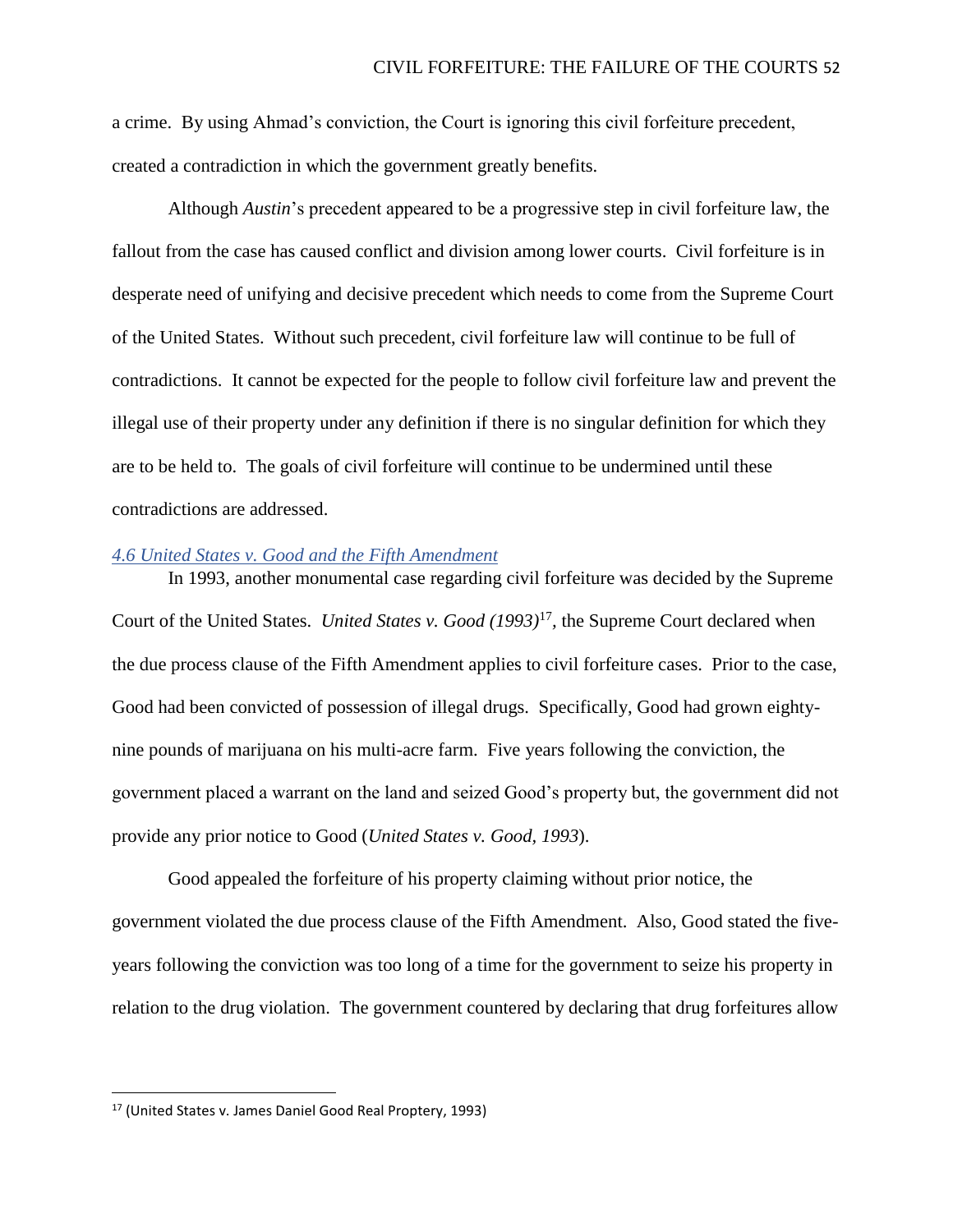a crime. By using Ahmad's conviction, the Court is ignoring this civil forfeiture precedent, created a contradiction in which the government greatly benefits.

Although *Austin*'s precedent appeared to be a progressive step in civil forfeiture law, the fallout from the case has caused conflict and division among lower courts. Civil forfeiture is in desperate need of unifying and decisive precedent which needs to come from the Supreme Court of the United States. Without such precedent, civil forfeiture law will continue to be full of contradictions. It cannot be expected for the people to follow civil forfeiture law and prevent the illegal use of their property under any definition if there is no singular definition for which they are to be held to. The goals of civil forfeiture will continue to be undermined until these contradictions are addressed.

### 4.6 United States v. Good and the Fifth Amendment

In 1993, another monumental case regarding civil forfeiture was decided by the Supreme Court of the United States. *United States v. Good (1993)*[17], the Supreme Court declared when the due process clause of the Fifth Amendment applies to civil forfeiture cases. Prior to the case, Good had been convicted of possession of illegal drugs. Specifically, Good had grown eighty-nine pounds of marijuana on his multi-acre farm. Five years following the conviction, the government placed a warrant on the land and seized Good's property but, the government did not provide any prior notice to Good (*United States v. Good, 1993*).

Good appealed the forfeiture of his property claiming without prior notice, the government violated the due process clause of the Fifth Amendment. Also, Good stated the five-years following the conviction was too long of a time for the government to seize his property in relation to the drug violation. The government countered by declaring that drug forfeitures allow

[17] (United States v. James Daniel Good Real Proptery, 1993)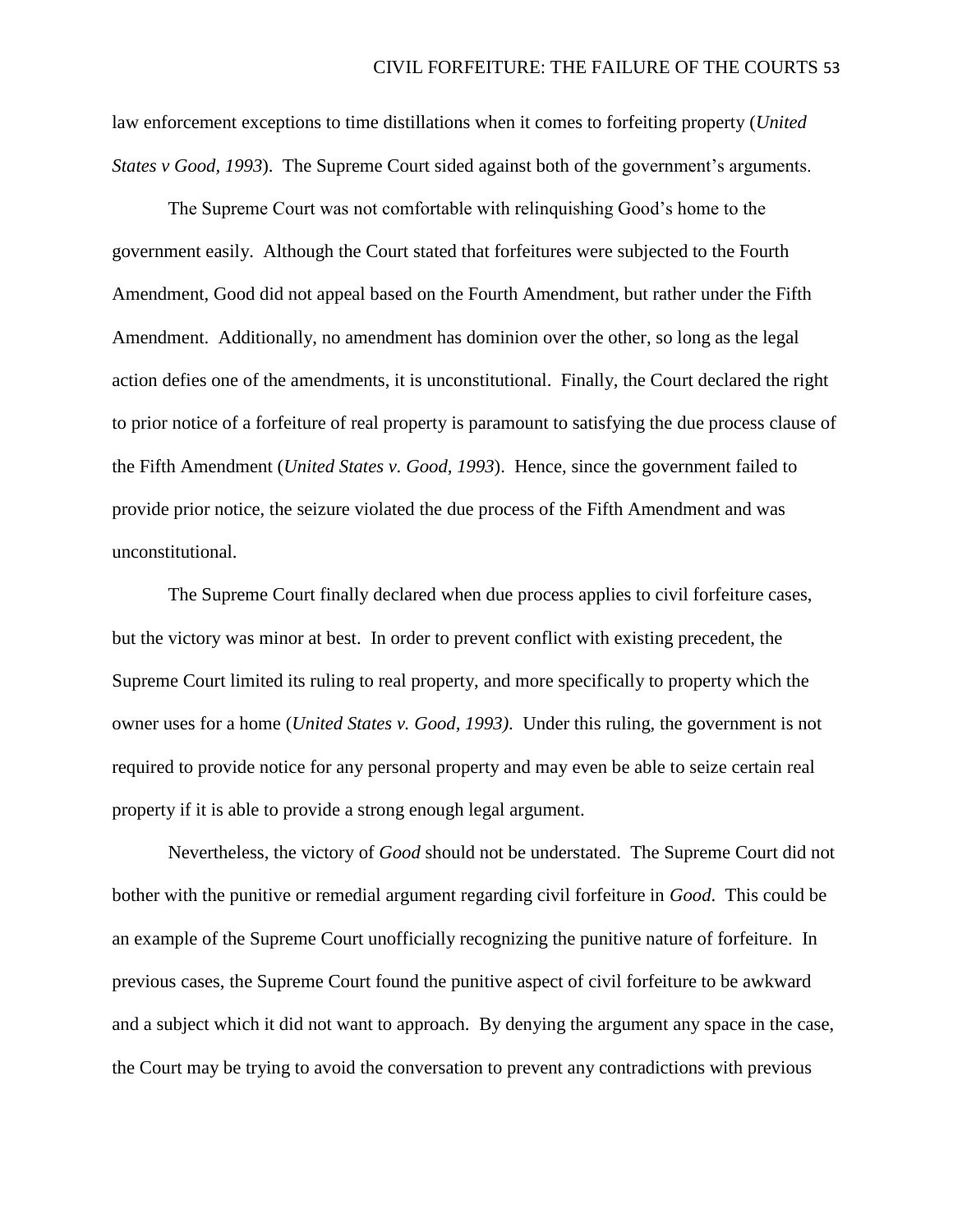law enforcement exceptions to time distillations when it comes to forfeiting property (*United States v Good, 1993*). The Supreme Court sided against both of the government's arguments.

The Supreme Court was not comfortable with relinquishing Good's home to the government easily. Although the Court stated that forfeitures were subjected to the Fourth Amendment, Good did not appeal based on the Fourth Amendment, but rather under the Fifth Amendment. Additionally, no amendment has dominion over the other, so long as the legal action defies one of the amendments, it is unconstitutional. Finally, the Court declared the right to prior notice of a forfeiture of real property is paramount to satisfying the due process clause of the Fifth Amendment (*United States v. Good, 1993*). Hence, since the government failed to provide prior notice, the seizure violated the due process of the Fifth Amendment and was unconstitutional.

The Supreme Court finally declared when due process applies to civil forfeiture cases, but the victory was minor at best. In order to prevent conflict with existing precedent, the Supreme Court limited its ruling to real property, and more specifically to property which the owner uses for a home (*United States v. Good, 1993)*. Under this ruling, the government is not required to provide notice for any personal property and may even be able to seize certain real property if it is able to provide a strong enough legal argument.

Nevertheless, the victory of *Good* should not be understated. The Supreme Court did not bother with the punitive or remedial argument regarding civil forfeiture in *Good*. This could be an example of the Supreme Court unofficially recognizing the punitive nature of forfeiture. In previous cases, the Supreme Court found the punitive aspect of civil forfeiture to be awkward and a subject which it did not want to approach. By denying the argument any space in the case, the Court may be trying to avoid the conversation to prevent any contradictions with previous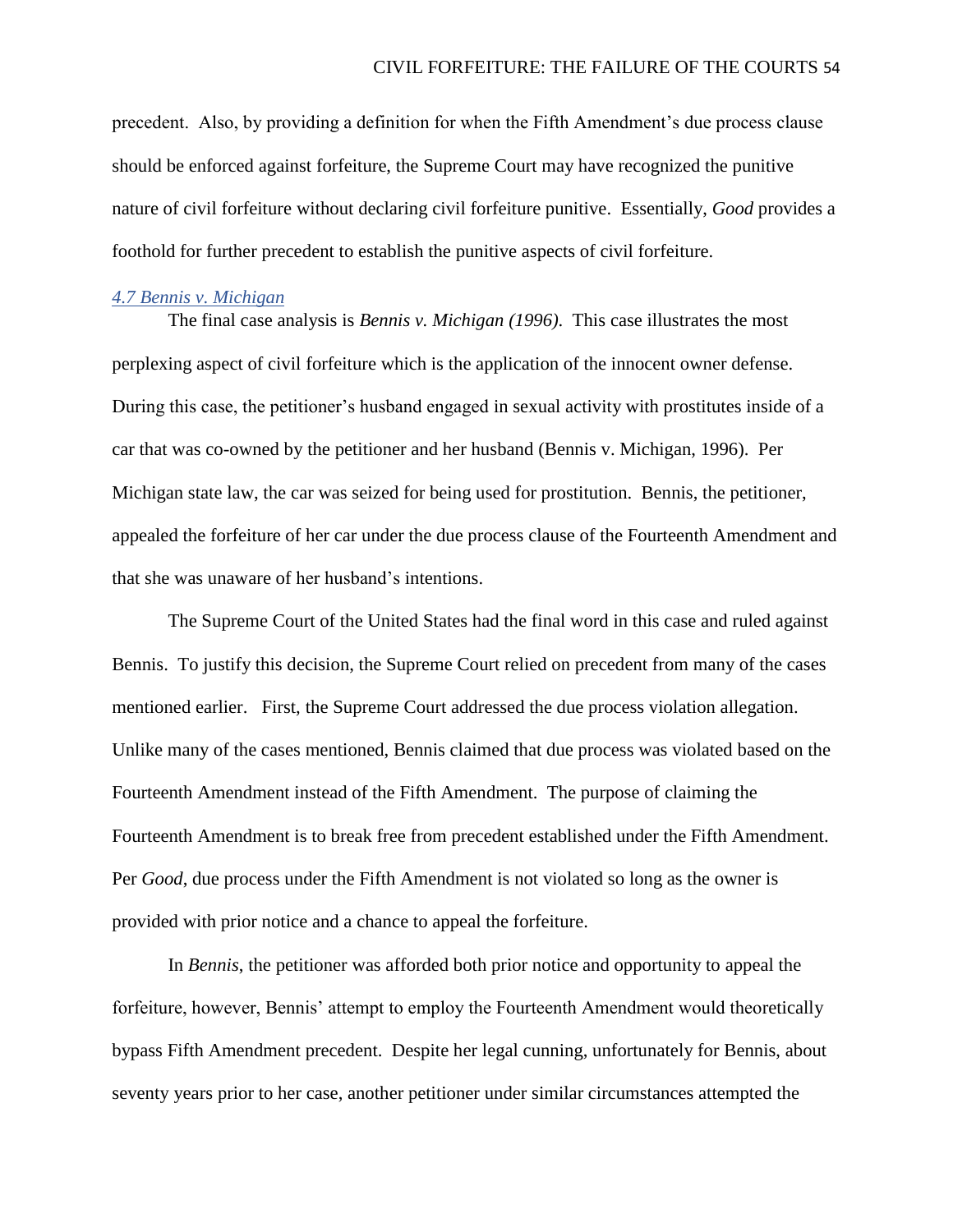precedent. Also, by providing a definition for when the Fifth Amendment's due process clause should be enforced against forfeiture, the Supreme Court may have recognized the punitive nature of civil forfeiture without declaring civil forfeiture punitive. Essentially, *Good* provides a foothold for further precedent to establish the punitive aspects of civil forfeiture.

### *4.7 Bennis v. Michigan*

The final case analysis is *Bennis v. Michigan (1996)*. This case illustrates the most perplexing aspect of civil forfeiture which is the application of the innocent owner defense. During this case, the petitioner's husband engaged in sexual activity with prostitutes inside of a car that was co-owned by the petitioner and her husband (Bennis v. Michigan, 1996). Per Michigan state law, the car was seized for being used for prostitution. Bennis, the petitioner, appealed the forfeiture of her car under the due process clause of the Fourteenth Amendment and that she was unaware of her husband's intentions.

The Supreme Court of the United States had the final word in this case and ruled against Bennis. To justify this decision, the Supreme Court relied on precedent from many of the cases mentioned earlier. First, the Supreme Court addressed the due process violation allegation. Unlike many of the cases mentioned, Bennis claimed that due process was violated based on the Fourteenth Amendment instead of the Fifth Amendment. The purpose of claiming the Fourteenth Amendment is to break free from precedent established under the Fifth Amendment. Per *Good*, due process under the Fifth Amendment is not violated so long as the owner is provided with prior notice and a chance to appeal the forfeiture.

In *Bennis*, the petitioner was afforded both prior notice and opportunity to appeal the forfeiture, however, Bennis' attempt to employ the Fourteenth Amendment would theoretically bypass Fifth Amendment precedent. Despite her legal cunning, unfortunately for Bennis, about seventy years prior to her case, another petitioner under similar circumstances attempted the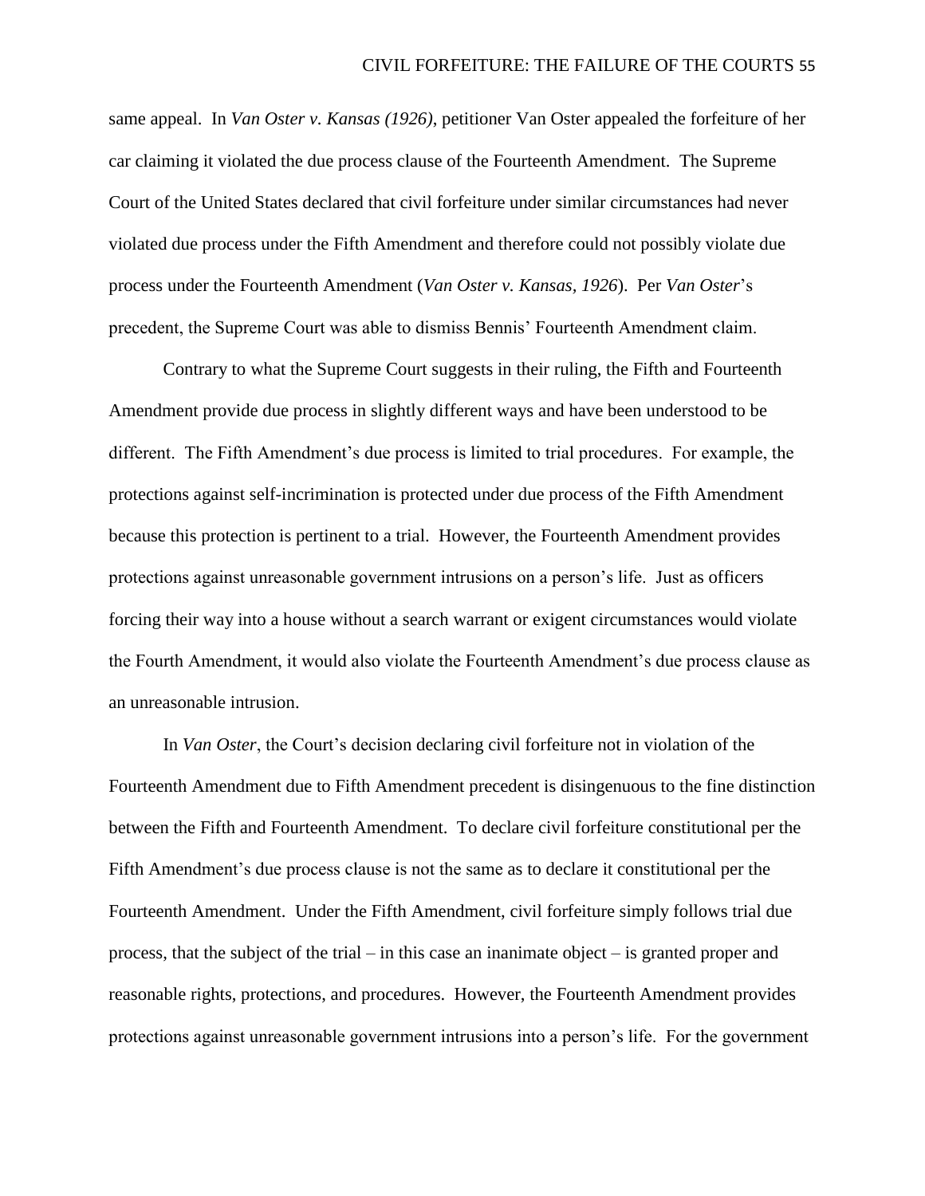same appeal. In *Van Oster v. Kansas (1926)*, petitioner Van Oster appealed the forfeiture of her car claiming it violated the due process clause of the Fourteenth Amendment. The Supreme Court of the United States declared that civil forfeiture under similar circumstances had never violated due process under the Fifth Amendment and therefore could not possibly violate due process under the Fourteenth Amendment (*Van Oster v. Kansas, 1926*). Per *Van Oster*'s precedent, the Supreme Court was able to dismiss Bennis' Fourteenth Amendment claim.

Contrary to what the Supreme Court suggests in their ruling, the Fifth and Fourteenth Amendment provide due process in slightly different ways and have been understood to be different. The Fifth Amendment's due process is limited to trial procedures. For example, the protections against self-incrimination is protected under due process of the Fifth Amendment because this protection is pertinent to a trial. However, the Fourteenth Amendment provides protections against unreasonable government intrusions on a person's life. Just as officers forcing their way into a house without a search warrant or exigent circumstances would violate the Fourth Amendment, it would also violate the Fourteenth Amendment's due process clause as an unreasonable intrusion.

In *Van Oster*, the Court's decision declaring civil forfeiture not in violation of the Fourteenth Amendment due to Fifth Amendment precedent is disingenuous to the fine distinction between the Fifth and Fourteenth Amendment. To declare civil forfeiture constitutional per the Fifth Amendment's due process clause is not the same as to declare it constitutional per the Fourteenth Amendment. Under the Fifth Amendment, civil forfeiture simply follows trial due process, that the subject of the trial – in this case an inanimate object – is granted proper and reasonable rights, protections, and procedures. However, the Fourteenth Amendment provides protections against unreasonable government intrusions into a person's life. For the government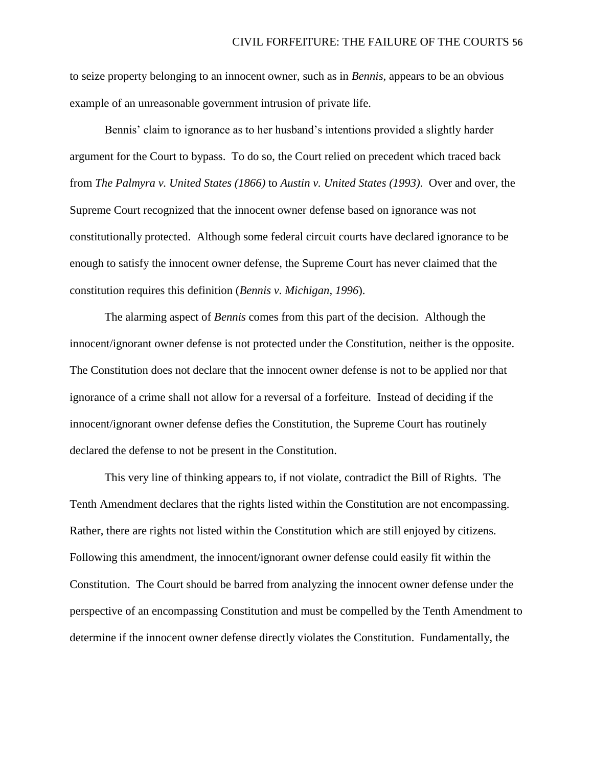to seize property belonging to an innocent owner, such as in *Bennis*, appears to be an obvious example of an unreasonable government intrusion of private life.

Bennis' claim to ignorance as to her husband's intentions provided a slightly harder argument for the Court to bypass. To do so, the Court relied on precedent which traced back from *The Palmyra v. United States (1866)* to *Austin v. United States (1993)*. Over and over, the Supreme Court recognized that the innocent owner defense based on ignorance was not constitutionally protected. Although some federal circuit courts have declared ignorance to be enough to satisfy the innocent owner defense, the Supreme Court has never claimed that the constitution requires this definition (*Bennis v. Michigan, 1996*).

The alarming aspect of *Bennis* comes from this part of the decision. Although the innocent/ignorant owner defense is not protected under the Constitution, neither is the opposite. The Constitution does not declare that the innocent owner defense is not to be applied nor that ignorance of a crime shall not allow for a reversal of a forfeiture. Instead of deciding if the innocent/ignorant owner defense defies the Constitution, the Supreme Court has routinely declared the defense to not be present in the Constitution.

This very line of thinking appears to, if not violate, contradict the Bill of Rights. The Tenth Amendment declares that the rights listed within the Constitution are not encompassing. Rather, there are rights not listed within the Constitution which are still enjoyed by citizens. Following this amendment, the innocent/ignorant owner defense could easily fit within the Constitution. The Court should be barred from analyzing the innocent owner defense under the perspective of an encompassing Constitution and must be compelled by the Tenth Amendment to determine if the innocent owner defense directly violates the Constitution. Fundamentally, the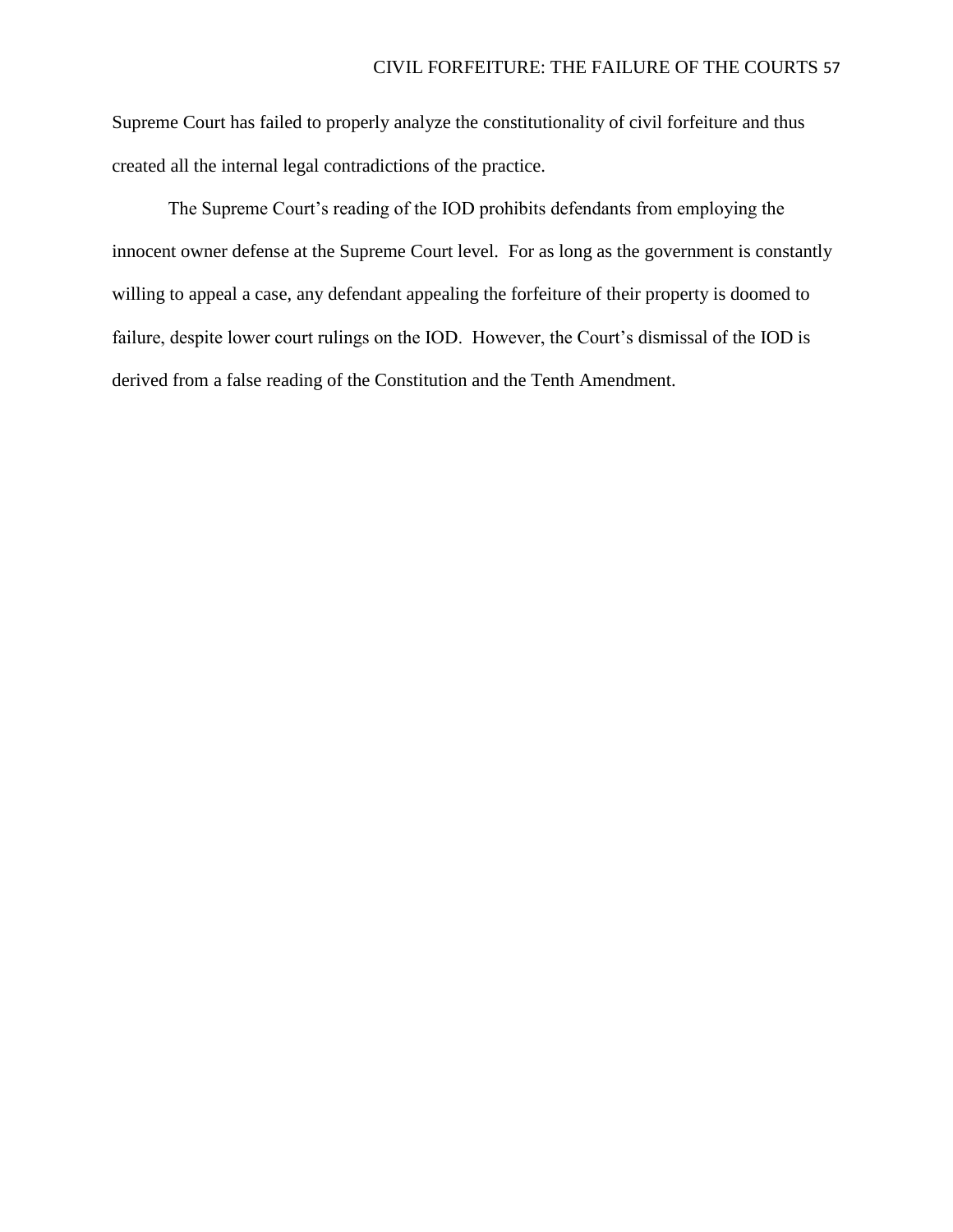Supreme Court has failed to properly analyze the constitutionality of civil forfeiture and thus created all the internal legal contradictions of the practice.

The Supreme Court's reading of the IOD prohibits defendants from employing the innocent owner defense at the Supreme Court level. For as long as the government is constantly willing to appeal a case, any defendant appealing the forfeiture of their property is doomed to failure, despite lower court rulings on the IOD. However, the Court's dismissal of the IOD is derived from a false reading of the Constitution and the Tenth Amendment.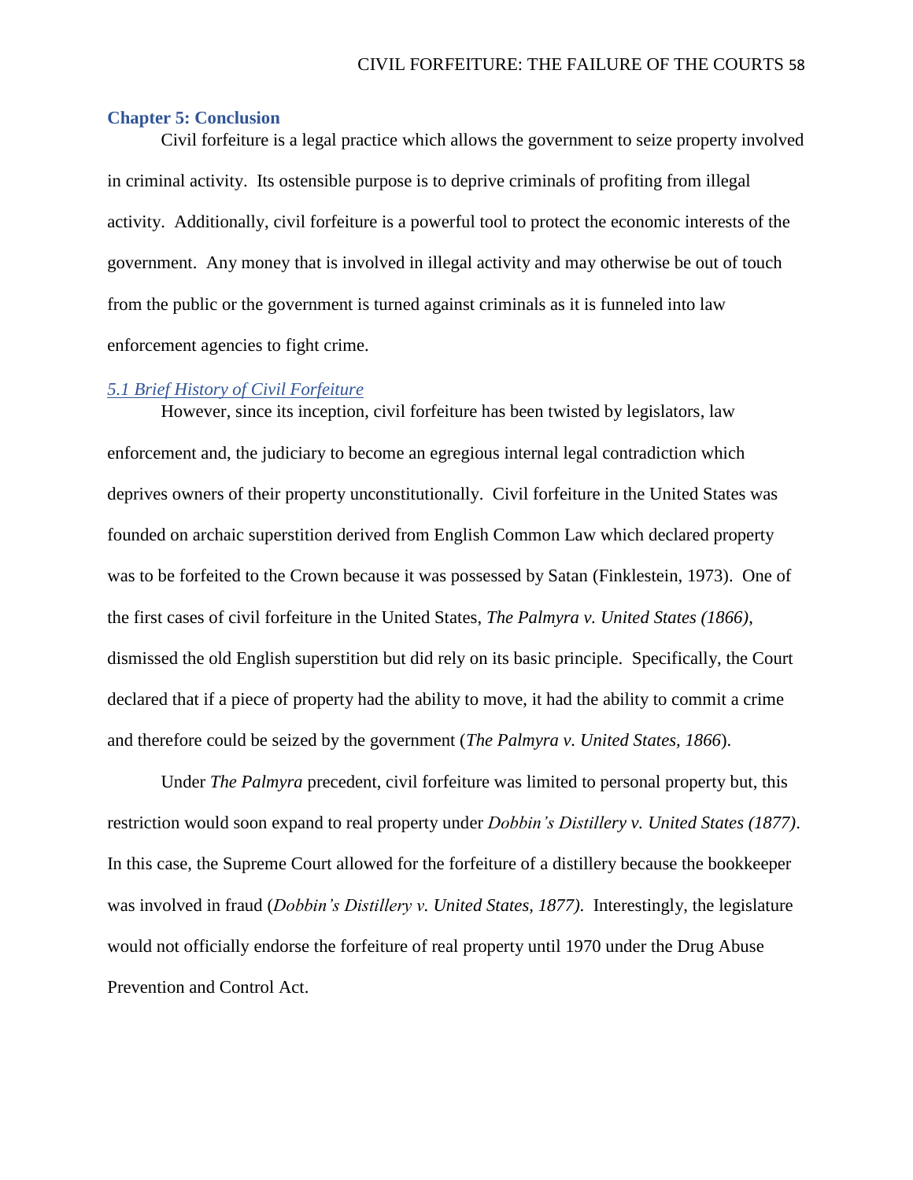## Chapter 5: Conclusion

Civil forfeiture is a legal practice which allows the government to seize property involved in criminal activity. Its ostensible purpose is to deprive criminals of profiting from illegal activity. Additionally, civil forfeiture is a powerful tool to protect the economic interests of the government. Any money that is involved in illegal activity and may otherwise be out of touch from the public or the government is turned against criminals as it is funneled into law enforcement agencies to fight crime.

### *5.1 Brief History of Civil Forfeiture*

However, since its inception, civil forfeiture has been twisted by legislators, law enforcement and, the judiciary to become an egregious internal legal contradiction which deprives owners of their property unconstitutionally. Civil forfeiture in the United States was founded on archaic superstition derived from English Common Law which declared property was to be forfeited to the Crown because it was possessed by Satan (Finklestein, 1973). One of the first cases of civil forfeiture in the United States, *The Palmyra v. United States (1866)*, dismissed the old English superstition but did rely on its basic principle. Specifically, the Court declared that if a piece of property had the ability to move, it had the ability to commit a crime and therefore could be seized by the government (*The Palmyra v. United States, 1866*).

Under *The Palmyra* precedent, civil forfeiture was limited to personal property but, this restriction would soon expand to real property under *Dobbin's Distillery v. United States (1877)*. In this case, the Supreme Court allowed for the forfeiture of a distillery because the bookkeeper was involved in fraud (*Dobbin's Distillery v. United States, 1877).* Interestingly, the legislature would not officially endorse the forfeiture of real property until 1970 under the Drug Abuse Prevention and Control Act.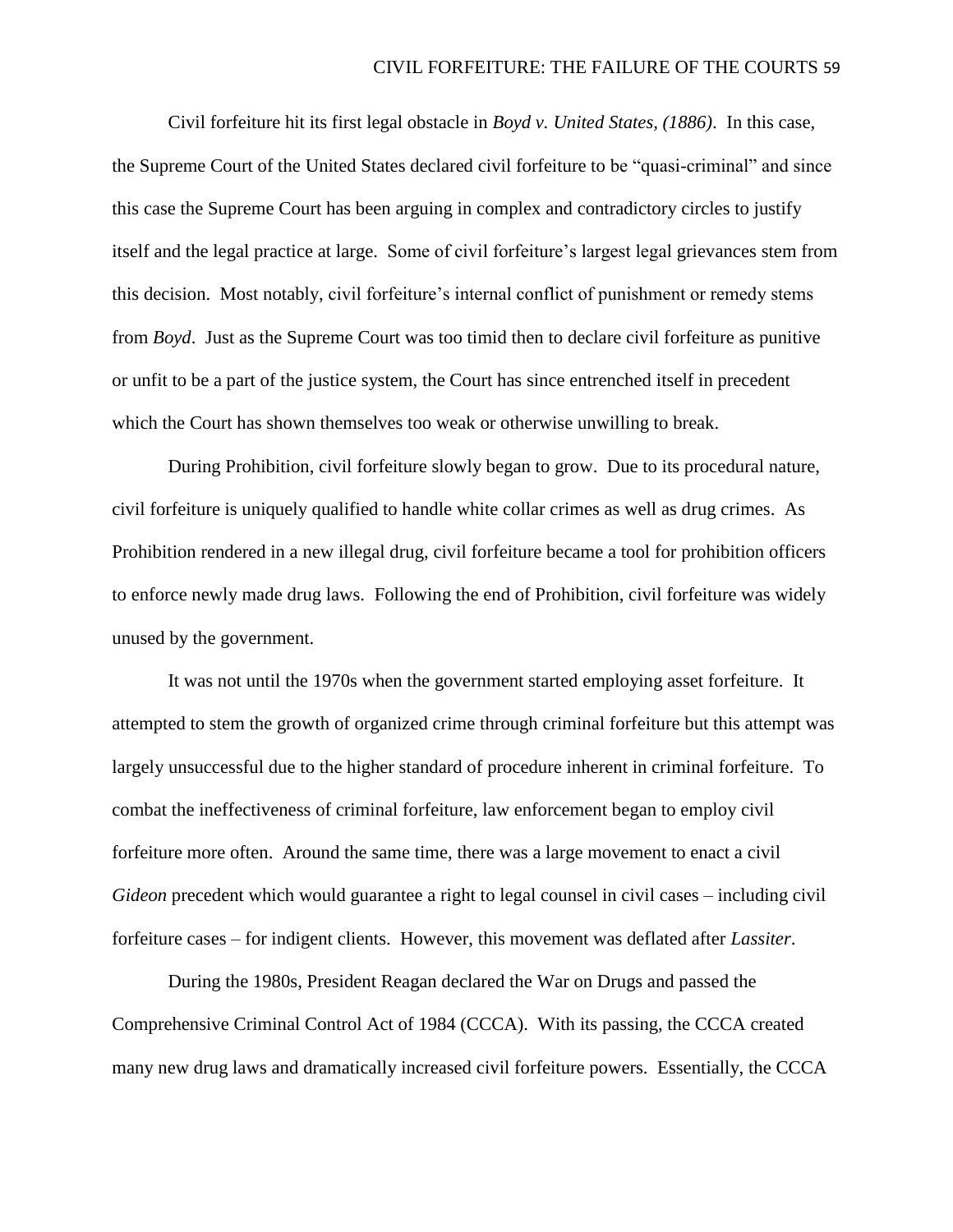Civil forfeiture hit its first legal obstacle in *Boyd v. United States, (1886)*. In this case, the Supreme Court of the United States declared civil forfeiture to be "quasi-criminal" and since this case the Supreme Court has been arguing in complex and contradictory circles to justify itself and the legal practice at large. Some of civil forfeiture's largest legal grievances stem from this decision. Most notably, civil forfeiture's internal conflict of punishment or remedy stems from *Boyd*. Just as the Supreme Court was too timid then to declare civil forfeiture as punitive or unfit to be a part of the justice system, the Court has since entrenched itself in precedent which the Court has shown themselves too weak or otherwise unwilling to break.

During Prohibition, civil forfeiture slowly began to grow. Due to its procedural nature, civil forfeiture is uniquely qualified to handle white collar crimes as well as drug crimes. As Prohibition rendered in a new illegal drug, civil forfeiture became a tool for prohibition officers to enforce newly made drug laws. Following the end of Prohibition, civil forfeiture was widely unused by the government.

It was not until the 1970s when the government started employing asset forfeiture. It attempted to stem the growth of organized crime through criminal forfeiture but this attempt was largely unsuccessful due to the higher standard of procedure inherent in criminal forfeiture. To combat the ineffectiveness of criminal forfeiture, law enforcement began to employ civil forfeiture more often. Around the same time, there was a large movement to enact a civil *Gideon* precedent which would guarantee a right to legal counsel in civil cases – including civil forfeiture cases – for indigent clients. However, this movement was deflated after *Lassiter*.

During the 1980s, President Reagan declared the War on Drugs and passed the Comprehensive Criminal Control Act of 1984 (CCCA). With its passing, the CCCA created many new drug laws and dramatically increased civil forfeiture powers. Essentially, the CCCA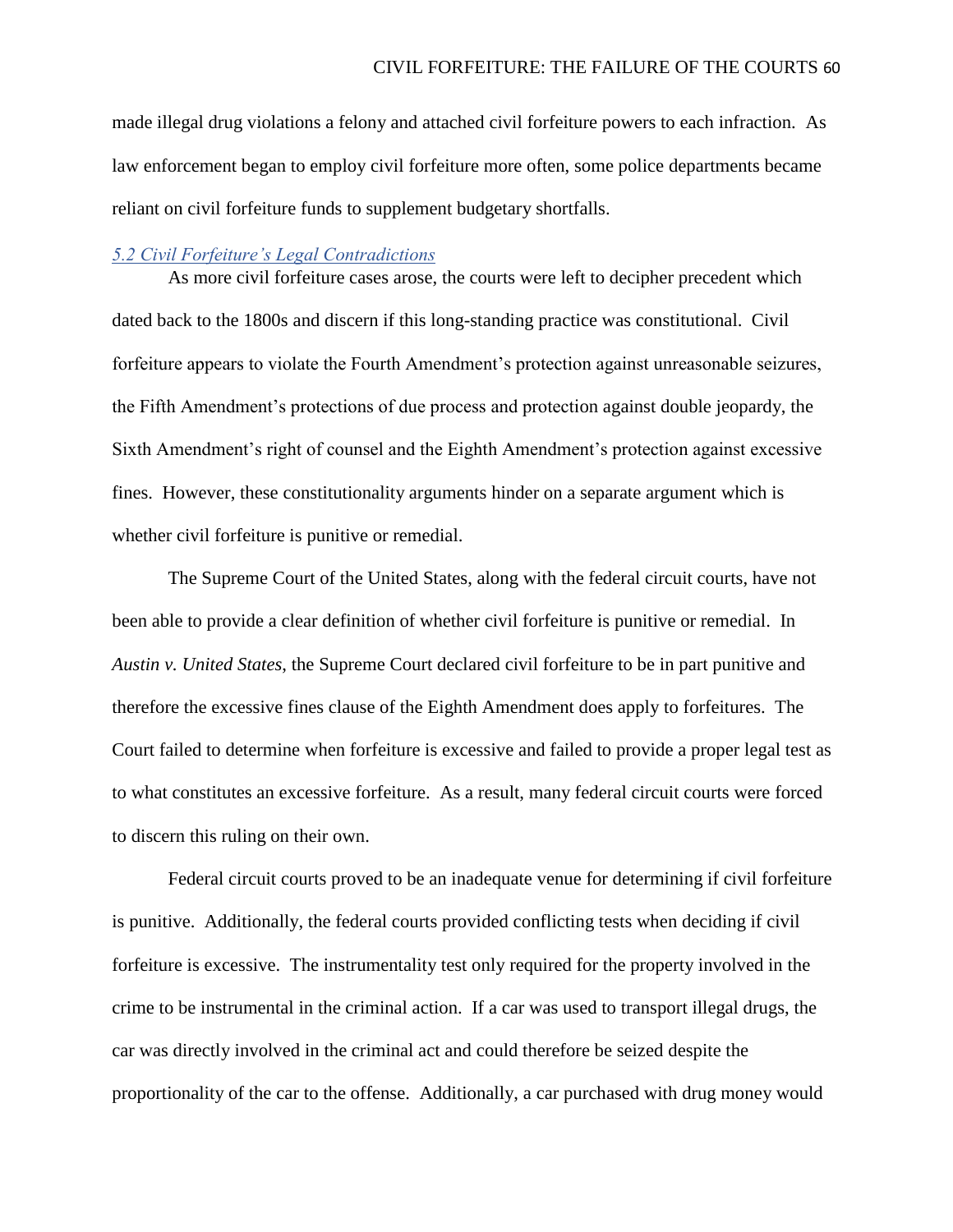made illegal drug violations a felony and attached civil forfeiture powers to each infraction. As law enforcement began to employ civil forfeiture more often, some police departments became reliant on civil forfeiture funds to supplement budgetary shortfalls.

### *5.2 Civil Forfeiture's Legal Contradictions*

As more civil forfeiture cases arose, the courts were left to decipher precedent which dated back to the 1800s and discern if this long-standing practice was constitutional. Civil forfeiture appears to violate the Fourth Amendment's protection against unreasonable seizures, the Fifth Amendment's protections of due process and protection against double jeopardy, the Sixth Amendment's right of counsel and the Eighth Amendment's protection against excessive fines. However, these constitutionality arguments hinder on a separate argument which is whether civil forfeiture is punitive or remedial.

The Supreme Court of the United States, along with the federal circuit courts, have not been able to provide a clear definition of whether civil forfeiture is punitive or remedial. In *Austin v. United States*, the Supreme Court declared civil forfeiture to be in part punitive and therefore the excessive fines clause of the Eighth Amendment does apply to forfeitures. The Court failed to determine when forfeiture is excessive and failed to provide a proper legal test as to what constitutes an excessive forfeiture. As a result, many federal circuit courts were forced to discern this ruling on their own.

Federal circuit courts proved to be an inadequate venue for determining if civil forfeiture is punitive. Additionally, the federal courts provided conflicting tests when deciding if civil forfeiture is excessive. The instrumentality test only required for the property involved in the crime to be instrumental in the criminal action. If a car was used to transport illegal drugs, the car was directly involved in the criminal act and could therefore be seized despite the proportionality of the car to the offense. Additionally, a car purchased with drug money would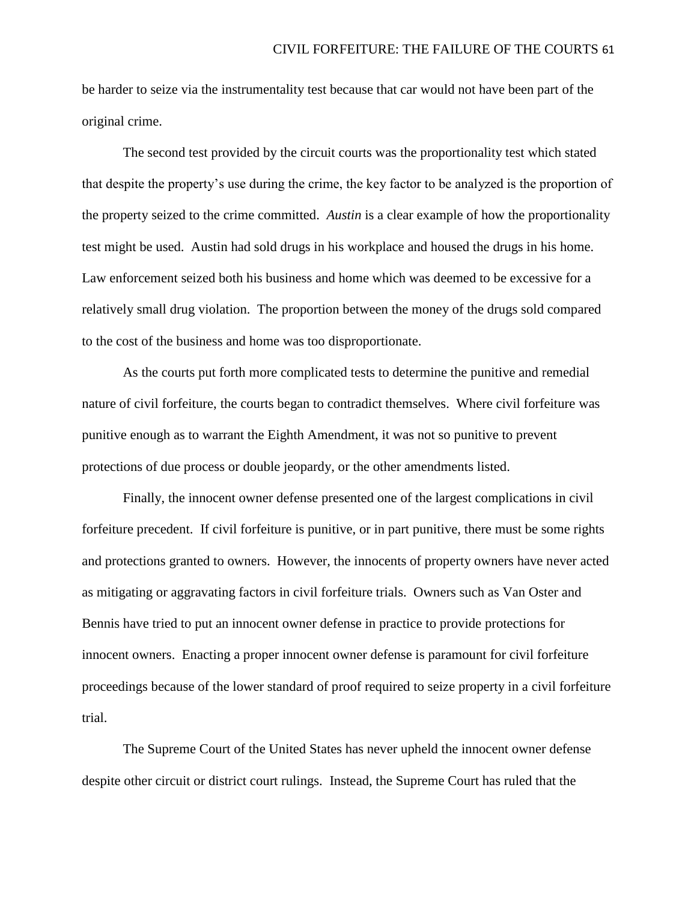be harder to seize via the instrumentality test because that car would not have been part of the original crime.

The second test provided by the circuit courts was the proportionality test which stated that despite the property's use during the crime, the key factor to be analyzed is the proportion of the property seized to the crime committed. *Austin* is a clear example of how the proportionality test might be used. Austin had sold drugs in his workplace and housed the drugs in his home. Law enforcement seized both his business and home which was deemed to be excessive for a relatively small drug violation. The proportion between the money of the drugs sold compared to the cost of the business and home was too disproportionate.

As the courts put forth more complicated tests to determine the punitive and remedial nature of civil forfeiture, the courts began to contradict themselves. Where civil forfeiture was punitive enough as to warrant the Eighth Amendment, it was not so punitive to prevent protections of due process or double jeopardy, or the other amendments listed.

Finally, the innocent owner defense presented one of the largest complications in civil forfeiture precedent. If civil forfeiture is punitive, or in part punitive, there must be some rights and protections granted to owners. However, the innocents of property owners have never acted as mitigating or aggravating factors in civil forfeiture trials. Owners such as Van Oster and Bennis have tried to put an innocent owner defense in practice to provide protections for innocent owners. Enacting a proper innocent owner defense is paramount for civil forfeiture proceedings because of the lower standard of proof required to seize property in a civil forfeiture trial.

The Supreme Court of the United States has never upheld the innocent owner defense despite other circuit or district court rulings. Instead, the Supreme Court has ruled that the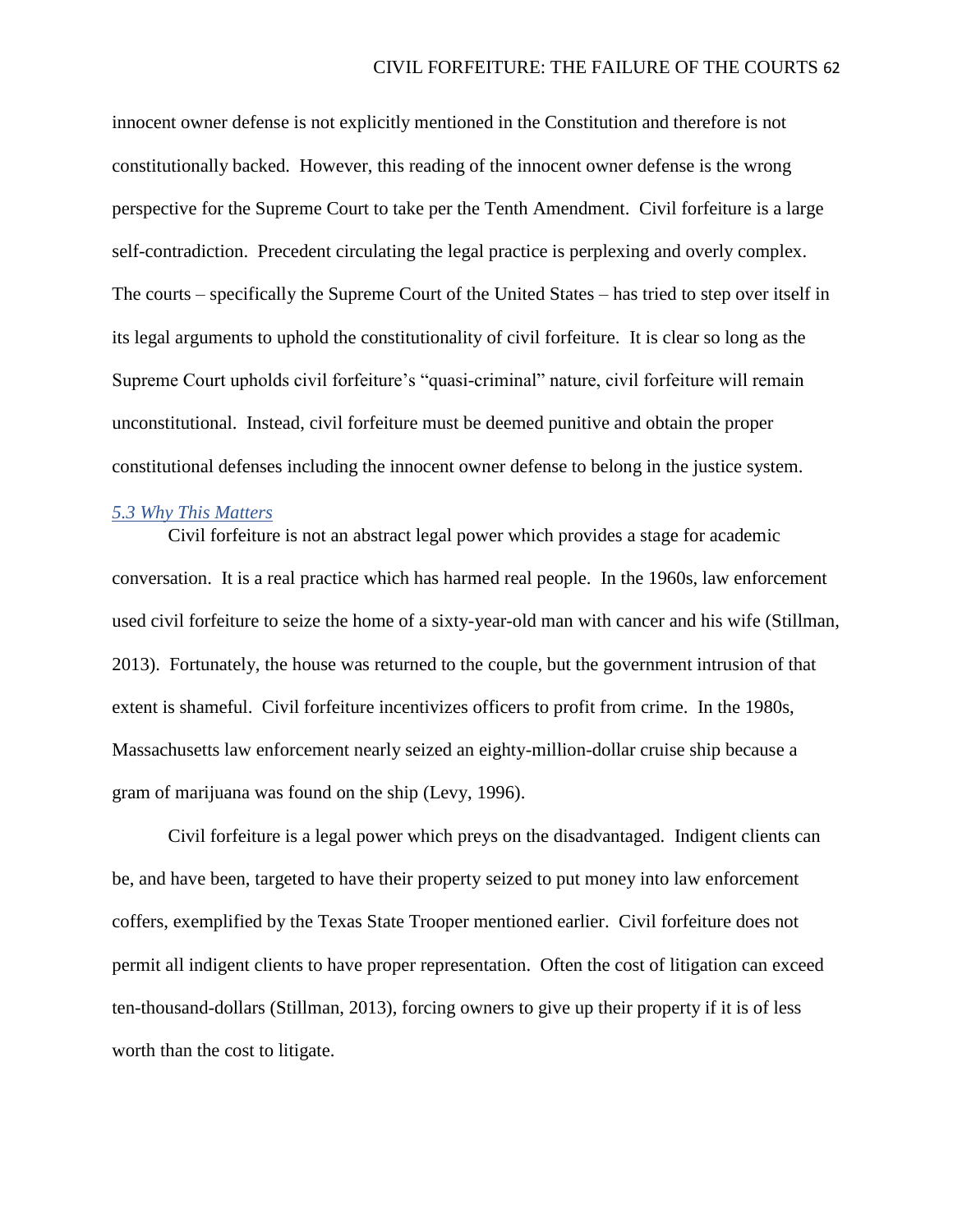innocent owner defense is not explicitly mentioned in the Constitution and therefore is not constitutionally backed. However, this reading of the innocent owner defense is the wrong perspective for the Supreme Court to take per the Tenth Amendment. Civil forfeiture is a large self-contradiction. Precedent circulating the legal practice is perplexing and overly complex. The courts – specifically the Supreme Court of the United States – has tried to step over itself in its legal arguments to uphold the constitutionality of civil forfeiture. It is clear so long as the Supreme Court upholds civil forfeiture's "quasi-criminal" nature, civil forfeiture will remain unconstitutional. Instead, civil forfeiture must be deemed punitive and obtain the proper constitutional defenses including the innocent owner defense to belong in the justice system.

### *5.3 Why This Matters*

Civil forfeiture is not an abstract legal power which provides a stage for academic conversation. It is a real practice which has harmed real people. In the 1960s, law enforcement used civil forfeiture to seize the home of a sixty-year-old man with cancer and his wife (Stillman, 2013). Fortunately, the house was returned to the couple, but the government intrusion of that extent is shameful. Civil forfeiture incentivizes officers to profit from crime. In the 1980s, Massachusetts law enforcement nearly seized an eighty-million-dollar cruise ship because a gram of marijuana was found on the ship (Levy, 1996).

Civil forfeiture is a legal power which preys on the disadvantaged. Indigent clients can be, and have been, targeted to have their property seized to put money into law enforcement coffers, exemplified by the Texas State Trooper mentioned earlier. Civil forfeiture does not permit all indigent clients to have proper representation. Often the cost of litigation can exceed ten-thousand-dollars (Stillman, 2013), forcing owners to give up their property if it is of less worth than the cost to litigate.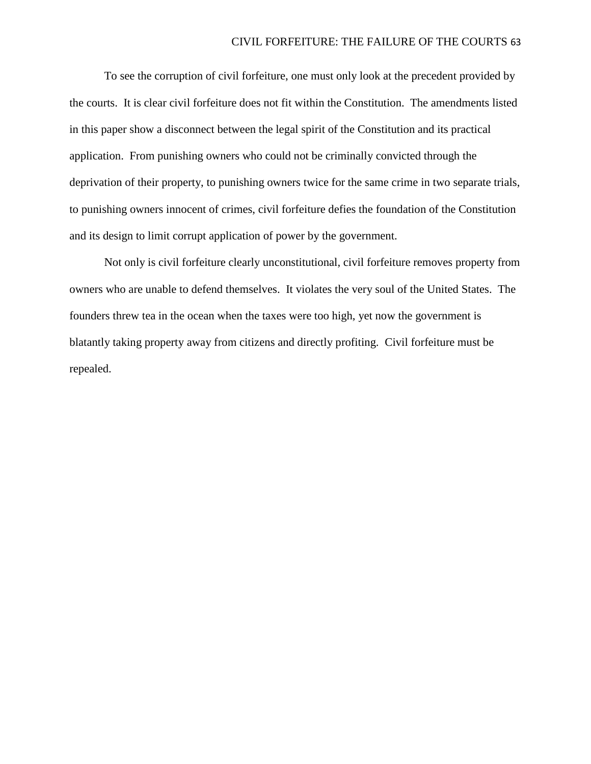To see the corruption of civil forfeiture, one must only look at the precedent provided by the courts. It is clear civil forfeiture does not fit within the Constitution. The amendments listed in this paper show a disconnect between the legal spirit of the Constitution and its practical application. From punishing owners who could not be criminally convicted through the deprivation of their property, to punishing owners twice for the same crime in two separate trials, to punishing owners innocent of crimes, civil forfeiture defies the foundation of the Constitution and its design to limit corrupt application of power by the government.

Not only is civil forfeiture clearly unconstitutional, civil forfeiture removes property from owners who are unable to defend themselves. It violates the very soul of the United States. The founders threw tea in the ocean when the taxes were too high, yet now the government is blatantly taking property away from citizens and directly profiting. Civil forfeiture must be repealed.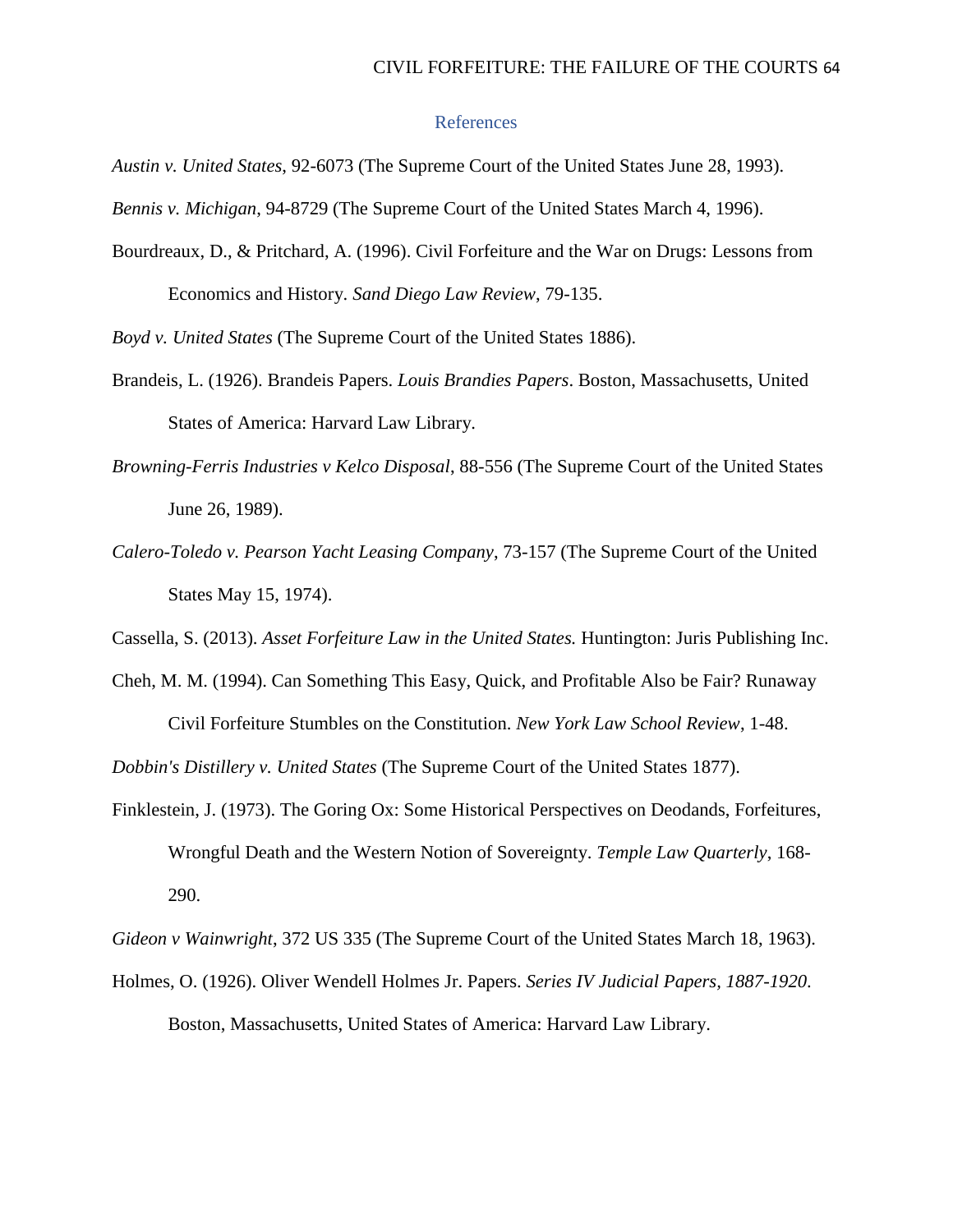## References

*Austin v. United States*, 92-6073 (The Supreme Court of the United States June 28, 1993).

*Bennis v. Michigan*, 94-8729 (The Supreme Court of the United States March 4, 1996).

Bourdreaux, D., & Pritchard, A. (1996). Civil Forfeiture and the War on Drugs: Lessons from Economics and History. *Sand Diego Law Review*, 79-135.

*Boyd v. United States* (The Supreme Court of the United States 1886).

Brandeis, L. (1926). Brandeis Papers. *Louis Brandies Papers*. Boston, Massachusetts, United States of America: Harvard Law Library.

*Browning-Ferris Industries v Kelco Disposal*, 88-556 (The Supreme Court of the United States June 26, 1989).

*Calero-Toledo v. Pearson Yacht Leasing Company*, 73-157 (The Supreme Court of the United States May 15, 1974).

Cassella, S. (2013). *Asset Forfeiture Law in the United States.* Huntington: Juris Publishing Inc.

Cheh, M. M. (1994). Can Something This Easy, Quick, and Profitable Also be Fair? Runaway Civil Forfeiture Stumbles on the Constitution. *New York Law School Review*, 1-48.

*Dobbin's Distillery v. United States* (The Supreme Court of the United States 1877).

Finklestein, J. (1973). The Goring Ox: Some Historical Perspectives on Deodands, Forfeitures, Wrongful Death and the Western Notion of Sovereignty. *Temple Law Quarterly*, 168-290.

*Gideon v Wainwright*, 372 US 335 (The Supreme Court of the United States March 18, 1963).

Holmes, O. (1926). Oliver Wendell Holmes Jr. Papers. *Series IV Judicial Papers, 1887-1920*. Boston, Massachusetts, United States of America: Harvard Law Library.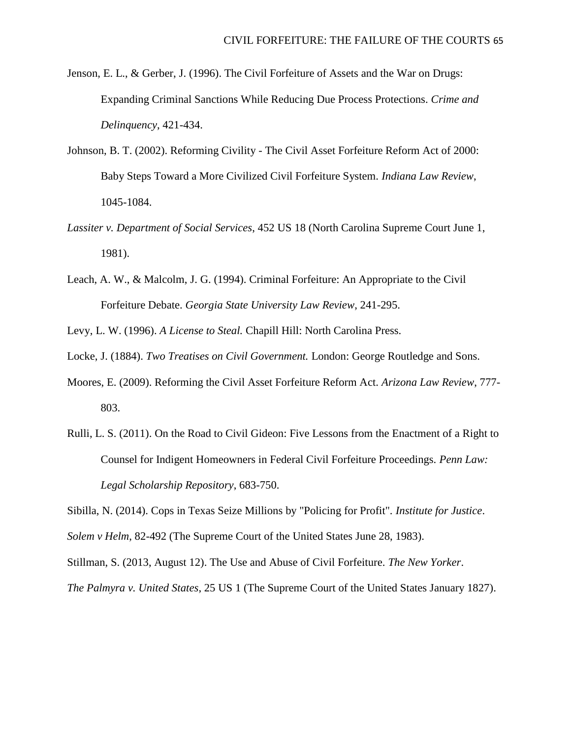Jenson, E. L., & Gerber, J. (1996). The Civil Forfeiture of Assets and the War on Drugs: Expanding Criminal Sanctions While Reducing Due Process Protections. *Crime and Delinquency*, 421-434.

Johnson, B. T. (2002). Reforming Civility - The Civil Asset Forfeiture Reform Act of 2000: Baby Steps Toward a More Civilized Civil Forfeiture System. *Indiana Law Review*, 1045-1084.

*Lassiter v. Department of Social Services*, 452 US 18 (North Carolina Supreme Court June 1, 1981).

Leach, A. W., & Malcolm, J. G. (1994). Criminal Forfeiture: An Appropriate to the Civil Forfeiture Debate. *Georgia State University Law Review*, 241-295.

Levy, L. W. (1996). *A License to Steal.* Chapill Hill: North Carolina Press.

Locke, J. (1884). *Two Treatises on Civil Government.* London: George Routledge and Sons.

Moores, E. (2009). Reforming the Civil Asset Forfeiture Reform Act. *Arizona Law Review*, 777-803.

Rulli, L. S. (2011). On the Road to Civil Gideon: Five Lessons from the Enactment of a Right to Counsel for Indigent Homeowners in Federal Civil Forfeiture Proceedings. *Penn Law: Legal Scholarship Repository*, 683-750.

Sibilla, N. (2014). Cops in Texas Seize Millions by "Policing for Profit". *Institute for Justice*.

*Solem v Helm*, 82-492 (The Supreme Court of the United States June 28, 1983).

Stillman, S. (2013, August 12). The Use and Abuse of Civil Forfeiture. *The New Yorker*.

*The Palmyra v. United States*, 25 US 1 (The Supreme Court of the United States January 1827).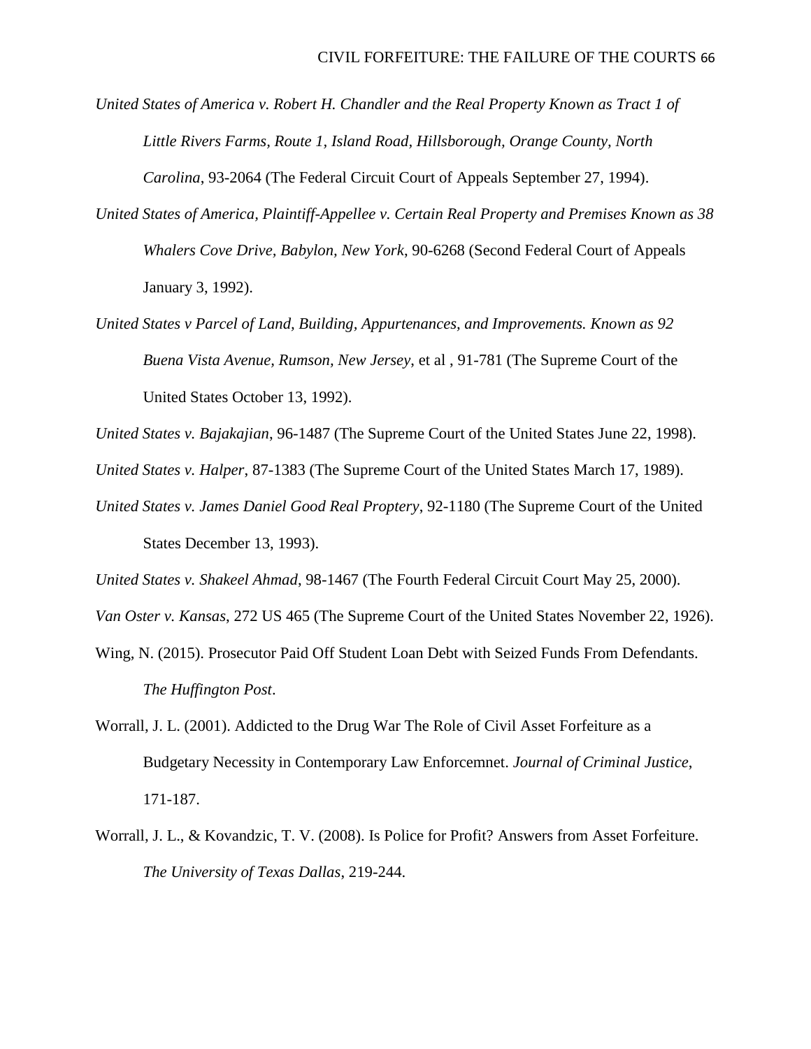*United States of America v. Robert H. Chandler and the Real Property Known as Tract 1 of Little Rivers Farms, Route 1, Island Road, Hillsborough, Orange County, North Carolina*, 93-2064 (The Federal Circuit Court of Appeals September 27, 1994).

*United States of America, Plaintiff-Appellee v. Certain Real Property and Premises Known as 38 Whalers Cove Drive, Babylon, New York*, 90-6268 (Second Federal Court of Appeals January 3, 1992).

*United States v Parcel of Land, Building, Appurtenances, and Improvements. Known as 92 Buena Vista Avenue, Rumson, New Jersey*, et al , 91-781 (The Supreme Court of the United States October 13, 1992).

*United States v. Bajakajian*, 96-1487 (The Supreme Court of the United States June 22, 1998).

*United States v. Halper*, 87-1383 (The Supreme Court of the United States March 17, 1989).

*United States v. James Daniel Good Real Proptery*, 92-1180 (The Supreme Court of the United States December 13, 1993).

*United States v. Shakeel Ahmad*, 98-1467 (The Fourth Federal Circuit Court May 25, 2000).

*Van Oster v. Kansas*, 272 US 465 (The Supreme Court of the United States November 22, 1926).

Wing, N. (2015). Prosecutor Paid Off Student Loan Debt with Seized Funds From Defendants. *The Huffington Post*.

Worrall, J. L. (2001). Addicted to the Drug War The Role of Civil Asset Forfeiture as a Budgetary Necessity in Contemporary Law Enforcemnet. *Journal of Criminal Justice*, 171-187.

Worrall, J. L., & Kovandzic, T. V. (2008). Is Police for Profit? Answers from Asset Forfeiture. *The University of Texas Dallas*, 219-244.